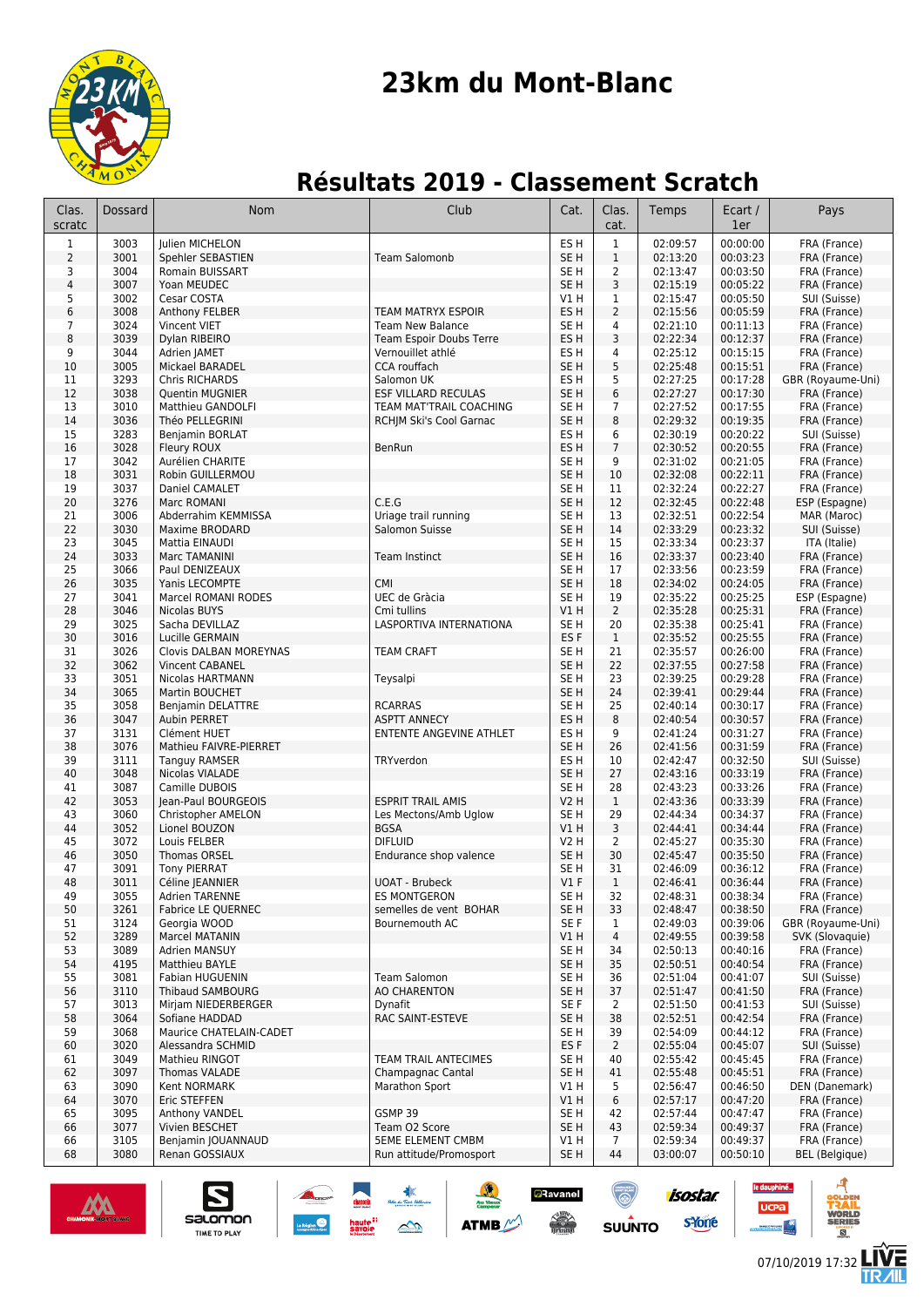# 23km du Mont-Blanc

## Résultats 2019 - Classement Scratch

| Clas. scratc | Dossard | Nom | Club | Cat. | Clas. cat. | Temps | Ecart / 1er | Pays |
|---|---|---|---|---|---|---|---|---|
| 1 | 3003 | Julien MICHELON | | ES H | 1 | 02:09:57 | 00:00:00 | FRA (France) |
| 2 | 3001 | Spehler SEBASTIEN | Team Salomonb | SE H | 1 | 02:13:20 | 00:03:23 | FRA (France) |
| 3 | 3004 | Romain BUISSART | | SE H | 2 | 02:13:47 | 00:03:50 | FRA (France) |
| 4 | 3007 | Yoan MEUDEC | | SE H | 3 | 02:15:19 | 00:05:22 | FRA (France) |
| 5 | 3002 | Cesar COSTA | | V1 H | 1 | 02:15:47 | 00:05:50 | SUI (Suisse) |
| 6 | 3008 | Anthony FELBER | TEAM MATRYX ESPOIR | ES H | 2 | 02:15:56 | 00:05:59 | FRA (France) |
| 7 | 3024 | Vincent VIET | Team New Balance | SE H | 4 | 02:21:10 | 00:11:13 | FRA (France) |
| 8 | 3039 | Dylan RIBEIRO | Team Espoir Doubs Terre | ES H | 3 | 02:22:34 | 00:12:37 | FRA (France) |
| 9 | 3044 | Adrien JAMET | Vernouillet athlé | ES H | 4 | 02:25:12 | 00:15:15 | FRA (France) |
| 10 | 3005 | Mickael BARADEL | CCA rouffach | SE H | 5 | 02:25:48 | 00:15:51 | FRA (France) |
| 11 | 3293 | Chris RICHARDS | Salomon UK | ES H | 5 | 02:27:25 | 00:17:28 | GBR (Royaume-Uni) |
| 12 | 3038 | Quentin MUGNIER | ESF VILLARD RECULAS | SE H | 6 | 02:27:27 | 00:17:30 | FRA (France) |
| 13 | 3010 | Matthieu GANDOLFI | TEAM MAT'TRAIL COACHING | SE H | 7 | 02:27:52 | 00:17:55 | FRA (France) |
| 14 | 3036 | Théo PELLEGRINI | RCHJM Ski's Cool Garnac | SE H | 8 | 02:29:32 | 00:19:35 | FRA (France) |
| 15 | 3283 | Benjamin BORLAT | | ES H | 6 | 02:30:19 | 00:20:22 | SUI (Suisse) |
| 16 | 3028 | Fleury ROUX | BenRun | ES H | 7 | 02:30:52 | 00:20:55 | FRA (France) |
| 17 | 3042 | Aurélien CHARITE | | SE H | 9 | 02:31:02 | 00:21:05 | FRA (France) |
| 18 | 3031 | Robin GUILLERMOU | | SE H | 10 | 02:32:08 | 00:22:11 | FRA (France) |
| 19 | 3037 | Daniel CAMALET | | SE H | 11 | 02:32:24 | 00:22:27 | FRA (France) |
| 20 | 3276 | Marc ROMANI | C.E.G | SE H | 12 | 02:32:45 | 00:22:48 | ESP (Espagne) |
| 21 | 3006 | Abderrahim KEMMISSA | Uriage trail running | SE H | 13 | 02:32:51 | 00:22:54 | MAR (Maroc) |
| 22 | 3030 | Maxime BRODARD | Salomon Suisse | SE H | 14 | 02:33:29 | 00:23:32 | SUI (Suisse) |
| 23 | 3045 | Mattia EINAUDI | | SE H | 15 | 02:33:34 | 00:23:37 | ITA (Italie) |
| 24 | 3033 | Marc TAMANINI | Team Instinct | SE H | 16 | 02:33:37 | 00:23:40 | FRA (France) |
| 25 | 3066 | Paul DENIZEAUX | | SE H | 17 | 02:33:56 | 00:23:59 | FRA (France) |
| 26 | 3035 | Yanis LECOMPTE | CMI | SE H | 18 | 02:34:02 | 00:24:05 | FRA (France) |
| 27 | 3041 | Marcel ROMANI RODES | UEC de Gràcia | SE H | 19 | 02:35:22 | 00:25:25 | ESP (Espagne) |
| 28 | 3046 | Nicolas BUYS | Cmi tullins | V1 H | 2 | 02:35:28 | 00:25:31 | FRA (France) |
| 29 | 3025 | Sacha DEVILLAZ | LASPORTIVA INTERNATIONA | SE H | 20 | 02:35:38 | 00:25:41 | FRA (France) |
| 30 | 3016 | Lucille GERMAIN | | ES F | 1 | 02:35:52 | 00:25:55 | FRA (France) |
| 31 | 3026 | Clovis DALBAN MOREYNAS | TEAM CRAFT | SE H | 21 | 02:35:57 | 00:26:00 | FRA (France) |
| 32 | 3062 | Vincent CABANEL | | SE H | 22 | 02:37:55 | 00:27:58 | FRA (France) |
| 33 | 3051 | Nicolas HARTMANN | Teysalpi | SE H | 23 | 02:39:25 | 00:29:28 | FRA (France) |
| 34 | 3065 | Martin BOUCHET | | SE H | 24 | 02:39:41 | 00:29:44 | FRA (France) |
| 35 | 3058 | Benjamin DELATTRE | RCARRAS | SE H | 25 | 02:40:14 | 00:30:17 | FRA (France) |
| 36 | 3047 | Aubin PERRET | ASPTT ANNECY | ES H | 8 | 02:40:54 | 00:30:57 | FRA (France) |
| 37 | 3131 | Clément HUET | ENTENTE ANGEVINE ATHLET | ES H | 9 | 02:41:24 | 00:31:27 | FRA (France) |
| 38 | 3076 | Mathieu FAIVRE-PIERRET | | SE H | 26 | 02:41:56 | 00:31:59 | FRA (France) |
| 39 | 3111 | Tanguy RAMSER | TRYverdon | ES H | 10 | 02:42:47 | 00:32:50 | SUI (Suisse) |
| 40 | 3048 | Nicolas VIALADE | | SE H | 27 | 02:43:16 | 00:33:19 | FRA (France) |
| 41 | 3087 | Camille DUBOIS | | SE H | 28 | 02:43:23 | 00:33:26 | FRA (France) |
| 42 | 3053 | Jean-Paul BOURGEOIS | ESPRIT TRAIL AMIS | V2 H | 1 | 02:43:36 | 00:33:39 | FRA (France) |
| 43 | 3060 | Christopher AMELON | Les Mectons/Amb Uglow | SE H | 29 | 02:44:34 | 00:34:37 | FRA (France) |
| 44 | 3052 | Lionel BOUZON | BGSA | V1 H | 3 | 02:44:41 | 00:34:44 | FRA (France) |
| 45 | 3072 | Louis FELBER | DIFLUID | V2 H | 2 | 02:45:27 | 00:35:30 | FRA (France) |
| 46 | 3050 | Thomas ORSEL | Endurance shop valence | SE H | 30 | 02:45:47 | 00:35:50 | FRA (France) |
| 47 | 3091 | Tony PIERRAT | | SE H | 31 | 02:46:09 | 00:36:12 | FRA (France) |
| 48 | 3011 | Céline JEANNIER | UOAT - Brubeck | V1 F | 1 | 02:46:41 | 00:36:44 | FRA (France) |
| 49 | 3055 | Adrien TARENNE | ES MONTGERON | SE H | 32 | 02:48:31 | 00:38:34 | FRA (France) |
| 50 | 3261 | Fabrice LE QUERNEC | semelles de vent BOHAR | SE H | 33 | 02:48:47 | 00:38:50 | FRA (France) |
| 51 | 3124 | Georgia WOOD | Bournemouth AC | SE F | 1 | 02:49:03 | 00:39:06 | GBR (Royaume-Uni) |
| 52 | 3289 | Marcel MATANIN | | V1 H | 4 | 02:49:55 | 00:39:58 | SVK (Slovaquie) |
| 53 | 3089 | Adrien MANSUY | | SE H | 34 | 02:50:13 | 00:40:16 | FRA (France) |
| 54 | 4195 | Matthieu BAYLE | | SE H | 35 | 02:50:51 | 00:40:54 | FRA (France) |
| 55 | 3081 | Fabian HUGUENIN | Team Salomon | SE H | 36 | 02:51:04 | 00:41:07 | SUI (Suisse) |
| 56 | 3110 | Thibaud SAMBOURG | AO CHARENTON | SE H | 37 | 02:51:47 | 00:41:50 | FRA (France) |
| 57 | 3013 | Mirjam NIEDERBERGER | Dynafit | SE F | 2 | 02:51:50 | 00:41:53 | SUI (Suisse) |
| 58 | 3064 | Sofiane HADDAD | RAC SAINT-ESTEVE | SE H | 38 | 02:52:51 | 00:42:54 | FRA (France) |
| 59 | 3068 | Maurice CHATELAIN-CADET | | SE H | 39 | 02:54:09 | 00:44:12 | FRA (France) |
| 60 | 3020 | Alessandra SCHMID | | ES F | 2 | 02:55:04 | 00:45:07 | SUI (Suisse) |
| 61 | 3049 | Mathieu RINGOT | TEAM TRAIL ANTECIMES | SE H | 40 | 02:55:42 | 00:45:45 | FRA (France) |
| 62 | 3097 | Thomas VALADE | Champagnac Cantal | SE H | 41 | 02:55:48 | 00:45:51 | FRA (France) |
| 63 | 3090 | Kent NORMARK | Marathon Sport | V1 H | 5 | 02:56:47 | 00:46:50 | DEN (Danemark) |
| 64 | 3070 | Eric STEFFEN | | V1 H | 6 | 02:57:17 | 00:47:20 | FRA (France) |
| 65 | 3095 | Anthony VANDEL | GSMP 39 | SE H | 42 | 02:57:44 | 00:47:47 | FRA (France) |
| 66 | 3077 | Vivien BESCHET | Team O2 Score | SE H | 43 | 02:59:34 | 00:49:37 | FRA (France) |
| 66 | 3105 | Benjamin JOUANNAUD | 5EME ELEMENT CMBM | V1 H | 7 | 02:59:34 | 00:49:37 | FRA (France) |
| 68 | 3080 | Renan GOSSIAUX | Run attitude/Promosport | SE H | 44 | 03:00:07 | 00:50:10 | BEL (Belgique) |

07/10/2019 17:32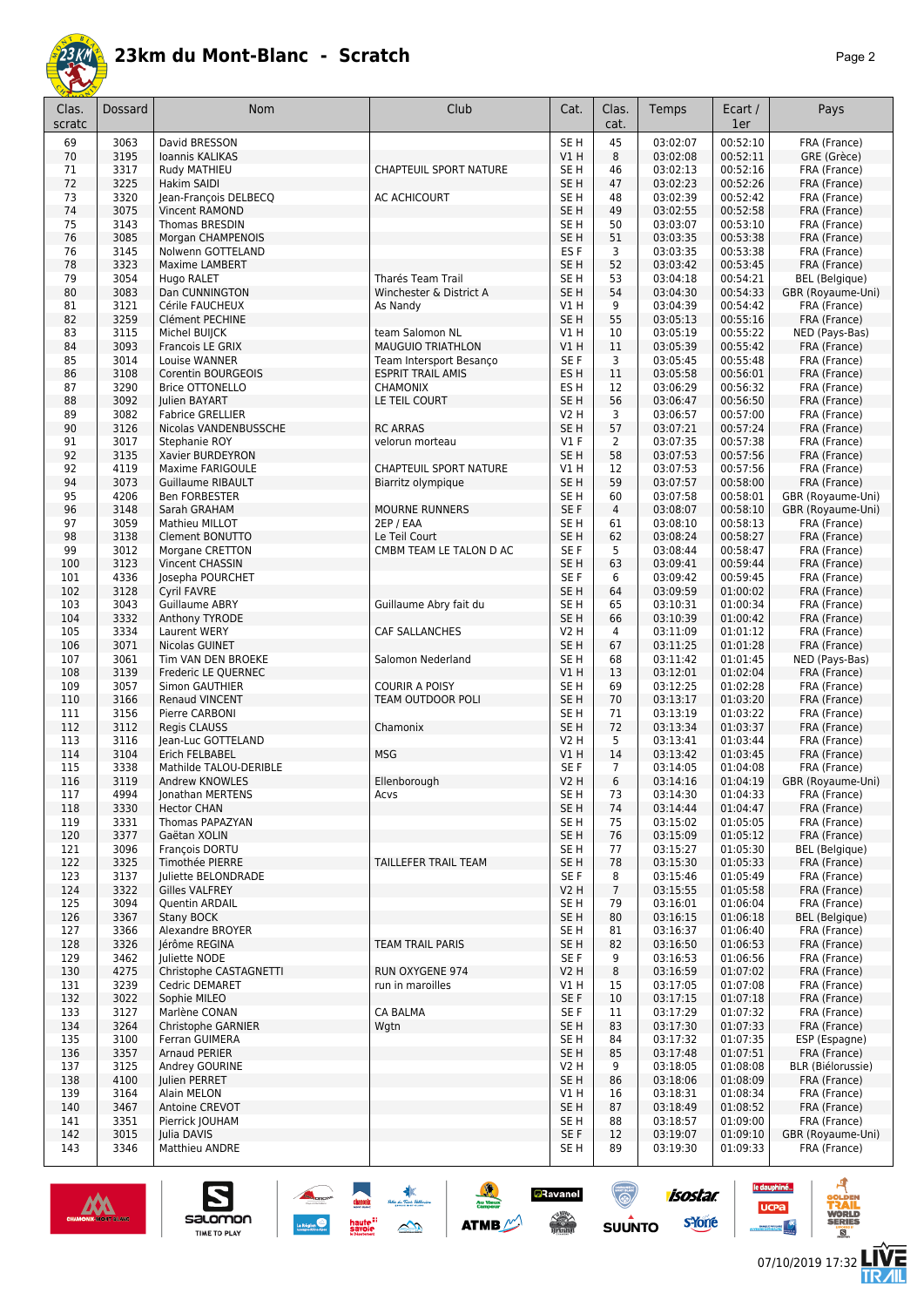# 23km du Mont-Blanc - Scratch

| Clas. scratc | Dossard | Nom | Club | Cat. | Clas. cat. | Temps | Ecart / 1er | Pays |
|---|---|---|---|---|---|---|---|---|
| 69 | 3063 | David BRESSON | | SE H | 45 | 03:02:07 | 00:52:10 | FRA (France) |
| 70 | 3195 | Ioannis KALIKAS | | V1 H | 8 | 03:02:08 | 00:52:11 | GRE (Grèce) |
| 71 | 3317 | Rudy MATHIEU | CHAPTEUIL SPORT NATURE | SE H | 46 | 03:02:13 | 00:52:16 | FRA (France) |
| 72 | 3225 | Hakim SAIDI | | SE H | 47 | 03:02:23 | 00:52:26 | FRA (France) |
| 73 | 3320 | Jean-François DELBECQ | AC ACHICOURT | SE H | 48 | 03:02:39 | 00:52:42 | FRA (France) |
| 74 | 3075 | Vincent RAMOND | | SE H | 49 | 03:02:55 | 00:52:58 | FRA (France) |
| 75 | 3143 | Thomas BRESDIN | | SE H | 50 | 03:03:07 | 00:53:10 | FRA (France) |
| 76 | 3085 | Morgan CHAMPENOIS | | SE H | 51 | 03:03:35 | 00:53:38 | FRA (France) |
| 76 | 3145 | Nolwenn GOTTELAND | | ES F | 3 | 03:03:35 | 00:53:38 | FRA (France) |
| 78 | 3323 | Maxime LAMBERT | | SE H | 52 | 03:03:42 | 00:53:45 | FRA (France) |
| 79 | 3054 | Hugo RALET | Tharés Team Trail | SE H | 53 | 03:04:18 | 00:54:21 | BEL (Belgique) |
| 80 | 3083 | Dan CUNNINGTON | Winchester & District A | SE H | 54 | 03:04:30 | 00:54:33 | GBR (Royaume-Uni) |
| 81 | 3121 | Cérile FAUCHEUX | As Nandy | V1 H | 9 | 03:04:39 | 00:54:42 | FRA (France) |
| 82 | 3259 | Clément PECHINE | | SE H | 55 | 03:05:13 | 00:55:16 | FRA (France) |
| 83 | 3115 | Michel BUIJCK | team Salomon NL | V1 H | 10 | 03:05:19 | 00:55:22 | NED (Pays-Bas) |
| 84 | 3093 | Francois LE GRIX | MAUGUIO TRIATHLON | V1 H | 11 | 03:05:39 | 00:55:42 | FRA (France) |
| 85 | 3014 | Louise WANNER | Team Intersport Besanço | SE F | 3 | 03:05:45 | 00:55:48 | FRA (France) |
| 86 | 3108 | Corentin BOURGEOIS | ESPRIT TRAIL AMIS | ES H | 11 | 03:05:58 | 00:56:01 | FRA (France) |
| 87 | 3290 | Brice OTTONELLO | CHAMONIX | ES H | 12 | 03:06:29 | 00:56:32 | FRA (France) |
| 88 | 3092 | Julien BAYART | LE TEIL COURT | SE H | 56 | 03:06:47 | 00:56:50 | FRA (France) |
| 89 | 3082 | Fabrice GRELLIER | | V2 H | 3 | 03:06:57 | 00:57:00 | FRA (France) |
| 90 | 3126 | Nicolas VANDENBUSSCHE | RC ARRAS | SE H | 57 | 03:07:21 | 00:57:24 | FRA (France) |
| 91 | 3017 | Stephanie ROY | velorun morteau | V1 F | 2 | 03:07:35 | 00:57:38 | FRA (France) |
| 92 | 3135 | Xavier BURDEYRON | | SE H | 58 | 03:07:53 | 00:57:56 | FRA (France) |
| 92 | 4119 | Maxime FARIGOULE | CHAPTEUIL SPORT NATURE | V1 H | 12 | 03:07:53 | 00:57:56 | FRA (France) |
| 94 | 3073 | Guillaume RIBAULT | Biarritz olympique | SE H | 59 | 03:07:57 | 00:58:00 | FRA (France) |
| 95 | 4206 | Ben FORBESTER | | SE H | 60 | 03:07:58 | 00:58:01 | GBR (Royaume-Uni) |
| 96 | 3148 | Sarah GRAHAM | MOURNE RUNNERS | SE F | 4 | 03:08:07 | 00:58:10 | GBR (Royaume-Uni) |
| 97 | 3059 | Mathieu MILLOT | 2EP / EAA | SE H | 61 | 03:08:10 | 00:58:13 | FRA (France) |
| 98 | 3138 | Clement BONUTTO | Le Teil Court | SE H | 62 | 03:08:24 | 00:58:27 | FRA (France) |
| 99 | 3012 | Morgane CRETTON | CMBM TEAM LE TALON D AC | SE F | 5 | 03:08:44 | 00:58:47 | FRA (France) |
| 100 | 3123 | Vincent CHASSIN | | SE H | 63 | 03:09:41 | 00:59:44 | FRA (France) |
| 101 | 4336 | Josepha POURCHET | | SE F | 6 | 03:09:42 | 00:59:45 | FRA (France) |
| 102 | 3128 | Cyril FAVRE | | SE H | 64 | 03:09:59 | 01:00:02 | FRA (France) |
| 103 | 3043 | Guillaume ABRY | Guillaume Abry fait du | SE H | 65 | 03:10:31 | 01:00:34 | FRA (France) |
| 104 | 3332 | Anthony TYRODE | | SE H | 66 | 03:10:39 | 01:00:42 | FRA (France) |
| 105 | 3334 | Laurent WERY | CAF SALLANCHES | V2 H | 4 | 03:11:09 | 01:01:12 | FRA (France) |
| 106 | 3071 | Nicolas GUINET | | SE H | 67 | 03:11:25 | 01:01:28 | FRA (France) |
| 107 | 3061 | Tim VAN DEN BROEKE | Salomon Nederland | SE H | 68 | 03:11:42 | 01:01:45 | NED (Pays-Bas) |
| 108 | 3139 | Frederic LE QUERNEC | | V1 H | 13 | 03:12:01 | 01:02:04 | FRA (France) |
| 109 | 3057 | Simon GAUTHIER | COURIR A POISY | SE H | 69 | 03:12:25 | 01:02:28 | FRA (France) |
| 110 | 3166 | Renaud VINCENT | TEAM OUTDOOR POLI | SE H | 70 | 03:13:17 | 01:03:20 | FRA (France) |
| 111 | 3156 | Pierre CARBONI | | SE H | 71 | 03:13:19 | 01:03:22 | FRA (France) |
| 112 | 3112 | Regis CLAUSS | Chamonix | SE H | 72 | 03:13:34 | 01:03:37 | FRA (France) |
| 113 | 3116 | Jean-Luc GOTTELAND | | V2 H | 5 | 03:13:41 | 01:03:44 | FRA (France) |
| 114 | 3104 | Erich FELBABEL | MSG | V1 H | 14 | 03:13:42 | 01:03:45 | FRA (France) |
| 115 | 3338 | Mathilde TALOU-DERIBLE | | SE F | 7 | 03:14:05 | 01:04:08 | FRA (France) |
| 116 | 3119 | Andrew KNOWLES | Ellenborough | V2 H | 6 | 03:14:16 | 01:04:19 | GBR (Royaume-Uni) |
| 117 | 4994 | Jonathan MERTENS | Acvs | SE H | 73 | 03:14:30 | 01:04:33 | FRA (France) |
| 118 | 3330 | Hector CHAN | | SE H | 74 | 03:14:44 | 01:04:47 | FRA (France) |
| 119 | 3331 | Thomas PAPAZYAN | | SE H | 75 | 03:15:02 | 01:05:05 | FRA (France) |
| 120 | 3377 | Gaëtan XOLIN | | SE H | 76 | 03:15:09 | 01:05:12 | FRA (France) |
| 121 | 3096 | François DORTU | | SE H | 77 | 03:15:27 | 01:05:30 | BEL (Belgique) |
| 122 | 3325 | Timothée PIERRE | TAILLEFER TRAIL TEAM | SE H | 78 | 03:15:30 | 01:05:33 | FRA (France) |
| 123 | 3137 | Juliette BELONDRADE | | SE F | 8 | 03:15:46 | 01:05:49 | FRA (France) |
| 124 | 3322 | Gilles VALFREY | | V2 H | 7 | 03:15:55 | 01:05:58 | FRA (France) |
| 125 | 3094 | Quentin ARDAIL | | SE H | 79 | 03:16:01 | 01:06:04 | FRA (France) |
| 126 | 3367 | Stany BOCK | | SE H | 80 | 03:16:15 | 01:06:18 | BEL (Belgique) |
| 127 | 3366 | Alexandre BROYER | | SE H | 81 | 03:16:37 | 01:06:40 | FRA (France) |
| 128 | 3326 | Jérôme REGINA | TEAM TRAIL PARIS | SE H | 82 | 03:16:50 | 01:06:53 | FRA (France) |
| 129 | 3462 | Juliette NODE | | SE F | 9 | 03:16:53 | 01:06:56 | FRA (France) |
| 130 | 4275 | Christophe CASTAGNETTI | RUN OXYGENE 974 | V2 H | 8 | 03:16:59 | 01:07:02 | FRA (France) |
| 131 | 3239 | Cedric DEMARET | run in maroilles | V1 H | 15 | 03:17:05 | 01:07:08 | FRA (France) |
| 132 | 3022 | Sophie MILEO | | SE F | 10 | 03:17:15 | 01:07:18 | FRA (France) |
| 133 | 3127 | Marlène CONAN | CA BALMA | SE F | 11 | 03:17:29 | 01:07:32 | FRA (France) |
| 134 | 3264 | Christophe GARNIER | Wgtn | SE H | 83 | 03:17:30 | 01:07:33 | FRA (France) |
| 135 | 3100 | Ferran GUIMERA | | SE H | 84 | 03:17:32 | 01:07:35 | ESP (Espagne) |
| 136 | 3357 | Arnaud PERIER | | SE H | 85 | 03:17:48 | 01:07:51 | FRA (France) |
| 137 | 3125 | Andrey GOURINE | | V2 H | 9 | 03:18:05 | 01:08:08 | BLR (Biélorussie) |
| 138 | 4100 | Julien PERRET | | SE H | 86 | 03:18:06 | 01:08:09 | FRA (France) |
| 139 | 3164 | Alain MELON | | V1 H | 16 | 03:18:31 | 01:08:34 | FRA (France) |
| 140 | 3467 | Antoine CREVOT | | SE H | 87 | 03:18:49 | 01:08:52 | FRA (France) |
| 141 | 3351 | Pierrick JOUHAM | | SE H | 88 | 03:18:57 | 01:09:00 | FRA (France) |
| 142 | 3015 | Julia DAVIS | | SE F | 12 | 03:19:07 | 01:09:10 | GBR (Royaume-Uni) |
| 143 | 3346 | Matthieu ANDRE | | SE H | 89 | 03:19:30 | 01:09:33 | FRA (France) |

07/10/2019 17:32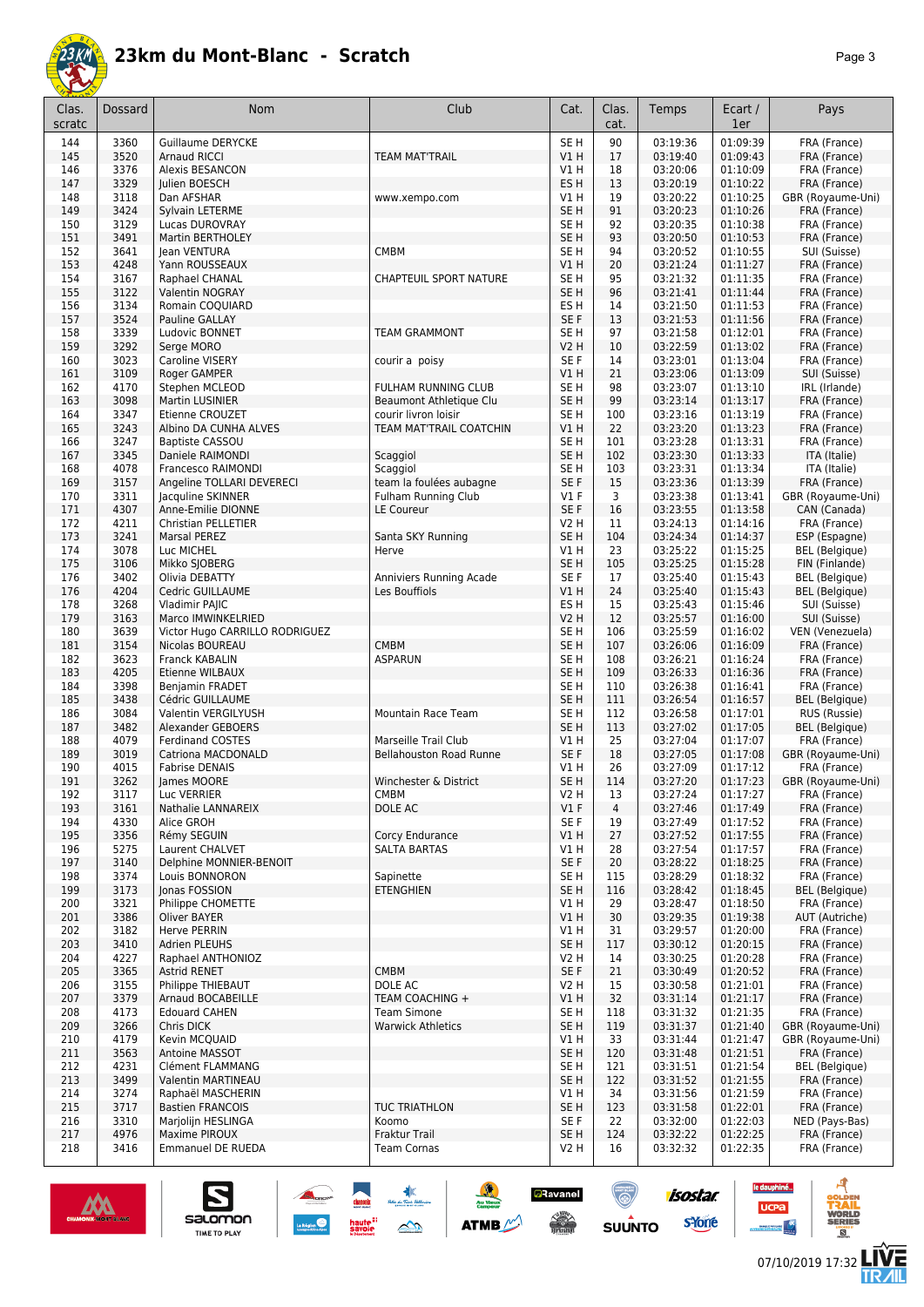# 23km du Mont-Blanc - Scratch

| Clas. scratc | Dossard | Nom | Club | Cat. | Clas. cat. | Temps | Ecart / 1er | Pays |
|---|---|---|---|---|---|---|---|---|
| 144 | 3360 | Guillaume DERYCKE | | SE H | 90 | 03:19:36 | 01:09:39 | FRA (France) |
| 145 | 3520 | Arnaud RICCI | TEAM MAT'TRAIL | V1 H | 17 | 03:19:40 | 01:09:43 | FRA (France) |
| 146 | 3376 | Alexis BESANCON | | V1 H | 18 | 03:20:06 | 01:10:09 | FRA (France) |
| 147 | 3329 | Julien BOESCH | | ES H | 13 | 03:20:19 | 01:10:22 | FRA (France) |
| 148 | 3118 | Dan AFSHAR | www.xempo.com | V1 H | 19 | 03:20:22 | 01:10:25 | GBR (Royaume-Uni) |
| 149 | 3424 | Sylvain LETERME | | SE H | 91 | 03:20:23 | 01:10:26 | FRA (France) |
| 150 | 3129 | Lucas DUROVRAY | | SE H | 92 | 03:20:35 | 01:10:38 | FRA (France) |
| 151 | 3491 | Martin BERTHOLEY | | SE H | 93 | 03:20:50 | 01:10:53 | FRA (France) |
| 152 | 3641 | Jean VENTURA | CMBM | SE H | 94 | 03:20:52 | 01:10:55 | SUI (Suisse) |
| 153 | 4248 | Yann ROUSSEAUX | | V1 H | 20 | 03:21:24 | 01:11:27 | FRA (France) |
| 154 | 3167 | Raphael CHANAL | CHAPTEUIL SPORT NATURE | SE H | 95 | 03:21:32 | 01:11:35 | FRA (France) |
| 155 | 3122 | Valentin NOGRAY | | SE H | 96 | 03:21:41 | 01:11:44 | FRA (France) |
| 156 | 3134 | Romain COQUIARD | | ES H | 14 | 03:21:50 | 01:11:53 | FRA (France) |
| 157 | 3524 | Pauline GALLAY | | SE F | 13 | 03:21:53 | 01:11:56 | FRA (France) |
| 158 | 3339 | Ludovic BONNET | TEAM GRAMMONT | SE H | 97 | 03:21:58 | 01:12:01 | FRA (France) |
| 159 | 3292 | Serge MORO | | V2 H | 10 | 03:22:59 | 01:13:02 | FRA (France) |
| 160 | 3023 | Caroline VISERY | courir a poisy | SE F | 14 | 03:23:01 | 01:13:04 | FRA (France) |
| 161 | 3109 | Roger GAMPER | | V1 H | 21 | 03:23:06 | 01:13:09 | SUI (Suisse) |
| 162 | 4170 | Stephen MCLEOD | FULHAM RUNNING CLUB | SE H | 98 | 03:23:07 | 01:13:10 | IRL (Irlande) |
| 163 | 3098 | Martin LUSINIER | Beaumont Athletique Clu | SE H | 99 | 03:23:14 | 01:13:17 | FRA (France) |
| 164 | 3347 | Etienne CROUZET | courir livron loisir | SE H | 100 | 03:23:16 | 01:13:19 | FRA (France) |
| 165 | 3243 | Albino DA CUNHA ALVES | TEAM MAT'TRAIL COATCHIN | V1 H | 22 | 03:23:20 | 01:13:23 | FRA (France) |
| 166 | 3247 | Baptiste CASSOU | | SE H | 101 | 03:23:28 | 01:13:31 | FRA (France) |
| 167 | 3345 | Daniele RAIMONDI | Scaggiol | SE H | 102 | 03:23:30 | 01:13:33 | ITA (Italie) |
| 168 | 4078 | Francesco RAIMONDI | Scaggiol | SE H | 103 | 03:23:31 | 01:13:34 | ITA (Italie) |
| 169 | 3157 | Angeline TOLLARI DEVERECI | team la foulées aubagne | SE F | 15 | 03:23:36 | 01:13:39 | FRA (France) |
| 170 | 3311 | Jacquline SKINNER | Fulham Running Club | V1 F | 3 | 03:23:38 | 01:13:41 | GBR (Royaume-Uni) |
| 171 | 4307 | Anne-Emilie DIONNE | LE Coureur | SE F | 16 | 03:23:55 | 01:13:58 | CAN (Canada) |
| 172 | 4211 | Christian PELLETIER | | V2 H | 11 | 03:24:13 | 01:14:16 | FRA (France) |
| 173 | 3241 | Marsal PEREZ | Santa SKY Running | SE H | 104 | 03:24:34 | 01:14:37 | ESP (Espagne) |
| 174 | 3078 | Luc MICHEL | Herve | V1 H | 23 | 03:25:22 | 01:15:25 | BEL (Belgique) |
| 175 | 3106 | Mikko SJOBERG | | SE H | 105 | 03:25:25 | 01:15:28 | FIN (Finlande) |
| 176 | 3402 | Olivia DEBATTY | Anniviers Running Acade | SE F | 17 | 03:25:40 | 01:15:43 | BEL (Belgique) |
| 176 | 4204 | Cedric GUILLAUME | Les Bouffiols | V1 H | 24 | 03:25:40 | 01:15:43 | BEL (Belgique) |
| 178 | 3268 | Vladimir PAJIC | | ES H | 15 | 03:25:43 | 01:15:46 | SUI (Suisse) |
| 179 | 3163 | Marco IMWINKELRIED | | V2 H | 12 | 03:25:57 | 01:16:00 | SUI (Suisse) |
| 180 | 3639 | Victor Hugo CARRILLO RODRIGUEZ | | SE H | 106 | 03:25:59 | 01:16:02 | VEN (Venezuela) |
| 181 | 3154 | Nicolas BOUREAU | CMBM | SE H | 107 | 03:26:06 | 01:16:09 | FRA (France) |
| 182 | 3623 | Franck KABALIN | ASPARUN | SE H | 108 | 03:26:21 | 01:16:24 | FRA (France) |
| 183 | 4205 | Etienne WILBAUX | | SE H | 109 | 03:26:33 | 01:16:36 | FRA (France) |
| 184 | 3398 | Benjamin FRADET | | SE H | 110 | 03:26:38 | 01:16:41 | FRA (France) |
| 185 | 3438 | Cédric GUILLAUME | | SE H | 111 | 03:26:54 | 01:16:57 | BEL (Belgique) |
| 186 | 3084 | Valentin VERGILYUSH | Mountain Race Team | SE H | 112 | 03:26:58 | 01:17:01 | RUS (Russie) |
| 187 | 3482 | Alexander GEBOERS | | SE H | 113 | 03:27:02 | 01:17:05 | BEL (Belgique) |
| 188 | 4079 | Ferdinand COSTES | Marseille Trail Club | V1 H | 25 | 03:27:04 | 01:17:07 | FRA (France) |
| 189 | 3019 | Catriona MACDONALD | Bellahouston Road Runne | SE F | 18 | 03:27:05 | 01:17:08 | GBR (Royaume-Uni) |
| 190 | 4015 | Fabrise DENAIS | | V1 H | 26 | 03:27:09 | 01:17:12 | FRA (France) |
| 191 | 3262 | James MOORE | Winchester & District | SE H | 114 | 03:27:20 | 01:17:23 | GBR (Royaume-Uni) |
| 192 | 3117 | Luc VERRIER | CMBM | V2 H | 13 | 03:27:24 | 01:17:27 | FRA (France) |
| 193 | 3161 | Nathalie LANNAREIX | DOLE AC | V1 F | 4 | 03:27:46 | 01:17:49 | FRA (France) |
| 194 | 4330 | Alice GROH | | SE F | 19 | 03:27:49 | 01:17:52 | FRA (France) |
| 195 | 3356 | Rémy SEGUIN | Corcy Endurance | V1 H | 27 | 03:27:52 | 01:17:55 | FRA (France) |
| 196 | 5275 | Laurent CHALVET | SALTA BARTAS | V1 H | 28 | 03:27:54 | 01:17:57 | FRA (France) |
| 197 | 3140 | Delphine MONNIER-BENOIT | | SE F | 20 | 03:28:22 | 01:18:25 | FRA (France) |
| 198 | 3374 | Louis BONNORON | Sapinette | SE H | 115 | 03:28:29 | 01:18:32 | FRA (France) |
| 199 | 3173 | Jonas FOSSION | ETENGHIEN | SE H | 116 | 03:28:42 | 01:18:45 | BEL (Belgique) |
| 200 | 3321 | Philippe CHOMETTE | | V1 H | 29 | 03:28:47 | 01:18:50 | FRA (France) |
| 201 | 3386 | Oliver BAYER | | V1 H | 30 | 03:29:35 | 01:19:38 | AUT (Autriche) |
| 202 | 3182 | Herve PERRIN | | V1 H | 31 | 03:29:57 | 01:20:00 | FRA (France) |
| 203 | 3410 | Adrien PLEUHS | | SE H | 117 | 03:30:12 | 01:20:15 | FRA (France) |
| 204 | 4227 | Raphael ANTHONIOZ | | V2 H | 14 | 03:30:25 | 01:20:28 | FRA (France) |
| 205 | 3365 | Astrid RENET | CMBM | SE F | 21 | 03:30:49 | 01:20:52 | FRA (France) |
| 206 | 3155 | Philippe THIEBAUT | DOLE AC | V2 H | 15 | 03:30:58 | 01:21:01 | FRA (France) |
| 207 | 3379 | Arnaud BOCABEILLE | TEAM COACHING + | V1 H | 32 | 03:31:14 | 01:21:17 | FRA (France) |
| 208 | 4173 | Edouard CAHEN | Team Simone | SE H | 118 | 03:31:32 | 01:21:35 | FRA (France) |
| 209 | 3266 | Chris DICK | Warwick Athletics | SE H | 119 | 03:31:37 | 01:21:40 | GBR (Royaume-Uni) |
| 210 | 4179 | Kevin MCQUAID | | V1 H | 33 | 03:31:44 | 01:21:47 | GBR (Royaume-Uni) |
| 211 | 3563 | Antoine MASSOT | | SE H | 120 | 03:31:48 | 01:21:51 | FRA (France) |
| 212 | 4231 | Clément FLAMMANG | | SE H | 121 | 03:31:51 | 01:21:54 | BEL (Belgique) |
| 213 | 3499 | Valentin MARTINEAU | | SE H | 122 | 03:31:52 | 01:21:55 | FRA (France) |
| 214 | 3274 | Raphaël MASCHERIN | | V1 H | 34 | 03:31:56 | 01:21:59 | FRA (France) |
| 215 | 3717 | Bastien FRANCOIS | TUC TRIATHLON | SE H | 123 | 03:31:58 | 01:22:01 | FRA (France) |
| 216 | 3310 | Marjolijn HESLINGA | Koomo | SE F | 22 | 03:32:00 | 01:22:03 | NED (Pays-Bas) |
| 217 | 4976 | Maxime PIROUX | Fraktur Trail | SE H | 124 | 03:32:22 | 01:22:25 | FRA (France) |
| 218 | 3416 | Emmanuel DE RUEDA | Team Cornas | V2 H | 16 | 03:32:32 | 01:22:35 | FRA (France) |

07/10/2019 17:32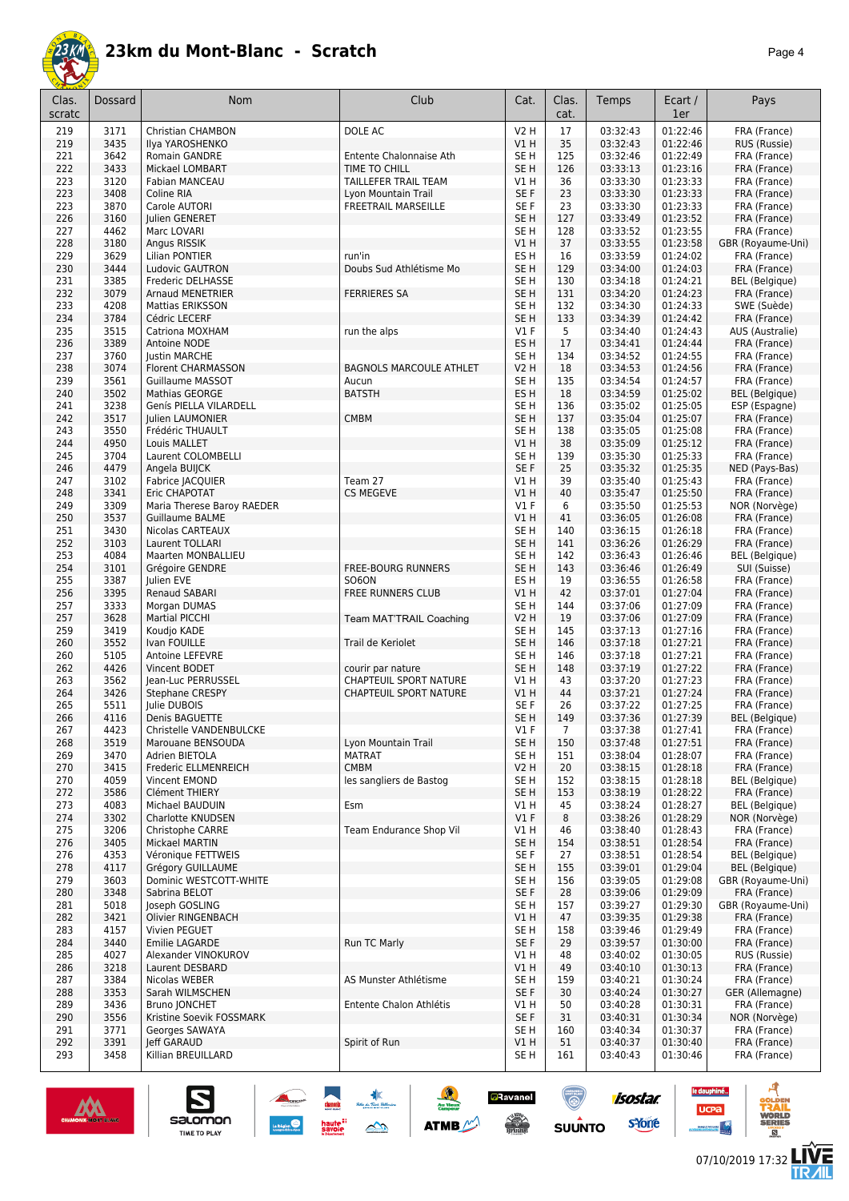# 23km du Mont-Blanc - Scratch

| Clas. scratc | Dossard | Nom | Club | Cat. | Clas. cat. | Temps | Ecart / 1er | Pays |
|---|---|---|---|---|---|---|---|---|
| 219 | 3171 | Christian CHAMBON | DOLE AC | V2 H | 17 | 03:32:43 | 01:22:46 | FRA (France) |
| 219 | 3435 | Ilya YAROSHENKO | | V1 H | 35 | 03:32:43 | 01:22:46 | RUS (Russie) |
| 221 | 3642 | Romain GANDRE | Entente Chalonnaise Ath | SE H | 125 | 03:32:46 | 01:22:49 | FRA (France) |
| 222 | 3433 | Mickael LOMBART | TIME TO CHILL | SE H | 126 | 03:33:13 | 01:23:16 | FRA (France) |
| 223 | 3120 | Fabian MANCEAU | TAILLEFER TRAIL TEAM | V1 H | 36 | 03:33:30 | 01:23:33 | FRA (France) |
| 223 | 3408 | Coline RIA | Lyon Mountain Trail | SE F | 23 | 03:33:30 | 01:23:33 | FRA (France) |
| 223 | 3870 | Carole AUTORI | FREETRAIL MARSEILLE | SE F | 23 | 03:33:30 | 01:23:33 | FRA (France) |
| 226 | 3160 | Julien GENERET | | SE H | 127 | 03:33:49 | 01:23:52 | FRA (France) |
| 227 | 4462 | Marc LOVARI | | SE H | 128 | 03:33:52 | 01:23:55 | FRA (France) |
| 228 | 3180 | Angus RISSIK | | V1 H | 37 | 03:33:55 | 01:23:58 | GBR (Royaume-Uni) |
| 229 | 3629 | Lilian PONTIER | run'in | ES H | 16 | 03:33:59 | 01:24:02 | FRA (France) |
| 230 | 3444 | Ludovic GAUTRON | Doubs Sud Athlétisme Mo | SE H | 129 | 03:34:00 | 01:24:03 | FRA (France) |
| 231 | 3385 | Frederic DELHASSE | | SE H | 130 | 03:34:18 | 01:24:21 | BEL (Belgique) |
| 232 | 3079 | Arnaud MENETRIER | FERRIERES SA | SE H | 131 | 03:34:20 | 01:24:23 | FRA (France) |
| 233 | 4208 | Mattias ERIKSSON | | SE H | 132 | 03:34:30 | 01:24:33 | SWE (Suède) |
| 234 | 3784 | Cédric LECERF | | SE H | 133 | 03:34:39 | 01:24:42 | FRA (France) |
| 235 | 3515 | Catriona MOXHAM | run the alps | V1 F | 5 | 03:34:40 | 01:24:43 | AUS (Australie) |
| 236 | 3389 | Antoine NODE | | ES H | 17 | 03:34:41 | 01:24:44 | FRA (France) |
| 237 | 3760 | Justin MARCHE | | SE H | 134 | 03:34:52 | 01:24:55 | FRA (France) |
| 238 | 3074 | Florent CHARMASSON | BAGNOLS MARCOULE ATHLET | V2 H | 18 | 03:34:53 | 01:24:56 | FRA (France) |
| 239 | 3561 | Guillaume MASSOT | Aucun | SE H | 135 | 03:34:54 | 01:24:57 | FRA (France) |
| 240 | 3502 | Mathias GEORGE | BATSTH | ES H | 18 | 03:34:59 | 01:25:02 | BEL (Belgique) |
| 241 | 3238 | Genís PIELLA VILARDELL | | SE H | 136 | 03:35:02 | 01:25:05 | ESP (Espagne) |
| 242 | 3517 | Julien LAUMONIER | CMBM | SE H | 137 | 03:35:04 | 01:25:07 | FRA (France) |
| 243 | 3550 | Frédéric THUAULT | | SE H | 138 | 03:35:05 | 01:25:08 | FRA (France) |
| 244 | 4950 | Louis MALLET | | V1 H | 38 | 03:35:09 | 01:25:12 | FRA (France) |
| 245 | 3704 | Laurent COLOMBELLI | | SE H | 139 | 03:35:30 | 01:25:33 | FRA (France) |
| 246 | 4479 | Angela BUIJCK | | SE F | 25 | 03:35:32 | 01:25:35 | NED (Pays-Bas) |
| 247 | 3102 | Fabrice JACQUIER | Team 27 | V1 H | 39 | 03:35:40 | 01:25:43 | FRA (France) |
| 248 | 3341 | Eric CHAPOTAT | CS MEGEVE | V1 H | 40 | 03:35:47 | 01:25:50 | FRA (France) |
| 249 | 3309 | Maria Therese Baroy RAEDER | | V1 F | 6 | 03:35:50 | 01:25:53 | NOR (Norvège) |
| 250 | 3537 | Guillaume BALME | | V1 H | 41 | 03:36:05 | 01:26:08 | FRA (France) |
| 251 | 3430 | Nicolas CARTEAUX | | SE H | 140 | 03:36:15 | 01:26:18 | FRA (France) |
| 252 | 3103 | Laurent TOLLARI | | SE H | 141 | 03:36:26 | 01:26:29 | FRA (France) |
| 253 | 4084 | Maarten MONBALLIEU | | SE H | 142 | 03:36:43 | 01:26:46 | BEL (Belgique) |
| 254 | 3101 | Grégoire GENDRE | FREE-BOURG RUNNERS | SE H | 143 | 03:36:46 | 01:26:49 | SUI (Suisse) |
| 255 | 3387 | Julien EVE | SO6ON | ES H | 19 | 03:36:55 | 01:26:58 | FRA (France) |
| 256 | 3395 | Renaud SABARI | FREE RUNNERS CLUB | V1 H | 42 | 03:37:01 | 01:27:04 | FRA (France) |
| 257 | 3333 | Morgan DUMAS | | SE H | 144 | 03:37:06 | 01:27:09 | FRA (France) |
| 257 | 3628 | Martial PICCHI | Team MAT'TRAIL Coaching | V2 H | 19 | 03:37:06 | 01:27:09 | FRA (France) |
| 259 | 3419 | Koudjo KADE | | SE H | 145 | 03:37:13 | 01:27:16 | FRA (France) |
| 260 | 3552 | Ivan FOUILLE | Trail de Keriolet | SE H | 146 | 03:37:18 | 01:27:21 | FRA (France) |
| 260 | 5105 | Antoine LEFEVRE | | SE H | 146 | 03:37:18 | 01:27:21 | FRA (France) |
| 262 | 4426 | Vincent BODET | courir par nature | SE H | 148 | 03:37:19 | 01:27:22 | FRA (France) |
| 263 | 3562 | Jean-Luc PERRUSSEL | CHAPTEUIL SPORT NATURE | V1 H | 43 | 03:37:20 | 01:27:23 | FRA (France) |
| 264 | 3426 | Stephane CRESPY | CHAPTEUIL SPORT NATURE | V1 H | 44 | 03:37:21 | 01:27:24 | FRA (France) |
| 265 | 5511 | Julie DUBOIS | | SE F | 26 | 03:37:22 | 01:27:25 | FRA (France) |
| 266 | 4116 | Denis BAGUETTE | | SE H | 149 | 03:37:36 | 01:27:39 | BEL (Belgique) |
| 267 | 4423 | Christelle VANDENBULCKE | | V1 F | 7 | 03:37:38 | 01:27:41 | FRA (France) |
| 268 | 3519 | Marouane BENSOUDA | Lyon Mountain Trail | SE H | 150 | 03:37:48 | 01:27:51 | FRA (France) |
| 269 | 3470 | Adrien BIETOLA | MATRAT | SE H | 151 | 03:38:04 | 01:28:07 | FRA (France) |
| 270 | 3415 | Frederic ELLMENREICH | CMBM | V2 H | 20 | 03:38:15 | 01:28:18 | FRA (France) |
| 270 | 4059 | Vincent EMOND | les sangliers de Bastog | SE H | 152 | 03:38:15 | 01:28:18 | BEL (Belgique) |
| 272 | 3586 | Clément THIERY | | SE H | 153 | 03:38:19 | 01:28:22 | FRA (France) |
| 273 | 4083 | Michael BAUDUIN | Esm | V1 H | 45 | 03:38:24 | 01:28:27 | BEL (Belgique) |
| 274 | 3302 | Charlotte KNUDSEN | | V1 F | 8 | 03:38:26 | 01:28:29 | NOR (Norvège) |
| 275 | 3206 | Christophe CARRE | Team Endurance Shop Vil | V1 H | 46 | 03:38:40 | 01:28:43 | FRA (France) |
| 276 | 3405 | Mickael MARTIN | | SE H | 154 | 03:38:51 | 01:28:54 | FRA (France) |
| 276 | 4353 | Véronique FETTWEIS | | SE F | 27 | 03:38:51 | 01:28:54 | BEL (Belgique) |
| 278 | 4117 | Grégory GUILLAUME | | SE H | 155 | 03:39:01 | 01:29:04 | BEL (Belgique) |
| 279 | 3603 | Dominic WESTCOTT-WHITE | | SE H | 156 | 03:39:05 | 01:29:08 | GBR (Royaume-Uni) |
| 280 | 3348 | Sabrina BELOT | | SE F | 28 | 03:39:06 | 01:29:09 | FRA (France) |
| 281 | 5018 | Joseph GOSLING | | SE H | 157 | 03:39:27 | 01:29:30 | GBR (Royaume-Uni) |
| 282 | 3421 | Olivier RINGENBACH | | V1 H | 47 | 03:39:35 | 01:29:38 | FRA (France) |
| 283 | 4157 | Vivien PEGUET | | SE H | 158 | 03:39:46 | 01:29:49 | FRA (France) |
| 284 | 3440 | Emilie LAGARDE | Run TC Marly | SE F | 29 | 03:39:57 | 01:30:00 | FRA (France) |
| 285 | 4027 | Alexander VINOKUROV | | V1 H | 48 | 03:40:02 | 01:30:05 | RUS (Russie) |
| 286 | 3218 | Laurent DESBARD | | V1 H | 49 | 03:40:10 | 01:30:13 | FRA (France) |
| 287 | 3384 | Nicolas WEBER | AS Munster Athlétisme | SE H | 159 | 03:40:21 | 01:30:24 | FRA (France) |
| 288 | 3353 | Sarah WILMSCHEN | | SE F | 30 | 03:40:24 | 01:30:27 | GER (Allemagne) |
| 289 | 3436 | Bruno JONCHET | Entente Chalon Athlétis | V1 H | 50 | 03:40:28 | 01:30:31 | FRA (France) |
| 290 | 3556 | Kristine Soevik FOSSMARK | | SE F | 31 | 03:40:31 | 01:30:34 | NOR (Norvège) |
| 291 | 3771 | Georges SAWAYA | | SE H | 160 | 03:40:34 | 01:30:37 | FRA (France) |
| 292 | 3391 | Jeff GARAUD | Spirit of Run | V1 H | 51 | 03:40:37 | 01:30:40 | FRA (France) |
| 293 | 3458 | Killian BREUILLARD | | SE H | 161 | 03:40:43 | 01:30:46 | FRA (France) |

07/10/2019 17:32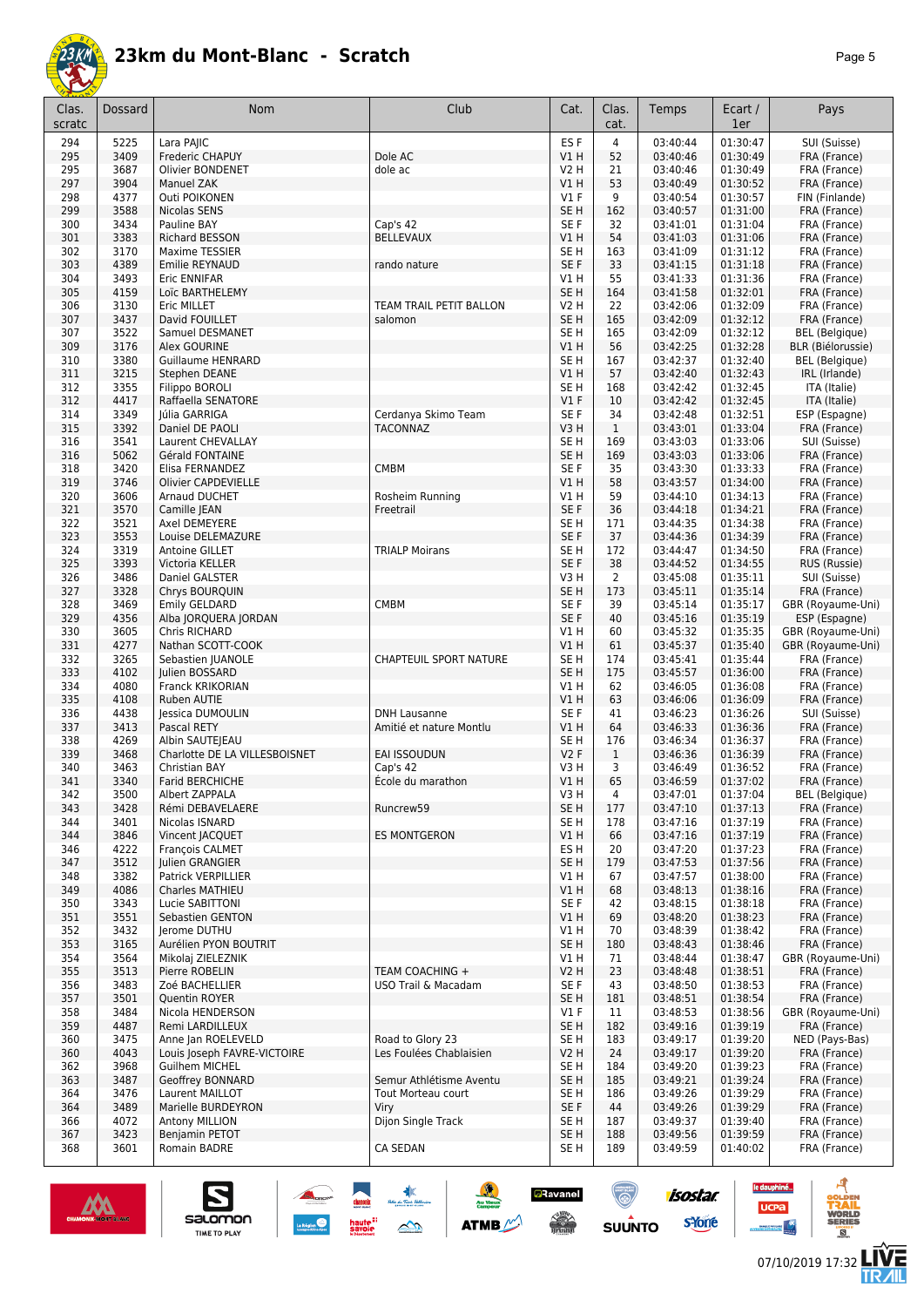# 23km du Mont-Blanc - Scratch

| Clas. scratc | Dossard | Nom | Club | Cat. | Clas. cat. | Temps | Ecart / 1er | Pays |
|---|---|---|---|---|---|---|---|---|
| 294 | 5225 | Lara PAJIC | | ES F | 4 | 03:40:44 | 01:30:47 | SUI (Suisse) |
| 295 | 3409 | Frederic CHAPUY | Dole AC | V1 H | 52 | 03:40:46 | 01:30:49 | FRA (France) |
| 295 | 3687 | Olivier BONDENET | dole ac | V2 H | 21 | 03:40:46 | 01:30:49 | FRA (France) |
| 297 | 3904 | Manuel ZAK | | V1 H | 53 | 03:40:49 | 01:30:52 | FRA (France) |
| 298 | 4377 | Outi POIKONEN | | V1 F | 9 | 03:40:54 | 01:30:57 | FIN (Finlande) |
| 299 | 3588 | Nicolas SENS | | SE H | 162 | 03:40:57 | 01:31:00 | FRA (France) |
| 300 | 3434 | Pauline BAY | Cap's 42 | SE F | 32 | 03:41:01 | 01:31:04 | FRA (France) |
| 301 | 3383 | Richard BESSON | BELLEVAUX | V1 H | 54 | 03:41:03 | 01:31:06 | FRA (France) |
| 302 | 3170 | Maxime TESSIER | | SE H | 163 | 03:41:09 | 01:31:12 | FRA (France) |
| 303 | 4389 | Emilie REYNAUD | rando nature | SE F | 33 | 03:41:15 | 01:31:18 | FRA (France) |
| 304 | 3493 | Eric ENNIFAR | | V1 H | 55 | 03:41:33 | 01:31:36 | FRA (France) |
| 305 | 4159 | Loïc BARTHELEMY | | SE H | 164 | 03:41:58 | 01:32:01 | FRA (France) |
| 306 | 3130 | Eric MILLET | TEAM TRAIL PETIT BALLON | V2 H | 22 | 03:42:06 | 01:32:09 | FRA (France) |
| 307 | 3437 | David FOUILLET | salomon | SE H | 165 | 03:42:09 | 01:32:12 | FRA (France) |
| 307 | 3522 | Samuel DESMANET | | SE H | 165 | 03:42:09 | 01:32:12 | BEL (Belgique) |
| 309 | 3176 | Alex GOURINE | | V1 H | 56 | 03:42:25 | 01:32:28 | BLR (Biélorussie) |
| 310 | 3380 | Guillaume HENRARD | | SE H | 167 | 03:42:37 | 01:32:40 | BEL (Belgique) |
| 311 | 3215 | Stephen DEANE | | V1 H | 57 | 03:42:40 | 01:32:43 | IRL (Irlande) |
| 312 | 3355 | Filippo BOROLI | | SE H | 168 | 03:42:42 | 01:32:45 | ITA (Italie) |
| 312 | 4417 | Raffaella SENATORE | | V1 F | 10 | 03:42:42 | 01:32:45 | ITA (Italie) |
| 314 | 3349 | Júlia GARRIGA | Cerdanya Skimo Team | SE F | 34 | 03:42:48 | 01:32:51 | ESP (Espagne) |
| 315 | 3392 | Daniel DE PAOLI | TACONNAZ | V3 H | 1 | 03:43:01 | 01:33:04 | FRA (France) |
| 316 | 3541 | Laurent CHEVALLAY | | SE H | 169 | 03:43:03 | 01:33:06 | SUI (Suisse) |
| 316 | 5062 | Gérald FONTAINE | | SE H | 169 | 03:43:03 | 01:33:06 | FRA (France) |
| 318 | 3420 | Elisa FERNANDEZ | CMBM | SE F | 35 | 03:43:30 | 01:33:33 | FRA (France) |
| 319 | 3746 | Olivier CAPDEVIELLE | | V1 H | 58 | 03:43:57 | 01:34:00 | FRA (France) |
| 320 | 3606 | Arnaud DUCHET | Rosheim Running | V1 H | 59 | 03:44:10 | 01:34:13 | FRA (France) |
| 321 | 3570 | Camille JEAN | Freetrail | SE F | 36 | 03:44:18 | 01:34:21 | FRA (France) |
| 322 | 3521 | Axel DEMEYERE | | SE H | 171 | 03:44:35 | 01:34:38 | FRA (France) |
| 323 | 3553 | Louise DELEMAZURE | | SE F | 37 | 03:44:36 | 01:34:39 | FRA (France) |
| 324 | 3319 | Antoine GILLET | TRIALP Moirans | SE H | 172 | 03:44:47 | 01:34:50 | FRA (France) |
| 325 | 3393 | Victoria KELLER | | SE F | 38 | 03:44:52 | 01:34:55 | RUS (Russie) |
| 326 | 3486 | Daniel GALSTER | | V3 H | 2 | 03:45:08 | 01:35:11 | SUI (Suisse) |
| 327 | 3328 | Chrys BOURQUIN | | SE H | 173 | 03:45:11 | 01:35:14 | FRA (France) |
| 328 | 3469 | Emily GELDARD | CMBM | SE F | 39 | 03:45:14 | 01:35:17 | GBR (Royaume-Uni) |
| 329 | 4356 | Alba JORQUERA JORDAN | | SE F | 40 | 03:45:16 | 01:35:19 | ESP (Espagne) |
| 330 | 3605 | Chris RICHARD | | V1 H | 60 | 03:45:32 | 01:35:35 | GBR (Royaume-Uni) |
| 331 | 4277 | Nathan SCOTT-COOK | | V1 H | 61 | 03:45:37 | 01:35:40 | GBR (Royaume-Uni) |
| 332 | 3265 | Sebastien JUANOLE | CHAPTEUIL SPORT NATURE | SE H | 174 | 03:45:41 | 01:35:44 | FRA (France) |
| 333 | 4102 | Julien BOSSARD | | SE H | 175 | 03:45:57 | 01:36:00 | FRA (France) |
| 334 | 4080 | Franck KRIKORIAN | | V1 H | 62 | 03:46:05 | 01:36:08 | FRA (France) |
| 335 | 4108 | Ruben AUTIE | | V1 H | 63 | 03:46:06 | 01:36:09 | FRA (France) |
| 336 | 4438 | Jessica DUMOULIN | DNH Lausanne | SE F | 41 | 03:46:23 | 01:36:26 | SUI (Suisse) |
| 337 | 3413 | Pascal RETY | Amitié et nature Montlu | V1 H | 64 | 03:46:33 | 01:36:36 | FRA (France) |
| 338 | 4269 | Albin SAUTEJEAU | | SE H | 176 | 03:46:34 | 01:36:37 | FRA (France) |
| 339 | 3468 | Charlotte DE LA VILLESBOISNET | EAI ISSOUDUN | V2 F | 1 | 03:46:36 | 01:36:39 | FRA (France) |
| 340 | 3463 | Christian BAY | Cap's 42 | V3 H | 3 | 03:46:49 | 01:36:52 | FRA (France) |
| 341 | 3340 | Farid BERCHICHE | École du marathon | V1 H | 65 | 03:46:59 | 01:37:02 | FRA (France) |
| 342 | 3500 | Albert ZAPPALA | | V3 H | 4 | 03:47:01 | 01:37:04 | BEL (Belgique) |
| 343 | 3428 | Rémi DEBAVELAERE | Runcrew59 | SE H | 177 | 03:47:10 | 01:37:13 | FRA (France) |
| 344 | 3401 | Nicolas ISNARD | | SE H | 178 | 03:47:16 | 01:37:19 | FRA (France) |
| 344 | 3846 | Vincent JACQUET | ES MONTGERON | V1 H | 66 | 03:47:16 | 01:37:19 | FRA (France) |
| 346 | 4222 | François CALMET | | ES H | 20 | 03:47:20 | 01:37:23 | FRA (France) |
| 347 | 3512 | Julien GRANGIER | | SE H | 179 | 03:47:53 | 01:37:56 | FRA (France) |
| 348 | 3382 | Patrick VERPILLIER | | V1 H | 67 | 03:47:57 | 01:38:00 | FRA (France) |
| 349 | 4086 | Charles MATHIEU | | V1 H | 68 | 03:48:13 | 01:38:16 | FRA (France) |
| 350 | 3343 | Lucie SABITTONI | | SE F | 42 | 03:48:15 | 01:38:18 | FRA (France) |
| 351 | 3551 | Sebastien GENTON | | V1 H | 69 | 03:48:20 | 01:38:23 | FRA (France) |
| 352 | 3432 | Jerome DUTHU | | V1 H | 70 | 03:48:39 | 01:38:42 | FRA (France) |
| 353 | 3165 | Aurélien PYON BOUTRIT | | SE H | 180 | 03:48:43 | 01:38:46 | FRA (France) |
| 354 | 3564 | Mikolaj ZIELEZNIK | | V1 H | 71 | 03:48:44 | 01:38:47 | GBR (Royaume-Uni) |
| 355 | 3513 | Pierre ROBELIN | TEAM COACHING + | V2 H | 23 | 03:48:48 | 01:38:51 | FRA (France) |
| 356 | 3483 | Zoé BACHELLIER | USO Trail & Macadam | SE F | 43 | 03:48:50 | 01:38:53 | FRA (France) |
| 357 | 3501 | Quentin ROYER | | SE H | 181 | 03:48:51 | 01:38:54 | FRA (France) |
| 358 | 3484 | Nicola HENDERSON | | V1 F | 11 | 03:48:53 | 01:38:56 | GBR (Royaume-Uni) |
| 359 | 4487 | Remi LARDILLEUX | | SE H | 182 | 03:49:16 | 01:39:19 | FRA (France) |
| 360 | 3475 | Anne Jan ROELEVELD | Road to Glory 23 | SE H | 183 | 03:49:17 | 01:39:20 | NED (Pays-Bas) |
| 360 | 4043 | Louis Joseph FAVRE-VICTOIRE | Les Foulées Chablaisien | V2 H | 24 | 03:49:17 | 01:39:20 | FRA (France) |
| 362 | 3968 | Guilhem MICHEL | | SE H | 184 | 03:49:20 | 01:39:23 | FRA (France) |
| 363 | 3487 | Geoffrey BONNARD | Semur Athlétisme Aventu | SE H | 185 | 03:49:21 | 01:39:24 | FRA (France) |
| 364 | 3476 | Laurent MAILLOT | Tout Morteau court | SE H | 186 | 03:49:26 | 01:39:29 | FRA (France) |
| 364 | 3489 | Marielle BURDEYRON | Viry | SE F | 44 | 03:49:26 | 01:39:29 | FRA (France) |
| 366 | 4072 | Antony MILLION | Dijon Single Track | SE H | 187 | 03:49:37 | 01:39:40 | FRA (France) |
| 367 | 3423 | Benjamin PETOT | | SE H | 188 | 03:49:56 | 01:39:59 | FRA (France) |
| 368 | 3601 | Romain BADRE | CA SEDAN | SE H | 189 | 03:49:59 | 01:40:02 | FRA (France) |

07/10/2019 17:32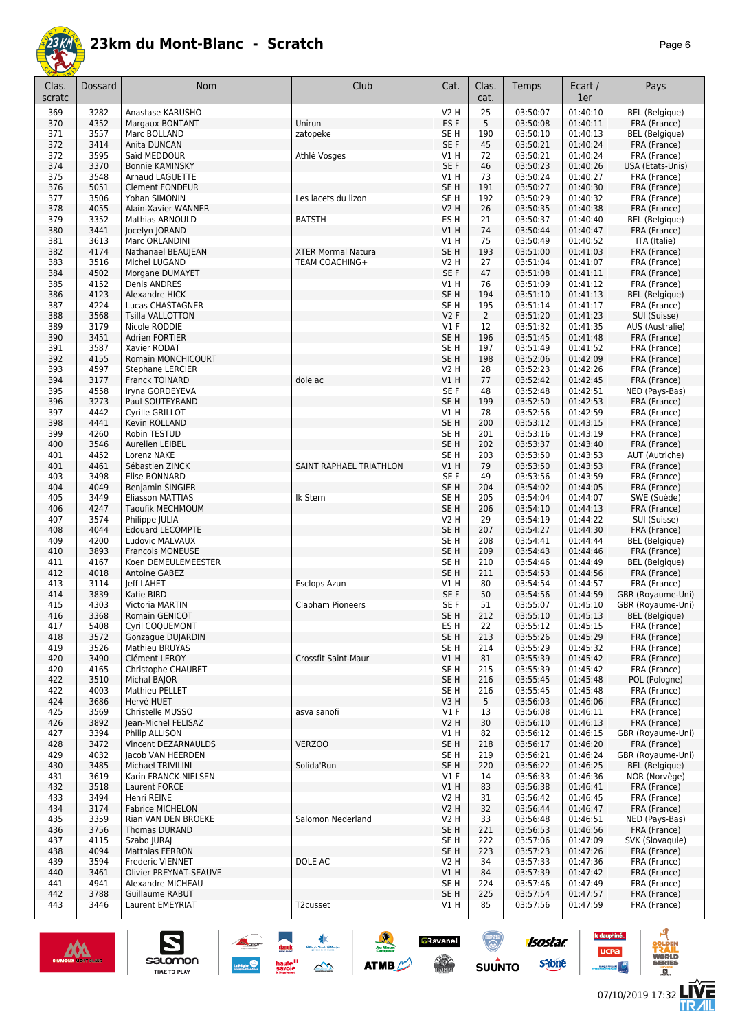# 23km du Mont-Blanc - Scratch

| Clas. scratc | Dossard | Nom | Club | Cat. | Clas. cat. | Temps | Ecart / 1er | Pays |
|---|---|---|---|---|---|---|---|---|
| 369 | 3282 | Anastase KARUSHO | | V2 H | 25 | 03:50:07 | 01:40:10 | BEL (Belgique) |
| 370 | 4352 | Margaux BONTANT | Unirun | ES F | 5 | 03:50:08 | 01:40:11 | FRA (France) |
| 371 | 3557 | Marc BOLLAND | zatopeke | SE H | 190 | 03:50:10 | 01:40:13 | BEL (Belgique) |
| 372 | 3414 | Anita DUNCAN | | SE F | 45 | 03:50:21 | 01:40:24 | FRA (France) |
| 372 | 3595 | Saïd MEDDOUR | Athlé Vosges | V1 H | 72 | 03:50:21 | 01:40:24 | FRA (France) |
| 374 | 3370 | Bonnie KAMINSKY | | SE F | 46 | 03:50:23 | 01:40:26 | USA (Etats-Unis) |
| 375 | 3548 | Arnaud LAGUETTE | | V1 H | 73 | 03:50:24 | 01:40:27 | FRA (France) |
| 376 | 5051 | Clement FONDEUR | | SE H | 191 | 03:50:27 | 01:40:30 | FRA (France) |
| 377 | 3506 | Yohan SIMONIN | Les lacets du lizon | SE H | 192 | 03:50:29 | 01:40:32 | FRA (France) |
| 378 | 4055 | Alain-Xavier WANNER | | V2 H | 26 | 03:50:35 | 01:40:38 | FRA (France) |
| 379 | 3352 | Mathias ARNOULD | BATSTH | ES H | 21 | 03:50:37 | 01:40:40 | BEL (Belgique) |
| 380 | 3441 | Jocelyn JORAND | | V1 H | 74 | 03:50:44 | 01:40:47 | FRA (France) |
| 381 | 3613 | Marc ORLANDINI | | V1 H | 75 | 03:50:49 | 01:40:52 | ITA (Italie) |
| 382 | 4174 | Nathanael BEAUJEAN | XTER Mormal Natura | SE H | 193 | 03:51:00 | 01:41:03 | FRA (France) |
| 383 | 3516 | Michel LUGAND | TEAM COACHING+ | V2 H | 27 | 03:51:04 | 01:41:07 | FRA (France) |
| 384 | 4502 | Morgane DUMAYET | | SE F | 47 | 03:51:08 | 01:41:11 | FRA (France) |
| 385 | 4152 | Denis ANDRES | | V1 H | 76 | 03:51:09 | 01:41:12 | FRA (France) |
| 386 | 4123 | Alexandre HICK | | SE H | 194 | 03:51:10 | 01:41:13 | BEL (Belgique) |
| 387 | 4224 | Lucas CHASTAGNER | | SE H | 195 | 03:51:14 | 01:41:17 | FRA (France) |
| 388 | 3568 | Tsilla VALLOTTON | | V2 F | 2 | 03:51:20 | 01:41:23 | SUI (Suisse) |
| 389 | 3179 | Nicole RODDIE | | V1 F | 12 | 03:51:32 | 01:41:35 | AUS (Australie) |
| 390 | 3451 | Adrien FORTIER | | SE H | 196 | 03:51:45 | 01:41:48 | FRA (France) |
| 391 | 3587 | Xavier RODAT | | SE H | 197 | 03:51:49 | 01:41:52 | FRA (France) |
| 392 | 4155 | Romain MONCHICOURT | | SE H | 198 | 03:52:06 | 01:42:09 | FRA (France) |
| 393 | 4597 | Stephane LERCIER | | V2 H | 28 | 03:52:23 | 01:42:26 | FRA (France) |
| 394 | 3177 | Franck TOINARD | dole ac | V1 H | 77 | 03:52:42 | 01:42:45 | FRA (France) |
| 395 | 4558 | Iryna GORDEYEVA | | SE F | 48 | 03:52:48 | 01:42:51 | NED (Pays-Bas) |
| 396 | 3273 | Paul SOUTEYRAND | | SE H | 199 | 03:52:50 | 01:42:53 | FRA (France) |
| 397 | 4442 | Cyrille GRILLOT | | V1 H | 78 | 03:52:56 | 01:42:59 | FRA (France) |
| 398 | 4441 | Kevin ROLLAND | | SE H | 200 | 03:53:12 | 01:43:15 | FRA (France) |
| 399 | 4260 | Robin TESTUD | | SE H | 201 | 03:53:16 | 01:43:19 | FRA (France) |
| 400 | 3546 | Aurelien LEIBEL | | SE H | 202 | 03:53:37 | 01:43:40 | FRA (France) |
| 401 | 4452 | Lorenz NAKE | | SE H | 203 | 03:53:50 | 01:43:53 | AUT (Autriche) |
| 401 | 4461 | Sébastien ZINCK | SAINT RAPHAEL TRIATHLON | V1 H | 79 | 03:53:50 | 01:43:53 | FRA (France) |
| 403 | 3498 | Elise BONNARD | | SE F | 49 | 03:53:56 | 01:43:59 | FRA (France) |
| 404 | 4049 | Benjamin SINGIER | | SE H | 204 | 03:54:02 | 01:44:05 | FRA (France) |
| 405 | 3449 | Eliasson MATTIAS | Ik Stern | SE H | 205 | 03:54:04 | 01:44:07 | SWE (Suède) |
| 406 | 4247 | Taoufik MECHMOUM | | SE H | 206 | 03:54:10 | 01:44:13 | FRA (France) |
| 407 | 3574 | Philippe JULIA | | V2 H | 29 | 03:54:19 | 01:44:22 | SUI (Suisse) |
| 408 | 4044 | Edouard LECOMPTE | | SE H | 207 | 03:54:27 | 01:44:30 | FRA (France) |
| 409 | 4200 | Ludovic MALVAUX | | SE H | 208 | 03:54:41 | 01:44:44 | BEL (Belgique) |
| 410 | 3893 | Francois MONEUSE | | SE H | 209 | 03:54:43 | 01:44:46 | FRA (France) |
| 411 | 4167 | Koen DEMEULEMEESTER | | SE H | 210 | 03:54:46 | 01:44:49 | BEL (Belgique) |
| 412 | 4018 | Antoine GABEZ | | SE H | 211 | 03:54:53 | 01:44:56 | FRA (France) |
| 413 | 3114 | Jeff LAHET | Esclops Azun | V1 H | 80 | 03:54:54 | 01:44:57 | FRA (France) |
| 414 | 3839 | Katie BIRD | | SE F | 50 | 03:54:56 | 01:44:59 | GBR (Royaume-Uni) |
| 415 | 4303 | Victoria MARTIN | Clapham Pioneers | SE F | 51 | 03:55:07 | 01:45:10 | GBR (Royaume-Uni) |
| 416 | 3368 | Romain GENICOT | | SE H | 212 | 03:55:10 | 01:45:13 | BEL (Belgique) |
| 417 | 5408 | Cyril COQUEMONT | | ES H | 22 | 03:55:12 | 01:45:15 | FRA (France) |
| 418 | 3572 | Gonzague DUJARDIN | | SE H | 213 | 03:55:26 | 01:45:29 | FRA (France) |
| 419 | 3526 | Mathieu BRUYAS | | SE H | 214 | 03:55:29 | 01:45:32 | FRA (France) |
| 420 | 3490 | Clément LEROY | Crossfit Saint-Maur | V1 H | 81 | 03:55:39 | 01:45:42 | FRA (France) |
| 420 | 4165 | Christophe CHAUBET | | SE H | 215 | 03:55:39 | 01:45:42 | FRA (France) |
| 422 | 3510 | Michal BAJOR | | SE H | 216 | 03:55:45 | 01:45:48 | POL (Pologne) |
| 422 | 4003 | Mathieu PELLET | | SE H | 216 | 03:55:45 | 01:45:48 | FRA (France) |
| 424 | 3686 | Hervé HUET | | V3 H | 5 | 03:56:03 | 01:46:06 | FRA (France) |
| 425 | 3569 | Christelle MUSSO | asva sanofi | V1 F | 13 | 03:56:08 | 01:46:11 | FRA (France) |
| 426 | 3892 | Jean-Michel FELISAZ | | V2 H | 30 | 03:56:10 | 01:46:13 | FRA (France) |
| 427 | 3394 | Philip ALLISON | | V1 H | 82 | 03:56:12 | 01:46:15 | GBR (Royaume-Uni) |
| 428 | 3472 | Vincent DEZARNAULDS | VERZOO | SE H | 218 | 03:56:17 | 01:46:20 | FRA (France) |
| 429 | 4032 | Jacob VAN HEERDEN | | SE H | 219 | 03:56:21 | 01:46:24 | GBR (Royaume-Uni) |
| 430 | 3485 | Michael TRIVILINI | Solida'Run | SE H | 220 | 03:56:22 | 01:46:25 | BEL (Belgique) |
| 431 | 3619 | Karin FRANCK-NIELSEN | | V1 F | 14 | 03:56:33 | 01:46:36 | NOR (Norvège) |
| 432 | 3518 | Laurent FORCE | | V1 H | 83 | 03:56:38 | 01:46:41 | FRA (France) |
| 433 | 3494 | Henri REINE | | V2 H | 31 | 03:56:42 | 01:46:45 | FRA (France) |
| 434 | 3174 | Fabrice MICHELON | | V2 H | 32 | 03:56:44 | 01:46:47 | FRA (France) |
| 435 | 3359 | Rian VAN DEN BROEKE | Salomon Nederland | V2 H | 33 | 03:56:48 | 01:46:51 | NED (Pays-Bas) |
| 436 | 3756 | Thomas DURAND | | SE H | 221 | 03:56:53 | 01:46:56 | FRA (France) |
| 437 | 4115 | Szabo JURAJ | | SE H | 222 | 03:57:06 | 01:47:09 | SVK (Slovaquie) |
| 438 | 4094 | Matthias FERRON | | SE H | 223 | 03:57:23 | 01:47:26 | FRA (France) |
| 439 | 3594 | Frederic VIENNET | DOLE AC | V2 H | 34 | 03:57:33 | 01:47:36 | FRA (France) |
| 440 | 3461 | Olivier PREYNAT-SEAUVE | | V1 H | 84 | 03:57:39 | 01:47:42 | FRA (France) |
| 441 | 4941 | Alexandre MICHEAU | | SE H | 224 | 03:57:46 | 01:47:49 | FRA (France) |
| 442 | 3788 | Guillaume RABUT | | SE H | 225 | 03:57:54 | 01:47:57 | FRA (France) |
| 443 | 3446 | Laurent EMEYRIAT | T2cusset | V1 H | 85 | 03:57:56 | 01:47:59 | FRA (France) |

07/10/2019 17:32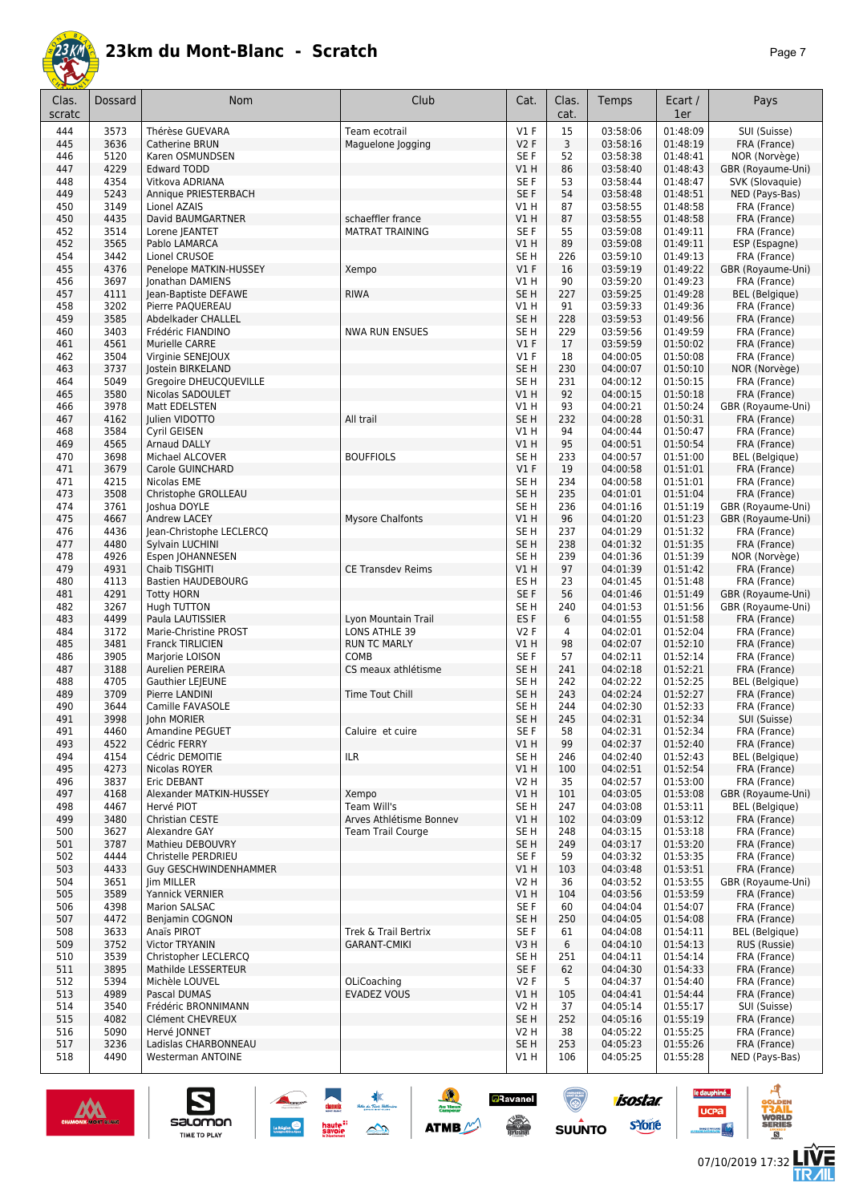# 23km du Mont-Blanc - Scratch

| Clas. scratc | Dossard | Nom | Club | Cat. | Clas. cat. | Temps | Ecart / 1er | Pays |
|---|---|---|---|---|---|---|---|---|
| 444 | 3573 | Thérèse GUEVARA | Team ecotrail | V1 F | 15 | 03:58:06 | 01:48:09 | SUI (Suisse) |
| 445 | 3636 | Catherine BRUN | Maguelone Jogging | V2 F | 3 | 03:58:16 | 01:48:19 | FRA (France) |
| 446 | 5120 | Karen OSMUNDSEN | | SE F | 52 | 03:58:38 | 01:48:41 | NOR (Norvège) |
| 447 | 4229 | Edward TODD | | V1 H | 86 | 03:58:40 | 01:48:43 | GBR (Royaume-Uni) |
| 448 | 4354 | Vitkova ADRIANA | | SE F | 53 | 03:58:44 | 01:48:47 | SVK (Slovaquie) |
| 449 | 5243 | Annique PRIESTERBACH | | SE F | 54 | 03:58:48 | 01:48:51 | NED (Pays-Bas) |
| 450 | 3149 | Lionel AZAIS | | V1 H | 87 | 03:58:55 | 01:48:58 | FRA (France) |
| 450 | 4435 | David BAUMGARTNER | schaeffler france | V1 H | 87 | 03:58:55 | 01:48:58 | FRA (France) |
| 452 | 3514 | Lorene JEANTET | MATRAT TRAINING | SE F | 55 | 03:59:08 | 01:49:11 | FRA (France) |
| 452 | 3565 | Pablo LAMARCA | | V1 H | 89 | 03:59:08 | 01:49:11 | ESP (Espagne) |
| 454 | 3442 | Lionel CRUSOE | | SE H | 226 | 03:59:10 | 01:49:13 | FRA (France) |
| 455 | 4376 | Penelope MATKIN-HUSSEY | Xempo | V1 F | 16 | 03:59:19 | 01:49:22 | GBR (Royaume-Uni) |
| 456 | 3697 | Jonathan DAMIENS | | V1 H | 90 | 03:59:20 | 01:49:23 | FRA (France) |
| 457 | 4111 | Jean-Baptiste DEFAWE | RIWA | SE H | 227 | 03:59:25 | 01:49:28 | BEL (Belgique) |
| 458 | 3202 | Pierre PAQUEREAU | | V1 H | 91 | 03:59:33 | 01:49:36 | FRA (France) |
| 459 | 3585 | Abdelkader CHALLEL | | SE H | 228 | 03:59:53 | 01:49:56 | FRA (France) |
| 460 | 3403 | Frédéric FIANDINO | NWA RUN ENSUES | SE H | 229 | 03:59:56 | 01:49:59 | FRA (France) |
| 461 | 4561 | Murielle CARRE | | V1 F | 17 | 03:59:59 | 01:50:02 | FRA (France) |
| 462 | 3504 | Virginie SENEJOUX | | V1 F | 18 | 04:00:05 | 01:50:08 | FRA (France) |
| 463 | 3737 | Jostein BIRKELAND | | SE H | 230 | 04:00:07 | 01:50:10 | NOR (Norvège) |
| 464 | 5049 | Gregoire DHEUCQUEVILLE | | SE H | 231 | 04:00:12 | 01:50:15 | FRA (France) |
| 465 | 3580 | Nicolas SADOULET | | V1 H | 92 | 04:00:15 | 01:50:18 | FRA (France) |
| 466 | 3978 | Matt EDELSTEN | | V1 H | 93 | 04:00:21 | 01:50:24 | GBR (Royaume-Uni) |
| 467 | 4162 | Julien VIDOTTO | All trail | SE H | 232 | 04:00:28 | 01:50:31 | FRA (France) |
| 468 | 3584 | Cyril GEISEN | | V1 H | 94 | 04:00:44 | 01:50:47 | FRA (France) |
| 469 | 4565 | Arnaud DALLY | | V1 H | 95 | 04:00:51 | 01:50:54 | FRA (France) |
| 470 | 3698 | Michael ALCOVER | BOUFFIOLS | SE H | 233 | 04:00:57 | 01:51:00 | BEL (Belgique) |
| 471 | 3679 | Carole GUINCHARD | | V1 F | 19 | 04:00:58 | 01:51:01 | FRA (France) |
| 471 | 4215 | Nicolas EME | | SE H | 234 | 04:00:58 | 01:51:01 | FRA (France) |
| 473 | 3508 | Christophe GROLLEAU | | SE H | 235 | 04:01:01 | 01:51:04 | FRA (France) |
| 474 | 3761 | Joshua DOYLE | | SE H | 236 | 04:01:16 | 01:51:19 | GBR (Royaume-Uni) |
| 475 | 4667 | Andrew LACEY | Mysore Chalfonts | V1 H | 96 | 04:01:20 | 01:51:23 | GBR (Royaume-Uni) |
| 476 | 4436 | Jean-Christophe LECLERCQ | | SE H | 237 | 04:01:29 | 01:51:32 | FRA (France) |
| 477 | 4480 | Sylvain LUCHINI | | SE H | 238 | 04:01:32 | 01:51:35 | FRA (France) |
| 478 | 4926 | Espen JOHANNESEN | | SE H | 239 | 04:01:36 | 01:51:39 | NOR (Norvège) |
| 479 | 4931 | Chaib TISGHITI | CE Transdev Reims | V1 H | 97 | 04:01:39 | 01:51:42 | FRA (France) |
| 480 | 4113 | Bastien HAUDEBOURG | | ES H | 23 | 04:01:45 | 01:51:48 | FRA (France) |
| 481 | 4291 | Totty HORN | | SE F | 56 | 04:01:46 | 01:51:49 | GBR (Royaume-Uni) |
| 482 | 3267 | Hugh TUTTON | | SE H | 240 | 04:01:53 | 01:51:56 | GBR (Royaume-Uni) |
| 483 | 4499 | Paula LAUTISSIER | Lyon Mountain Trail | ES F | 6 | 04:01:55 | 01:51:58 | FRA (France) |
| 484 | 3172 | Marie-Christine PROST | LONS ATHLE 39 | V2 F | 4 | 04:02:01 | 01:52:04 | FRA (France) |
| 485 | 3481 | Franck TIRLICIEN | RUN TC MARLY | V1 H | 98 | 04:02:07 | 01:52:10 | FRA (France) |
| 486 | 3905 | Marjorie LOISON | COMB | SE F | 57 | 04:02:11 | 01:52:14 | FRA (France) |
| 487 | 3188 | Aurelien PEREIRA | CS meaux athlétisme | SE H | 241 | 04:02:18 | 01:52:21 | FRA (France) |
| 488 | 4705 | Gauthier LEJEUNE | | SE H | 242 | 04:02:22 | 01:52:25 | BEL (Belgique) |
| 489 | 3709 | Pierre LANDINI | Time Tout Chill | SE H | 243 | 04:02:24 | 01:52:27 | FRA (France) |
| 490 | 3644 | Camille FAVASOLE | | SE H | 244 | 04:02:30 | 01:52:33 | FRA (France) |
| 491 | 3998 | John MORIER | | SE H | 245 | 04:02:31 | 01:52:34 | SUI (Suisse) |
| 491 | 4460 | Amandine PEGUET | Caluire et cuire | SE F | 58 | 04:02:31 | 01:52:34 | FRA (France) |
| 493 | 4522 | Cédric FERRY | | V1 H | 99 | 04:02:37 | 01:52:40 | FRA (France) |
| 494 | 4154 | Cédric DEMOITIE | ILR | SE H | 246 | 04:02:40 | 01:52:43 | BEL (Belgique) |
| 495 | 4273 | Nicolas ROYER | | V1 H | 100 | 04:02:51 | 01:52:54 | FRA (France) |
| 496 | 3837 | Eric DEBANT | | V2 H | 35 | 04:02:57 | 01:53:00 | FRA (France) |
| 497 | 4168 | Alexander MATKIN-HUSSEY | Xempo | V1 H | 101 | 04:03:05 | 01:53:08 | GBR (Royaume-Uni) |
| 498 | 4467 | Hervé PIOT | Team Will's | SE H | 247 | 04:03:08 | 01:53:11 | BEL (Belgique) |
| 499 | 3480 | Christian CESTE | Arves Athlétisme Bonnev | V1 H | 102 | 04:03:09 | 01:53:12 | FRA (France) |
| 500 | 3627 | Alexandre GAY | Team Trail Courge | SE H | 248 | 04:03:15 | 01:53:18 | FRA (France) |
| 501 | 3787 | Mathieu DEBOUVRY | | SE H | 249 | 04:03:17 | 01:53:20 | FRA (France) |
| 502 | 4444 | Christelle PERDRIEU | | SE F | 59 | 04:03:32 | 01:53:35 | FRA (France) |
| 503 | 4433 | Guy GESCHWINDENHAMMER | | V1 H | 103 | 04:03:48 | 01:53:51 | FRA (France) |
| 504 | 3651 | Jim MILLER | | V2 H | 36 | 04:03:52 | 01:53:55 | GBR (Royaume-Uni) |
| 505 | 3589 | Yannick VERNIER | | V1 H | 104 | 04:03:56 | 01:53:59 | FRA (France) |
| 506 | 4398 | Marion SALSAC | | SE F | 60 | 04:04:04 | 01:54:07 | FRA (France) |
| 507 | 4472 | Benjamin COGNON | | SE H | 250 | 04:04:05 | 01:54:08 | FRA (France) |
| 508 | 3633 | Anaïs PIROT | Trek & Trail Bertrix | SE F | 61 | 04:04:08 | 01:54:11 | BEL (Belgique) |
| 509 | 3752 | Victor TRYANIN | GARANT-CMIKI | V3 H | 6 | 04:04:10 | 01:54:13 | RUS (Russie) |
| 510 | 3539 | Christopher LECLERCQ | | SE H | 251 | 04:04:11 | 01:54:14 | FRA (France) |
| 511 | 3895 | Mathilde LESSERTEUR | | SE F | 62 | 04:04:30 | 01:54:33 | FRA (France) |
| 512 | 5394 | Michèle LOUVEL | OLiCoaching | V2 F | 5 | 04:04:37 | 01:54:40 | FRA (France) |
| 513 | 4989 | Pascal DUMAS | EVADEZ VOUS | V1 H | 105 | 04:04:41 | 01:54:44 | FRA (France) |
| 514 | 3540 | Frédéric BRONNIMANN | | V2 H | 37 | 04:05:14 | 01:55:17 | SUI (Suisse) |
| 515 | 4082 | Clément CHEVREUX | | SE H | 252 | 04:05:16 | 01:55:19 | FRA (France) |
| 516 | 5090 | Hervé JONNET | | V2 H | 38 | 04:05:22 | 01:55:25 | FRA (France) |
| 517 | 3236 | Ladislas CHARBONNEAU | | SE H | 253 | 04:05:23 | 01:55:26 | FRA (France) |
| 518 | 4490 | Westerman ANTOINE | | V1 H | 106 | 04:05:25 | 01:55:28 | NED (Pays-Bas) |

07/10/2019 17:32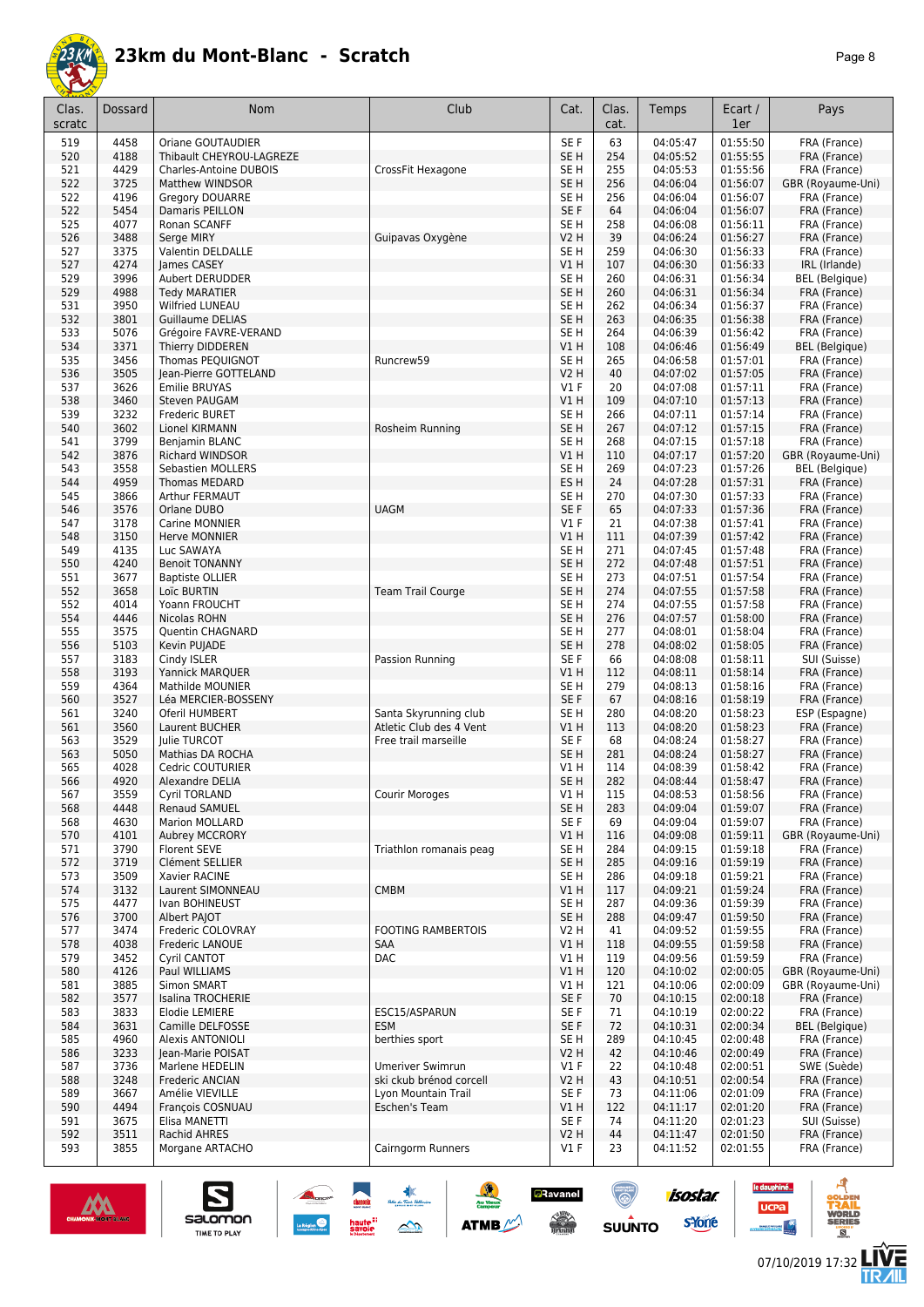# 23km du Mont-Blanc - Scratch

| Clas. scratc | Dossard | Nom | Club | Cat. | Clas. cat. | Temps | Ecart / 1er | Pays |
|---|---|---|---|---|---|---|---|---|
| 519 | 4458 | Oriane GOUTAUDIER | | SE F | 63 | 04:05:47 | 01:55:50 | FRA (France) |
| 520 | 4188 | Thibault CHEYROU-LAGREZE | | SE H | 254 | 04:05:52 | 01:55:55 | FRA (France) |
| 521 | 4429 | Charles-Antoine DUBOIS | CrossFit Hexagone | SE H | 255 | 04:05:53 | 01:55:56 | FRA (France) |
| 522 | 3725 | Matthew WINDSOR | | SE H | 256 | 04:06:04 | 01:56:07 | GBR (Royaume-Uni) |
| 522 | 4196 | Gregory DOUARRE | | SE H | 256 | 04:06:04 | 01:56:07 | FRA (France) |
| 522 | 5454 | Damaris PEILLON | | SE F | 64 | 04:06:04 | 01:56:07 | FRA (France) |
| 525 | 4077 | Ronan SCANFF | | SE H | 258 | 04:06:08 | 01:56:11 | FRA (France) |
| 526 | 3488 | Serge MIRY | Guipavas Oxygène | V2 H | 39 | 04:06:24 | 01:56:27 | FRA (France) |
| 527 | 3375 | Valentin DELDALLE | | SE H | 259 | 04:06:30 | 01:56:33 | FRA (France) |
| 527 | 4274 | James CASEY | | V1 H | 107 | 04:06:30 | 01:56:33 | IRL (Irlande) |
| 529 | 3996 | Aubert DERUDDER | | SE H | 260 | 04:06:31 | 01:56:34 | BEL (Belgique) |
| 529 | 4988 | Tedy MARATIER | | SE H | 260 | 04:06:31 | 01:56:34 | FRA (France) |
| 531 | 3950 | Wilfried LUNEAU | | SE H | 262 | 04:06:34 | 01:56:37 | FRA (France) |
| 532 | 3801 | Guillaume DELIAS | | SE H | 263 | 04:06:35 | 01:56:38 | FRA (France) |
| 533 | 5076 | Grégoire FAVRE-VERAND | | SE H | 264 | 04:06:39 | 01:56:42 | FRA (France) |
| 534 | 3371 | Thierry DIDDEREN | | V1 H | 108 | 04:06:46 | 01:56:49 | BEL (Belgique) |
| 535 | 3456 | Thomas PEQUIGNOT | Runcrew59 | SE H | 265 | 04:06:58 | 01:57:01 | FRA (France) |
| 536 | 3505 | Jean-Pierre GOTTELAND | | V2 H | 40 | 04:07:02 | 01:57:05 | FRA (France) |
| 537 | 3626 | Emilie BRUYAS | | V1 F | 20 | 04:07:08 | 01:57:11 | FRA (France) |
| 538 | 3460 | Steven PAUGAM | | V1 H | 109 | 04:07:10 | 01:57:13 | FRA (France) |
| 539 | 3232 | Frederic BURET | | SE H | 266 | 04:07:11 | 01:57:14 | FRA (France) |
| 540 | 3602 | Lionel KIRMANN | Rosheim Running | SE H | 267 | 04:07:12 | 01:57:15 | FRA (France) |
| 541 | 3799 | Benjamin BLANC | | SE H | 268 | 04:07:15 | 01:57:18 | FRA (France) |
| 542 | 3876 | Richard WINDSOR | | V1 H | 110 | 04:07:17 | 01:57:20 | GBR (Royaume-Uni) |
| 543 | 3558 | Sebastien MOLLERS | | SE H | 269 | 04:07:23 | 01:57:26 | BEL (Belgique) |
| 544 | 4959 | Thomas MEDARD | | ES H | 24 | 04:07:28 | 01:57:31 | FRA (France) |
| 545 | 3866 | Arthur FERMAUT | | SE H | 270 | 04:07:30 | 01:57:33 | FRA (France) |
| 546 | 3576 | Orlane DUBO | UAGM | SE F | 65 | 04:07:33 | 01:57:36 | FRA (France) |
| 547 | 3178 | Carine MONNIER | | V1 F | 21 | 04:07:38 | 01:57:41 | FRA (France) |
| 548 | 3150 | Herve MONNIER | | V1 H | 111 | 04:07:39 | 01:57:42 | FRA (France) |
| 549 | 4135 | Luc SAWAYA | | SE H | 271 | 04:07:45 | 01:57:48 | FRA (France) |
| 550 | 4240 | Benoit TONANNY | | SE H | 272 | 04:07:48 | 01:57:51 | FRA (France) |
| 551 | 3677 | Baptiste OLLIER | | SE H | 273 | 04:07:51 | 01:57:54 | FRA (France) |
| 552 | 3658 | Loïc BURTIN | Team Trail Courge | SE H | 274 | 04:07:55 | 01:57:58 | FRA (France) |
| 552 | 4014 | Yoann FROUCHT | | SE H | 274 | 04:07:55 | 01:57:58 | FRA (France) |
| 554 | 4446 | Nicolas ROHN | | SE H | 276 | 04:07:57 | 01:58:00 | FRA (France) |
| 555 | 3575 | Quentin CHAGNARD | | SE H | 277 | 04:08:01 | 01:58:04 | FRA (France) |
| 556 | 5103 | Kevin PUJADE | | SE H | 278 | 04:08:02 | 01:58:05 | FRA (France) |
| 557 | 3183 | Cindy ISLER | Passion Running | SE F | 66 | 04:08:08 | 01:58:11 | SUI (Suisse) |
| 558 | 3193 | Yannick MARQUER | | V1 H | 112 | 04:08:11 | 01:58:14 | FRA (France) |
| 559 | 4364 | Mathilde MOUNIER | | SE H | 279 | 04:08:13 | 01:58:16 | FRA (France) |
| 560 | 3527 | Léa MERCIER-BOSSENY | | SE F | 67 | 04:08:16 | 01:58:19 | FRA (France) |
| 561 | 3240 | Oferil HUMBERT | Santa Skyrunning club | SE H | 280 | 04:08:20 | 01:58:23 | ESP (Espagne) |
| 561 | 3560 | Laurent BUCHER | Atletic Club des 4 Vent | V1 H | 113 | 04:08:20 | 01:58:23 | FRA (France) |
| 563 | 3529 | Julie TURCOT | Free trail marseille | SE F | 68 | 04:08:24 | 01:58:27 | FRA (France) |
| 563 | 5050 | Mathias DA ROCHA | | SE H | 281 | 04:08:24 | 01:58:27 | FRA (France) |
| 565 | 4028 | Cedric COUTURIER | | V1 H | 114 | 04:08:39 | 01:58:42 | FRA (France) |
| 566 | 4920 | Alexandre DELIA | | SE H | 282 | 04:08:44 | 01:58:47 | FRA (France) |
| 567 | 3559 | Cyril TORLAND | Courir Moroges | V1 H | 115 | 04:08:53 | 01:58:56 | FRA (France) |
| 568 | 4448 | Renaud SAMUEL | | SE H | 283 | 04:09:04 | 01:59:07 | FRA (France) |
| 568 | 4630 | Marion MOLLARD | | SE F | 69 | 04:09:04 | 01:59:07 | FRA (France) |
| 570 | 4101 | Aubrey MCCRORY | | V1 H | 116 | 04:09:08 | 01:59:11 | GBR (Royaume-Uni) |
| 571 | 3790 | Florent SEVE | Triathlon romanais peag | SE H | 284 | 04:09:15 | 01:59:18 | FRA (France) |
| 572 | 3719 | Clément SELLIER | | SE H | 285 | 04:09:16 | 01:59:19 | FRA (France) |
| 573 | 3509 | Xavier RACINE | | SE H | 286 | 04:09:18 | 01:59:21 | FRA (France) |
| 574 | 3132 | Laurent SIMONNEAU | CMBM | V1 H | 117 | 04:09:21 | 01:59:24 | FRA (France) |
| 575 | 4477 | Ivan BOHINEUST | | SE H | 287 | 04:09:36 | 01:59:39 | FRA (France) |
| 576 | 3700 | Albert PAJOT | | SE H | 288 | 04:09:47 | 01:59:50 | FRA (France) |
| 577 | 3474 | Frederic COLOVRAY | FOOTING RAMBERTOIS | V2 H | 41 | 04:09:52 | 01:59:55 | FRA (France) |
| 578 | 4038 | Frederic LANOUE | SAA | V1 H | 118 | 04:09:55 | 01:59:58 | FRA (France) |
| 579 | 3452 | Cyril CANTOT | DAC | V1 H | 119 | 04:09:56 | 01:59:59 | FRA (France) |
| 580 | 4126 | Paul WILLIAMS | | V1 H | 120 | 04:10:02 | 02:00:05 | GBR (Royaume-Uni) |
| 581 | 3885 | Simon SMART | | V1 H | 121 | 04:10:06 | 02:00:09 | GBR (Royaume-Uni) |
| 582 | 3577 | Isalina TROCHERIE | | SE F | 70 | 04:10:15 | 02:00:18 | FRA (France) |
| 583 | 3833 | Elodie LEMIERE | ESC15/ASPARUN | SE F | 71 | 04:10:19 | 02:00:22 | FRA (France) |
| 584 | 3631 | Camille DELFOSSE | ESM | SE F | 72 | 04:10:31 | 02:00:34 | BEL (Belgique) |
| 585 | 4960 | Alexis ANTONIOLI | berthies sport | SE H | 289 | 04:10:45 | 02:00:48 | FRA (France) |
| 586 | 3233 | Jean-Marie POISAT | | V2 H | 42 | 04:10:46 | 02:00:49 | FRA (France) |
| 587 | 3736 | Marlene HEDELIN | Umeriver Swimrun | V1 F | 22 | 04:10:48 | 02:00:51 | SWE (Suède) |
| 588 | 3248 | Frederic ANCIAN | ski ckub brénod corcell | V2 H | 43 | 04:10:51 | 02:00:54 | FRA (France) |
| 589 | 3667 | Amélie VIEVILLE | Lyon Mountain Trail | SE F | 73 | 04:11:06 | 02:01:09 | FRA (France) |
| 590 | 4494 | François COSNUAU | Eschen's Team | V1 H | 122 | 04:11:17 | 02:01:20 | FRA (France) |
| 591 | 3675 | Elisa MANETTI | | SE F | 74 | 04:11:20 | 02:01:23 | SUI (Suisse) |
| 592 | 3511 | Rachid AHRES | | V2 H | 44 | 04:11:47 | 02:01:50 | FRA (France) |
| 593 | 3855 | Morgane ARTACHO | Cairngorm Runners | V1 F | 23 | 04:11:52 | 02:01:55 | FRA (France) |

07/10/2019 17:32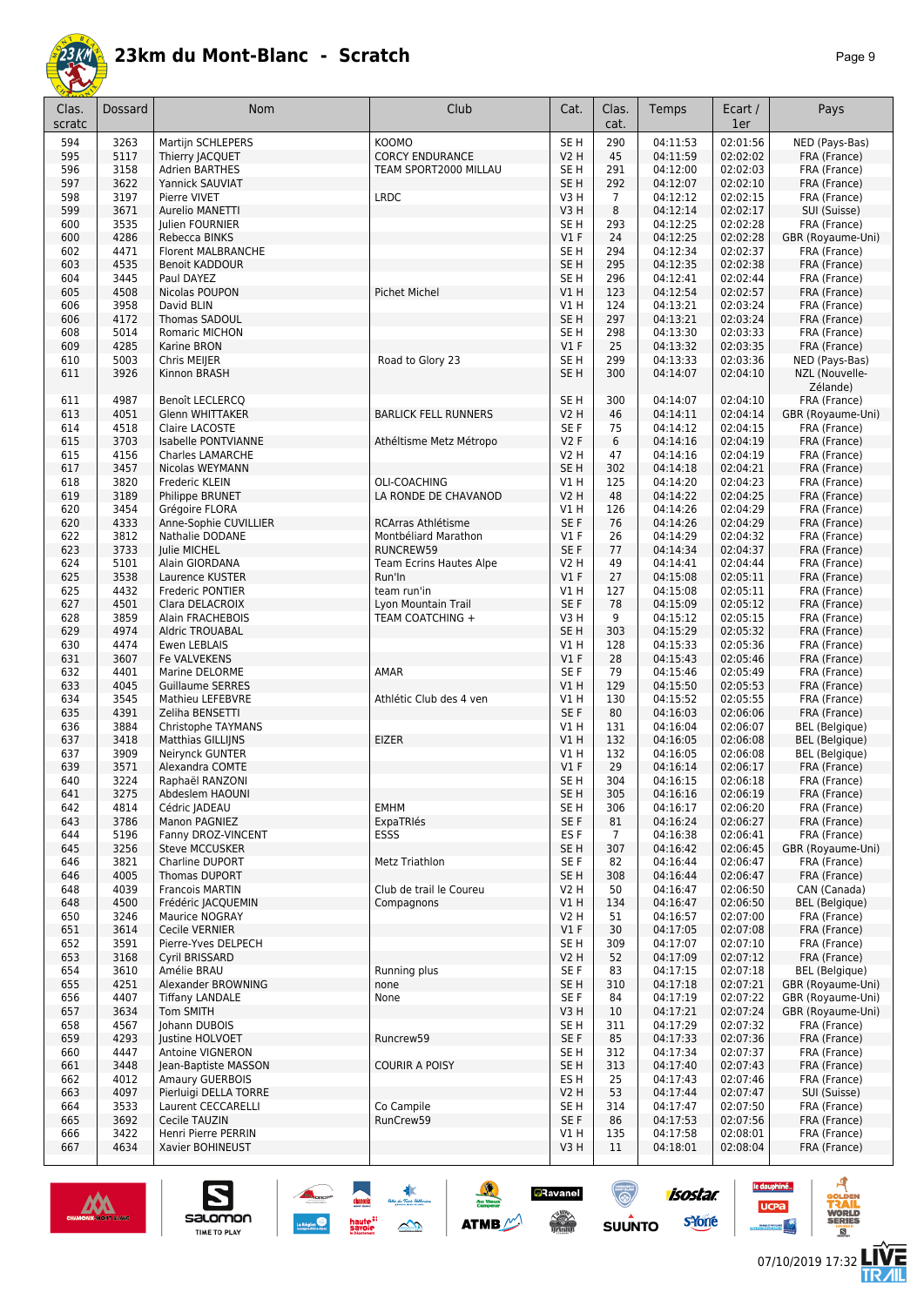# 23km du Mont-Blanc - Scratch

| Clas. scratc | Dossard | Nom | Club | Cat. | Clas. cat. | Temps | Ecart / 1er | Pays |
|---|---|---|---|---|---|---|---|---|
| 594 | 3263 | Martijn SCHLEPERS | KOOMO | SE H | 290 | 04:11:53 | 02:01:56 | NED (Pays-Bas) |
| 595 | 5117 | Thierry JACQUET | CORCY ENDURANCE | V2 H | 45 | 04:11:59 | 02:02:02 | FRA (France) |
| 596 | 3158 | Adrien BARTHES | TEAM SPORT2000 MILLAU | SE H | 291 | 04:12:00 | 02:02:03 | FRA (France) |
| 597 | 3622 | Yannick SAUVIAT | | SE H | 292 | 04:12:07 | 02:02:10 | FRA (France) |
| 598 | 3197 | Pierre VIVET | LRDC | V3 H | 7 | 04:12:12 | 02:02:15 | FRA (France) |
| 599 | 3671 | Aurelio MANETTI | | V3 H | 8 | 04:12:14 | 02:02:17 | SUI (Suisse) |
| 600 | 3535 | Julien FOURNIER | | SE H | 293 | 04:12:25 | 02:02:28 | FRA (France) |
| 600 | 4286 | Rebecca BINKS | | V1 F | 24 | 04:12:25 | 02:02:28 | GBR (Royaume-Uni) |
| 602 | 4471 | Florent MALBRANCHE | | SE H | 294 | 04:12:34 | 02:02:37 | FRA (France) |
| 603 | 4535 | Benoit KADDOUR | | SE H | 295 | 04:12:35 | 02:02:38 | FRA (France) |
| 604 | 3445 | Paul DAYEZ | | SE H | 296 | 04:12:41 | 02:02:44 | FRA (France) |
| 605 | 4508 | Nicolas POUPON | Pichet Michel | V1 H | 123 | 04:12:54 | 02:02:57 | FRA (France) |
| 606 | 3958 | David BLIN | | V1 H | 124 | 04:13:21 | 02:03:24 | FRA (France) |
| 606 | 4172 | Thomas SADOUL | | SE H | 297 | 04:13:21 | 02:03:24 | FRA (France) |
| 608 | 5014 | Romaric MICHON | | SE H | 298 | 04:13:30 | 02:03:33 | FRA (France) |
| 609 | 4285 | Karine BRON | | V1 F | 25 | 04:13:32 | 02:03:35 | FRA (France) |
| 610 | 5003 | Chris MEIJER | Road to Glory 23 | SE H | 299 | 04:13:33 | 02:03:36 | NED (Pays-Bas) |
| 611 | 3926 | Kinnon BRASH | | SE H | 300 | 04:14:07 | 02:04:10 | NZL (Nouvelle-Zélande) |
| 611 | 4987 | Benoît LECLERCQ | | SE H | 300 | 04:14:07 | 02:04:10 | FRA (France) |
| 613 | 4051 | Glenn WHITTAKER | BARLICK FELL RUNNERS | V2 H | 46 | 04:14:11 | 02:04:14 | GBR (Royaume-Uni) |
| 614 | 4518 | Claire LACOSTE | | SE F | 75 | 04:14:12 | 02:04:15 | FRA (France) |
| 615 | 3703 | Isabelle PONTVIANNE | Athéltisme Metz Métropo | V2 F | 6 | 04:14:16 | 02:04:19 | FRA (France) |
| 615 | 4156 | Charles LAMARCHE | | V2 H | 47 | 04:14:16 | 02:04:19 | FRA (France) |
| 617 | 3457 | Nicolas WEYMANN | | SE H | 302 | 04:14:18 | 02:04:21 | FRA (France) |
| 618 | 3820 | Frederic KLEIN | OLI-COACHING | V1 H | 125 | 04:14:20 | 02:04:23 | FRA (France) |
| 619 | 3189 | Philippe BRUNET | LA RONDE DE CHAVANOD | V2 H | 48 | 04:14:22 | 02:04:25 | FRA (France) |
| 620 | 3454 | Grégoire FLORA | | V1 H | 126 | 04:14:26 | 02:04:29 | FRA (France) |
| 620 | 4333 | Anne-Sophie CUVILLIER | RCArras Athlétisme | SE F | 76 | 04:14:26 | 02:04:29 | FRA (France) |
| 622 | 3812 | Nathalie DODANE | Montbéliard Marathon | V1 F | 26 | 04:14:29 | 02:04:32 | FRA (France) |
| 623 | 3733 | Julie MICHEL | RUNCREW59 | SE F | 77 | 04:14:34 | 02:04:37 | FRA (France) |
| 624 | 5101 | Alain GIORDANA | Team Ecrins Hautes Alpe | V2 H | 49 | 04:14:41 | 02:04:44 | FRA (France) |
| 625 | 3538 | Laurence KUSTER | Run'In | V1 F | 27 | 04:15:08 | 02:05:11 | FRA (France) |
| 625 | 4432 | Frederic PONTIER | team run'in | V1 H | 127 | 04:15:08 | 02:05:11 | FRA (France) |
| 627 | 4501 | Clara DELACROIX | Lyon Mountain Trail | SE F | 78 | 04:15:09 | 02:05:12 | FRA (France) |
| 628 | 3859 | Alain FRACHEBOIS | TEAM COATCHING + | V3 H | 9 | 04:15:12 | 02:05:15 | FRA (France) |
| 629 | 4974 | Aldric TROUABAL | | SE H | 303 | 04:15:29 | 02:05:32 | FRA (France) |
| 630 | 4474 | Ewen LEBLAIS | | V1 H | 128 | 04:15:33 | 02:05:36 | FRA (France) |
| 631 | 3607 | Fe VALVEKENS | | V1 F | 28 | 04:15:43 | 02:05:46 | FRA (France) |
| 632 | 4401 | Marine DELORME | AMAR | SE F | 79 | 04:15:46 | 02:05:49 | FRA (France) |
| 633 | 4045 | Guillaume SERRES | | V1 H | 129 | 04:15:50 | 02:05:53 | FRA (France) |
| 634 | 3545 | Mathieu LEFEBVRE | Athlétic Club des 4 ven | V1 H | 130 | 04:15:52 | 02:05:55 | FRA (France) |
| 635 | 4391 | Zeliha BENSETTI | | SE F | 80 | 04:16:03 | 02:06:06 | FRA (France) |
| 636 | 3884 | Christophe TAYMANS | | V1 H | 131 | 04:16:04 | 02:06:07 | BEL (Belgique) |
| 637 | 3418 | Matthias GILLIJNS | EIZER | V1 H | 132 | 04:16:05 | 02:06:08 | BEL (Belgique) |
| 637 | 3909 | Neirynck GUNTER | | V1 H | 132 | 04:16:05 | 02:06:08 | BEL (Belgique) |
| 639 | 3571 | Alexandra COMTE | | V1 F | 29 | 04:16:14 | 02:06:17 | FRA (France) |
| 640 | 3224 | Raphaël RANZONI | | SE H | 304 | 04:16:15 | 02:06:18 | FRA (France) |
| 641 | 3275 | Abdeslem HAOUNI | | SE H | 305 | 04:16:16 | 02:06:19 | FRA (France) |
| 642 | 4814 | Cédric JADEAU | EMHM | SE H | 306 | 04:16:17 | 02:06:20 | FRA (France) |
| 643 | 3786 | Manon PAGNIEZ | ExpaTRIés | SE F | 81 | 04:16:24 | 02:06:27 | FRA (France) |
| 644 | 5196 | Fanny DROZ-VINCENT | ESSS | ES F | 7 | 04:16:38 | 02:06:41 | FRA (France) |
| 645 | 3256 | Steve MCCUSKER | | SE H | 307 | 04:16:42 | 02:06:45 | GBR (Royaume-Uni) |
| 646 | 3821 | Charline DUPORT | Metz Triathlon | SE F | 82 | 04:16:44 | 02:06:47 | FRA (France) |
| 646 | 4005 | Thomas DUPORT | | SE H | 308 | 04:16:44 | 02:06:47 | FRA (France) |
| 648 | 4039 | Francois MARTIN | Club de trail le Coureu | V2 H | 50 | 04:16:47 | 02:06:50 | CAN (Canada) |
| 648 | 4500 | Frédéric JACQUEMIN | Compagnons | V1 H | 134 | 04:16:47 | 02:06:50 | BEL (Belgique) |
| 650 | 3246 | Maurice NOGRAY | | V2 H | 51 | 04:16:57 | 02:07:00 | FRA (France) |
| 651 | 3614 | Cecile VERNIER | | V1 F | 30 | 04:17:05 | 02:07:08 | FRA (France) |
| 652 | 3591 | Pierre-Yves DELPECH | | SE H | 309 | 04:17:07 | 02:07:10 | FRA (France) |
| 653 | 3168 | Cyril BRISSARD | | V2 H | 52 | 04:17:09 | 02:07:12 | FRA (France) |
| 654 | 3610 | Amélie BRAU | Running plus | SE F | 83 | 04:17:15 | 02:07:18 | BEL (Belgique) |
| 655 | 4251 | Alexander BROWNING | none | SE H | 310 | 04:17:18 | 02:07:21 | GBR (Royaume-Uni) |
| 656 | 4407 | Tiffany LANDALE | None | SE F | 84 | 04:17:19 | 02:07:22 | GBR (Royaume-Uni) |
| 657 | 3634 | Tom SMITH | | V3 H | 10 | 04:17:21 | 02:07:24 | GBR (Royaume-Uni) |
| 658 | 4567 | Johann DUBOIS | | SE H | 311 | 04:17:29 | 02:07:32 | FRA (France) |
| 659 | 4293 | Justine HOLVOET | Runcrew59 | SE F | 85 | 04:17:33 | 02:07:36 | FRA (France) |
| 660 | 4447 | Antoine VIGNERON | | SE H | 312 | 04:17:34 | 02:07:37 | FRA (France) |
| 661 | 3448 | Jean-Baptiste MASSON | COURIR A POISY | SE H | 313 | 04:17:40 | 02:07:43 | FRA (France) |
| 662 | 4012 | Amaury GUERBOIS | | ES H | 25 | 04:17:43 | 02:07:46 | FRA (France) |
| 663 | 4097 | Pierluigi DELLA TORRE | | V2 H | 53 | 04:17:44 | 02:07:47 | SUI (Suisse) |
| 664 | 3533 | Laurent CECCARELLI | Co Campile | SE H | 314 | 04:17:47 | 02:07:50 | FRA (France) |
| 665 | 3692 | Cecile TAUZIN | RunCrew59 | SE F | 86 | 04:17:53 | 02:07:56 | FRA (France) |
| 666 | 3422 | Henri Pierre PERRIN | | V1 H | 135 | 04:17:58 | 02:08:01 | FRA (France) |
| 667 | 4634 | Xavier BOHINEUST | | V3 H | 11 | 04:18:01 | 02:08:04 | FRA (France) |

07/10/2019 17:32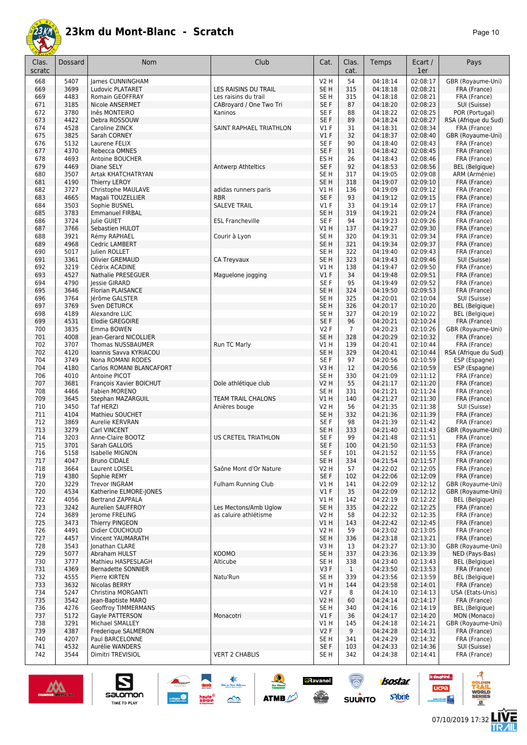# 23km du Mont-Blanc - Scratch

| Clas. scratc | Dossard | Nom | Club | Cat. | Clas. cat. | Temps | Ecart / 1er | Pays |
|---|---|---|---|---|---|---|---|---|
| 668 | 5407 | James CUNNINGHAM | | V2 H | 54 | 04:18:14 | 02:08:17 | GBR (Royaume-Uni) |
| 669 | 3699 | Ludovic PLATARET | LES RAISINS DU TRAIL | SE H | 315 | 04:18:18 | 02:08:21 | FRA (France) |
| 669 | 4483 | Romain GEOFFRAY | Les raisins du trail | SE H | 315 | 04:18:18 | 02:08:21 | FRA (France) |
| 671 | 3185 | Nicole ANSERMET | CABroyard / One Two Tri | SE F | 87 | 04:18:20 | 02:08:23 | SUI (Suisse) |
| 672 | 3780 | Inês MONTEIRO | Kaninos | SE F | 88 | 04:18:22 | 02:08:25 | POR (Portugal) |
| 673 | 4422 | Debra ROSSOUW | | SE F | 89 | 04:18:24 | 02:08:27 | RSA (Afrique du Sud) |
| 674 | 4528 | Caroline ZINCK | SAINT RAPHAEL TRIATHLON | V1 F | 31 | 04:18:31 | 02:08:34 | FRA (France) |
| 675 | 3825 | Sarah CORNEY | | V1 F | 32 | 04:18:37 | 02:08:40 | GBR (Royaume-Uni) |
| 676 | 5132 | Laurene FELIX | | SE F | 90 | 04:18:40 | 02:08:43 | FRA (France) |
| 677 | 4370 | Rebecca OMNES | | SE F | 91 | 04:18:42 | 02:08:45 | FRA (France) |
| 678 | 4693 | Antoine BOUCHER | | ES H | 26 | 04:18:43 | 02:08:46 | FRA (France) |
| 679 | 4469 | Diane SELY | Antwerp Athteltics | SE F | 92 | 04:18:53 | 02:08:56 | BEL (Belgique) |
| 680 | 3507 | Artak KHATCHATRYAN | | SE H | 317 | 04:19:05 | 02:09:08 | ARM (Arménie) |
| 681 | 4190 | Thierry LEROY | | SE H | 318 | 04:19:07 | 02:09:10 | FRA (France) |
| 682 | 3727 | Christophe MAULAVE | adidas runners paris | V1 H | 136 | 04:19:09 | 02:09:12 | FRA (France) |
| 683 | 4665 | Magali TOUZELLIER | RBR | SE F | 93 | 04:19:12 | 02:09:15 | FRA (France) |
| 684 | 3503 | Sophie BUSNEL | SALEVE TRAIL | V1 F | 33 | 04:19:14 | 02:09:17 | FRA (France) |
| 685 | 3783 | Emmanuel FIRBAL | | SE H | 319 | 04:19:21 | 02:09:24 | FRA (France) |
| 686 | 3724 | Julie GUIET | ESL Francheville | SE F | 94 | 04:19:23 | 02:09:26 | FRA (France) |
| 687 | 3766 | Sebastien HULOT | | V1 H | 137 | 04:19:27 | 02:09:30 | FRA (France) |
| 688 | 3921 | Rémy RAPHAEL | Courir à Lyon | SE H | 320 | 04:19:31 | 02:09:34 | FRA (France) |
| 689 | 4968 | Cedric LAMBERT | | SE H | 321 | 04:19:34 | 02:09:37 | FRA (France) |
| 690 | 5017 | Julien ROLLET | | SE H | 322 | 04:19:40 | 02:09:43 | FRA (France) |
| 691 | 3361 | Olivier GREMAUD | CA Treyvaux | SE H | 323 | 04:19:43 | 02:09:46 | SUI (Suisse) |
| 692 | 3219 | Cédric ACADINE | | V1 H | 138 | 04:19:47 | 02:09:50 | FRA (France) |
| 693 | 4527 | Nathalie PRESEGUER | Maguelone jogging | V1 F | 34 | 04:19:48 | 02:09:51 | FRA (France) |
| 694 | 4790 | Jessie GIRARD | | SE F | 95 | 04:19:49 | 02:09:52 | FRA (France) |
| 695 | 3646 | Florian PLAISANCE | | SE H | 324 | 04:19:50 | 02:09:53 | FRA (France) |
| 696 | 3764 | Jérôme GALSTER | | SE H | 325 | 04:20:01 | 02:10:04 | SUI (Suisse) |
| 697 | 3769 | Sven DETURCK | | SE H | 326 | 04:20:17 | 02:10:20 | BEL (Belgique) |
| 698 | 4189 | Alexandre LUC | | SE H | 327 | 04:20:19 | 02:10:22 | BEL (Belgique) |
| 699 | 4531 | Elodie GREGOIRE | | SE F | 96 | 04:20:21 | 02:10:24 | FRA (France) |
| 700 | 3835 | Emma BOWEN | | V2 F | 7 | 04:20:23 | 02:10:26 | GBR (Royaume-Uni) |
| 701 | 4008 | Jean-Gerard NICOLLIER | | SE H | 328 | 04:20:29 | 02:10:32 | FRA (France) |
| 702 | 3707 | Thomas NUSSBAUMER | Run TC Marly | V1 H | 139 | 04:20:41 | 02:10:44 | FRA (France) |
| 702 | 4120 | Ioannis Savva KYRIACOU | | SE H | 329 | 04:20:41 | 02:10:44 | RSA (Afrique du Sud) |
| 704 | 3749 | Nona ROMANI RODES | | SE F | 97 | 04:20:56 | 02:10:59 | ESP (Espagne) |
| 704 | 4180 | Carlos ROMANI BLANCAFORT | | V3 H | 12 | 04:20:56 | 02:10:59 | ESP (Espagne) |
| 706 | 4010 | Antoine PICOT | | SE H | 330 | 04:21:09 | 02:11:12 | FRA (France) |
| 707 | 3681 | François Xavier BOICHUT | Dole athlétique club | V2 H | 55 | 04:21:17 | 02:11:20 | FRA (France) |
| 708 | 4466 | Fabien MORENO | | SE H | 331 | 04:21:21 | 02:11:24 | FRA (France) |
| 709 | 3645 | Stephan MAZARGUIL | TEAM TRAIL CHALONS | V1 H | 140 | 04:21:27 | 02:11:30 | FRA (France) |
| 710 | 3450 | Taf HERZI | Anières bouge | V2 H | 56 | 04:21:35 | 02:11:38 | SUI (Suisse) |
| 711 | 4104 | Mathieu SOUCHET | | SE H | 332 | 04:21:36 | 02:11:39 | FRA (France) |
| 712 | 3869 | Aurelie KERVRAN | | SE F | 98 | 04:21:39 | 02:11:42 | FRA (France) |
| 713 | 3279 | Carl VINCENT | | SE H | 333 | 04:21:40 | 02:11:43 | GBR (Royaume-Uni) |
| 714 | 3203 | Anne-Claire BOOTZ | US CRETEIL TRIATHLON | SE F | 99 | 04:21:48 | 02:11:51 | FRA (France) |
| 715 | 3701 | Sarah GALLOIS | | SE F | 100 | 04:21:50 | 02:11:53 | FRA (France) |
| 716 | 5158 | Isabelle MIGNON | | SE F | 101 | 04:21:52 | 02:11:55 | FRA (France) |
| 717 | 4047 | Bruno CIDALE | | SE H | 334 | 04:21:54 | 02:11:57 | FRA (France) |
| 718 | 3664 | Laurent LOISEL | Saône Mont d'Or Nature | V2 H | 57 | 04:22:02 | 02:12:05 | FRA (France) |
| 719 | 4380 | Sophie REMY | | SE F | 102 | 04:22:06 | 02:12:09 | FRA (France) |
| 720 | 3229 | Trevor INGRAM | Fulham Running Club | V1 H | 141 | 04:22:09 | 02:12:12 | GBR (Royaume-Uni) |
| 720 | 4534 | Katherine ELMORE-JONES | | V1 F | 35 | 04:22:09 | 02:12:12 | GBR (Royaume-Uni) |
| 722 | 4056 | Bertrand ZAPPALA | | V1 H | 142 | 04:22:19 | 02:12:22 | BEL (Belgique) |
| 723 | 3242 | Aurelien SAUFFROY | Les Mectons/Amb Uglow | SE H | 335 | 04:22:22 | 02:12:25 | FRA (France) |
| 724 | 3689 | Jerome FRELING | as caluire athlétisme | V2 H | 58 | 04:22:32 | 02:12:35 | FRA (France) |
| 725 | 3473 | Thierry PINGEON | | V1 H | 143 | 04:22:42 | 02:12:45 | FRA (France) |
| 726 | 4491 | Didier COUCHOUD | | V2 H | 59 | 04:23:02 | 02:13:05 | FRA (France) |
| 727 | 4457 | Vincent YAUMARATH | | SE H | 336 | 04:23:18 | 02:13:21 | FRA (France) |
| 728 | 3543 | Jonathan CLARE | | V3 H | 13 | 04:23:27 | 02:13:30 | GBR (Royaume-Uni) |
| 729 | 5077 | Abraham HULST | KOOMO | SE H | 337 | 04:23:36 | 02:13:39 | NED (Pays-Bas) |
| 730 | 3777 | Mathieu HASPESLAGH | Alticube | SE H | 338 | 04:23:40 | 02:13:43 | BEL (Belgique) |
| 731 | 4369 | Bernadette SONNIER | | V3 F | 1 | 04:23:50 | 02:13:53 | FRA (France) |
| 732 | 4555 | Pierre KIRTEN | Natu'Run | SE H | 339 | 04:23:56 | 02:13:59 | BEL (Belgique) |
| 733 | 3632 | Nicolas BERRY | | V1 H | 144 | 04:23:58 | 02:14:01 | FRA (France) |
| 734 | 5247 | Christina MORGANTI | | V2 F | 8 | 04:24:10 | 02:14:13 | USA (Etats-Unis) |
| 735 | 3542 | Jean-Baptiste MARQ | | V2 H | 60 | 04:24:14 | 02:14:17 | FRA (France) |
| 736 | 4276 | Geoffroy TIMMERMANS | | SE H | 340 | 04:24:16 | 02:14:19 | BEL (Belgique) |
| 737 | 5172 | Gayle PATTERSON | Monacotri | V1 F | 36 | 04:24:17 | 02:14:20 | MON (Monaco) |
| 738 | 3291 | Michael SMALLEY | | V1 H | 145 | 04:24:18 | 02:14:21 | GBR (Royaume-Uni) |
| 739 | 4387 | Frederique SALMERON | | V2 F | 9 | 04:24:28 | 02:14:31 | FRA (France) |
| 740 | 4207 | Paul BARCELONNE | | SE H | 341 | 04:24:29 | 02:14:32 | FRA (France) |
| 741 | 4532 | Aurélie WANDERS | | SE F | 103 | 04:24:33 | 02:14:36 | SUI (Suisse) |
| 742 | 3544 | Dimitri TREVISIOL | VERT 2 CHABLIS | SE H | 342 | 04:24:38 | 02:14:41 | FRA (France) |

07/10/2019 17:32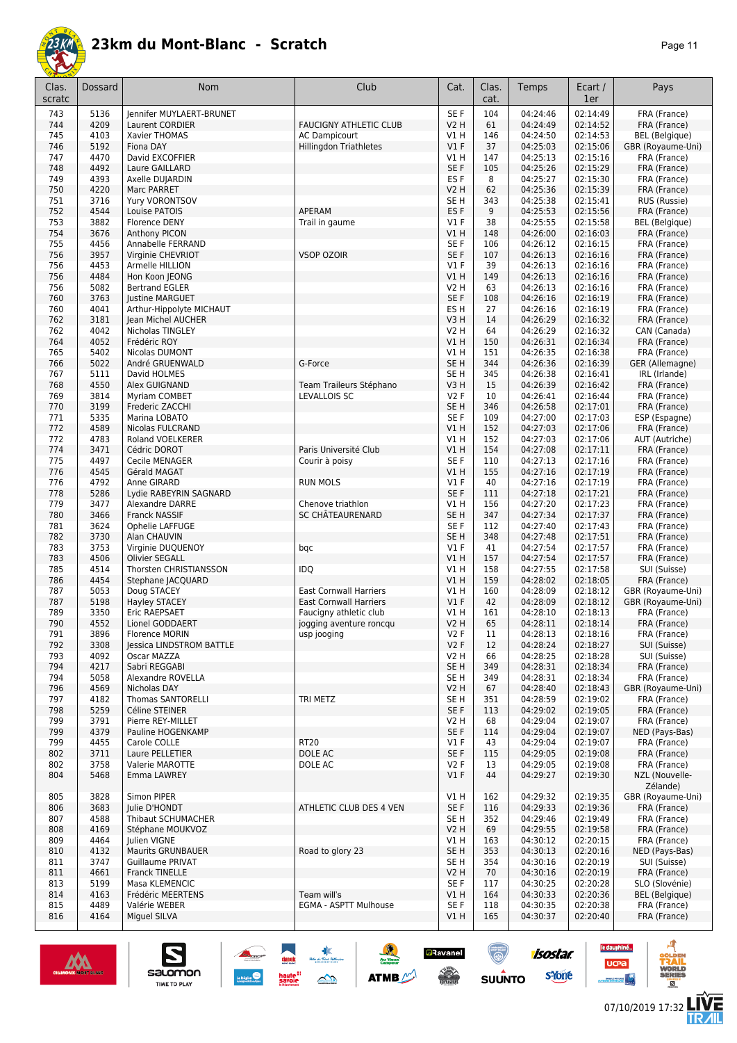# 23km du Mont-Blanc - Scratch

| Clas. scratc | Dossard | Nom | Club | Cat. | Clas. cat. | Temps | Ecart / 1er | Pays |
|---|---|---|---|---|---|---|---|---|
| 743 | 5136 | Jennifer MUYLAERT-BRUNET | | SE F | 104 | 04:24:46 | 02:14:49 | FRA (France) |
| 744 | 4209 | Laurent CORDIER | FAUCIGNY ATHLETIC CLUB | V2 H | 61 | 04:24:49 | 02:14:52 | FRA (France) |
| 745 | 4103 | Xavier THOMAS | AC Dampicourt | V1 H | 146 | 04:24:50 | 02:14:53 | BEL (Belgique) |
| 746 | 5192 | Fiona DAY | Hillingdon Triathletes | V1 F | 37 | 04:25:03 | 02:15:06 | GBR (Royaume-Uni) |
| 747 | 4470 | David EXCOFFIER | | V1 H | 147 | 04:25:13 | 02:15:16 | FRA (France) |
| 748 | 4492 | Laure GAILLARD | | SE F | 105 | 04:25:26 | 02:15:29 | FRA (France) |
| 749 | 4393 | Axelle DUJARDIN | | ES F | 8 | 04:25:27 | 02:15:30 | FRA (France) |
| 750 | 4220 | Marc PARRET | | V2 H | 62 | 04:25:36 | 02:15:39 | FRA (France) |
| 751 | 3716 | Yury VORONTSOV | | SE H | 343 | 04:25:38 | 02:15:41 | RUS (Russie) |
| 752 | 4544 | Louise PATOIS | APERAM | ES F | 9 | 04:25:53 | 02:15:56 | FRA (France) |
| 753 | 3882 | Florence DENY | Trail in gaume | V1 F | 38 | 04:25:55 | 02:15:58 | BEL (Belgique) |
| 754 | 3676 | Anthony PICON | | V1 H | 148 | 04:26:00 | 02:16:03 | FRA (France) |
| 755 | 4456 | Annabelle FERRAND | | SE F | 106 | 04:26:12 | 02:16:15 | FRA (France) |
| 756 | 3957 | Virginie CHEVRIOT | VSOP OZOIR | SE F | 107 | 04:26:13 | 02:16:16 | FRA (France) |
| 756 | 4453 | Armelle HILLION | | V1 F | 39 | 04:26:13 | 02:16:16 | FRA (France) |
| 756 | 4484 | Hon Koon JEONG | | V1 H | 149 | 04:26:13 | 02:16:16 | FRA (France) |
| 756 | 5082 | Bertrand EGLER | | V2 H | 63 | 04:26:13 | 02:16:16 | FRA (France) |
| 760 | 3763 | Justine MARGUET | | SE F | 108 | 04:26:16 | 02:16:19 | FRA (France) |
| 760 | 4041 | Arthur-Hippolyte MICHAUT | | ES H | 27 | 04:26:16 | 02:16:19 | FRA (France) |
| 762 | 3181 | Jean Michel AUCHER | | V3 H | 14 | 04:26:29 | 02:16:32 | FRA (France) |
| 762 | 4042 | Nicholas TINGLEY | | V2 H | 64 | 04:26:29 | 02:16:32 | CAN (Canada) |
| 764 | 4052 | Frédéric ROY | | V1 H | 150 | 04:26:31 | 02:16:34 | FRA (France) |
| 765 | 5402 | Nicolas DUMONT | | V1 H | 151 | 04:26:35 | 02:16:38 | FRA (France) |
| 766 | 5022 | André GRUENWALD | G-Force | SE H | 344 | 04:26:36 | 02:16:39 | GER (Allemagne) |
| 767 | 5111 | David HOLMES | | SE H | 345 | 04:26:38 | 02:16:41 | IRL (Irlande) |
| 768 | 4550 | Alex GUIGNAND | Team Traileurs Stéphano | V3 H | 15 | 04:26:39 | 02:16:42 | FRA (France) |
| 769 | 3814 | Myriam COMBET | LEVALLOIS SC | V2 F | 10 | 04:26:41 | 02:16:44 | FRA (France) |
| 770 | 3199 | Frederic ZACCHI | | SE H | 346 | 04:26:58 | 02:17:01 | FRA (France) |
| 771 | 5335 | Marina LOBATO | | SE F | 109 | 04:27:00 | 02:17:03 | ESP (Espagne) |
| 772 | 4589 | Nicolas FULCRAND | | V1 H | 152 | 04:27:03 | 02:17:06 | FRA (France) |
| 772 | 4783 | Roland VOELKERER | | V1 H | 152 | 04:27:03 | 02:17:06 | AUT (Autriche) |
| 774 | 3471 | Cédric DOROT | Paris Université Club | V1 H | 154 | 04:27:08 | 02:17:11 | FRA (France) |
| 775 | 4497 | Cecile MENAGER | Courir à poisy | SE F | 110 | 04:27:13 | 02:17:16 | FRA (France) |
| 776 | 4545 | Gérald MAGAT | | V1 H | 155 | 04:27:16 | 02:17:19 | FRA (France) |
| 776 | 4792 | Anne GIRARD | RUN MOLS | V1 F | 40 | 04:27:16 | 02:17:19 | FRA (France) |
| 778 | 5286 | Lydie RABEYRIN SAGNARD | | SE F | 111 | 04:27:18 | 02:17:21 | FRA (France) |
| 779 | 3477 | Alexandre DARRE | Chenove triathlon | V1 H | 156 | 04:27:20 | 02:17:23 | FRA (France) |
| 780 | 3466 | Franck NASSIF | SC CHÂTEAURENARD | SE H | 347 | 04:27:34 | 02:17:37 | FRA (France) |
| 781 | 3624 | Ophelie LAFFUGE | | SE F | 112 | 04:27:40 | 02:17:43 | FRA (France) |
| 782 | 3730 | Alan CHAUVIN | | SE H | 348 | 04:27:48 | 02:17:51 | FRA (France) |
| 783 | 3753 | Virginie DUQUENOY | bqc | V1 F | 41 | 04:27:54 | 02:17:57 | FRA (France) |
| 783 | 4506 | Olivier SEGALL | | V1 H | 157 | 04:27:54 | 02:17:57 | FRA (France) |
| 785 | 4514 | Thorsten CHRISTIANSSON | IDQ | V1 H | 158 | 04:27:55 | 02:17:58 | SUI (Suisse) |
| 786 | 4454 | Stephane JACQUARD | | V1 H | 159 | 04:28:02 | 02:18:05 | FRA (France) |
| 787 | 5053 | Doug STACEY | East Cornwall Harriers | V1 H | 160 | 04:28:09 | 02:18:12 | GBR (Royaume-Uni) |
| 787 | 5198 | Hayley STACEY | East Cornwall Harriers | V1 F | 42 | 04:28:09 | 02:18:12 | GBR (Royaume-Uni) |
| 789 | 3350 | Eric RAEPSAET | Faucigny athletic club | V1 H | 161 | 04:28:10 | 02:18:13 | FRA (France) |
| 790 | 4552 | Lionel GODDAERT | jogging aventure roncqu | V2 H | 65 | 04:28:11 | 02:18:14 | FRA (France) |
| 791 | 3896 | Florence MORIN | usp jooging | V2 F | 11 | 04:28:13 | 02:18:16 | FRA (France) |
| 792 | 3308 | Jessica LINDSTROM BATTLE | | V2 F | 12 | 04:28:24 | 02:18:27 | SUI (Suisse) |
| 793 | 4092 | Oscar MAZZA | | V2 H | 66 | 04:28:25 | 02:18:28 | SUI (Suisse) |
| 794 | 4217 | Sabri REGGABI | | SE H | 349 | 04:28:31 | 02:18:34 | FRA (France) |
| 794 | 5058 | Alexandre ROVELLA | | SE H | 349 | 04:28:31 | 02:18:34 | FRA (France) |
| 796 | 4569 | Nicholas DAY | | V2 H | 67 | 04:28:40 | 02:18:43 | GBR (Royaume-Uni) |
| 797 | 4182 | Thomas SANTORELLI | TRI METZ | SE H | 351 | 04:28:59 | 02:19:02 | FRA (France) |
| 798 | 5259 | Céline STEINER | | SE F | 113 | 04:29:02 | 02:19:05 | FRA (France) |
| 799 | 3791 | Pierre REY-MILLET | | V2 H | 68 | 04:29:04 | 02:19:07 | FRA (France) |
| 799 | 4379 | Pauline HOGENKAMP | | SE F | 114 | 04:29:04 | 02:19:07 | NED (Pays-Bas) |
| 799 | 4455 | Carole COLLE | RT20 | V1 F | 43 | 04:29:04 | 02:19:07 | FRA (France) |
| 802 | 3711 | Laure PELLETIER | DOLE AC | SE F | 115 | 04:29:05 | 02:19:08 | FRA (France) |
| 802 | 3758 | Valerie MAROTTE | DOLE AC | V2 F | 13 | 04:29:05 | 02:19:08 | FRA (France) |
| 804 | 5468 | Emma LAWREY | | V1 F | 44 | 04:29:27 | 02:19:30 | NZL (Nouvelle-Zélande) |
| 805 | 3828 | Simon PIPER | | V1 H | 162 | 04:29:32 | 02:19:35 | GBR (Royaume-Uni) |
| 806 | 3683 | Julie D'HONDT | ATHLETIC CLUB DES 4 VEN | SE F | 116 | 04:29:33 | 02:19:36 | FRA (France) |
| 807 | 4588 | Thibaut SCHUMACHER | | SE H | 352 | 04:29:46 | 02:19:49 | FRA (France) |
| 808 | 4169 | Stéphane MOUKVOZ | | V2 H | 69 | 04:29:55 | 02:19:58 | FRA (France) |
| 809 | 4464 | Julien VIGNE | | V1 H | 163 | 04:30:12 | 02:20:15 | FRA (France) |
| 810 | 4132 | Maurits GRUNBAUER | Road to glory 23 | SE H | 353 | 04:30:13 | 02:20:16 | NED (Pays-Bas) |
| 811 | 3747 | Guillaume PRIVAT | | SE H | 354 | 04:30:16 | 02:20:19 | SUI (Suisse) |
| 811 | 4661 | Franck TINELLE | | V2 H | 70 | 04:30:16 | 02:20:19 | FRA (France) |
| 813 | 5199 | Masa KLEMENCIC | | SE F | 117 | 04:30:25 | 02:20:28 | SLO (Slovénie) |
| 814 | 4163 | Frédéric MEERTENS | Team will's | V1 H | 164 | 04:30:33 | 02:20:36 | BEL (Belgique) |
| 815 | 4489 | Valérie WEBER | EGMA - ASPTT Mulhouse | SE F | 118 | 04:30:35 | 02:20:38 | FRA (France) |
| 816 | 4164 | Miguel SILVA | | V1 H | 165 | 04:30:37 | 02:20:40 | FRA (France) |

07/10/2019 17:32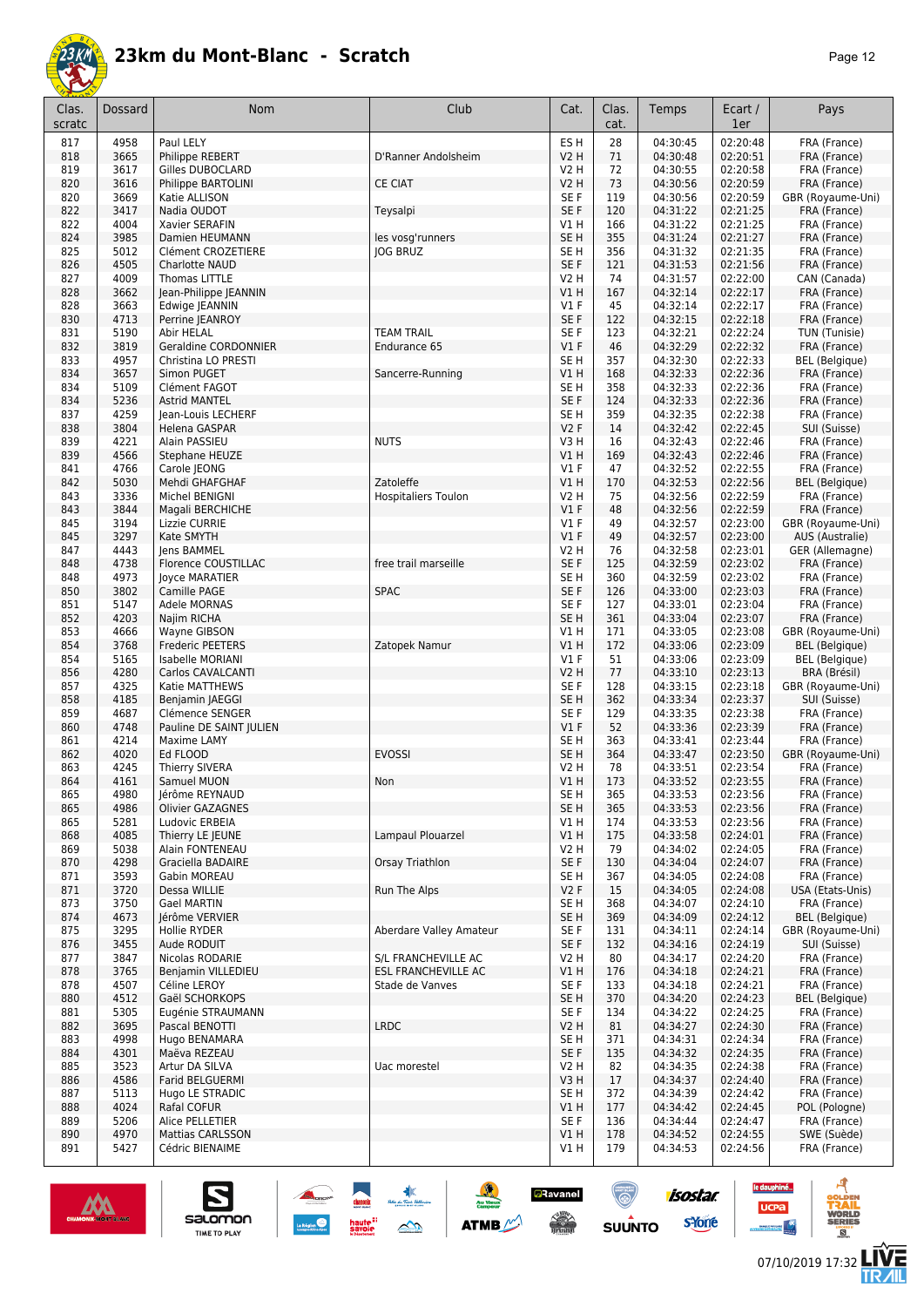# 23km du Mont-Blanc - Scratch

| Clas. scratc | Dossard | Nom | Club | Cat. | Clas. cat. | Temps | Ecart / 1er | Pays |
|---|---|---|---|---|---|---|---|---|
| 817 | 4958 | Paul LELY | | ES H | 28 | 04:30:45 | 02:20:48 | FRA (France) |
| 818 | 3665 | Philippe REBERT | D'Ranner Andolsheim | V2 H | 71 | 04:30:48 | 02:20:51 | FRA (France) |
| 819 | 3617 | Gilles DUBOCLARD | | V2 H | 72 | 04:30:55 | 02:20:58 | FRA (France) |
| 820 | 3616 | Philippe BARTOLINI | CE CIAT | V2 H | 73 | 04:30:56 | 02:20:59 | FRA (France) |
| 820 | 3669 | Katie ALLISON | | SE F | 119 | 04:30:56 | 02:20:59 | GBR (Royaume-Uni) |
| 822 | 3417 | Nadia OUDOT | Teysalpi | SE F | 120 | 04:31:22 | 02:21:25 | FRA (France) |
| 822 | 4004 | Xavier SERAFIN | | V1 H | 166 | 04:31:22 | 02:21:25 | FRA (France) |
| 824 | 3985 | Damien HEUMANN | les vosg'runers | SE H | 355 | 04:31:24 | 02:21:27 | FRA (France) |
| 825 | 5012 | Clément CROZETIERE | JOG BRUZ | SE H | 356 | 04:31:32 | 02:21:35 | FRA (France) |
| 826 | 4505 | Charlotte NAUD | | SE F | 121 | 04:31:53 | 02:21:56 | FRA (France) |
| 827 | 4009 | Thomas LITTLE | | V2 H | 74 | 04:31:57 | 02:22:00 | CAN (Canada) |
| 828 | 3662 | Jean-Philippe JEANNIN | | V1 H | 167 | 04:32:14 | 02:22:17 | FRA (France) |
| 828 | 3663 | Edwige JEANNIN | | V1 F | 45 | 04:32:14 | 02:22:17 | FRA (France) |
| 830 | 4713 | Perrine JEANROY | | SE F | 122 | 04:32:15 | 02:22:18 | FRA (France) |
| 831 | 5190 | Abir HELAL | TEAM TRAIL | SE F | 123 | 04:32:21 | 02:22:24 | TUN (Tunisie) |
| 832 | 3819 | Geraldine CORDONNIER | Endurance 65 | V1 F | 46 | 04:32:29 | 02:22:32 | FRA (France) |
| 833 | 4957 | Christina LO PRESTI | | SE H | 357 | 04:32:30 | 02:22:33 | BEL (Belgique) |
| 834 | 3657 | Simon PUGET | Sancerre-Running | V1 H | 168 | 04:32:33 | 02:22:36 | FRA (France) |
| 834 | 5109 | Clément FAGOT | | SE H | 358 | 04:32:33 | 02:22:36 | FRA (France) |
| 834 | 5236 | Astrid MANTEL | | SE F | 124 | 04:32:33 | 02:22:36 | FRA (France) |
| 837 | 4259 | Jean-Louis LECHERF | | SE H | 359 | 04:32:35 | 02:22:38 | FRA (France) |
| 838 | 3804 | Helena GASPAR | | V2 F | 14 | 04:32:42 | 02:22:45 | SUI (Suisse) |
| 839 | 4221 | Alain PASSIEU | NUTS | V3 H | 16 | 04:32:43 | 02:22:46 | FRA (France) |
| 839 | 4566 | Stephane HEUZE | | V1 H | 169 | 04:32:43 | 02:22:46 | FRA (France) |
| 841 | 4766 | Carole JEONG | | V1 F | 47 | 04:32:52 | 02:22:55 | FRA (France) |
| 842 | 5030 | Mehdi GHAFGHAF | Zatoleffe | V1 H | 170 | 04:32:53 | 02:22:56 | BEL (Belgique) |
| 843 | 3336 | Michel BENIGNI | Hospitaliers Toulon | V2 H | 75 | 04:32:56 | 02:22:59 | FRA (France) |
| 843 | 3844 | Magali BERCHICHE | | V1 F | 48 | 04:32:56 | 02:22:59 | FRA (France) |
| 845 | 3194 | Lizzie CURRIE | | V1 F | 49 | 04:32:57 | 02:23:00 | GBR (Royaume-Uni) |
| 845 | 3297 | Kate SMYTH | | V1 F | 49 | 04:32:57 | 02:23:00 | AUS (Australie) |
| 847 | 4443 | Jens BAMMEL | | V2 H | 76 | 04:32:58 | 02:23:01 | GER (Allemagne) |
| 848 | 4738 | Florence COUSTILLAC | free trail marseille | SE F | 125 | 04:32:59 | 02:23:02 | FRA (France) |
| 848 | 4973 | Joyce MARATIER | | SE H | 360 | 04:32:59 | 02:23:02 | FRA (France) |
| 850 | 3802 | Camille PAGE | SPAC | SE F | 126 | 04:33:00 | 02:23:03 | FRA (France) |
| 851 | 5147 | Adele MORNAS | | SE F | 127 | 04:33:01 | 02:23:04 | FRA (France) |
| 852 | 4203 | Najim RICHA | | SE H | 361 | 04:33:04 | 02:23:07 | FRA (France) |
| 853 | 4666 | Wayne GIBSON | | V1 H | 171 | 04:33:05 | 02:23:08 | GBR (Royaume-Uni) |
| 854 | 3768 | Frederic PEETERS | Zatopek Namur | V1 H | 172 | 04:33:06 | 02:23:09 | BEL (Belgique) |
| 854 | 5165 | Isabelle MORIANI | | V1 F | 51 | 04:33:06 | 02:23:09 | BEL (Belgique) |
| 856 | 4280 | Carlos CAVALCANTI | | V2 H | 77 | 04:33:10 | 02:23:13 | BRA (Brésil) |
| 857 | 4325 | Katie MATTHEWS | | SE F | 128 | 04:33:15 | 02:23:18 | GBR (Royaume-Uni) |
| 858 | 4185 | Benjamin JAEGGI | | SE H | 362 | 04:33:34 | 02:23:37 | SUI (Suisse) |
| 859 | 4687 | Clémence SENGER | | SE F | 129 | 04:33:35 | 02:23:38 | FRA (France) |
| 860 | 4748 | Pauline DE SAINT JULIEN | | V1 F | 52 | 04:33:36 | 02:23:39 | FRA (France) |
| 861 | 4214 | Maxime LAMY | | SE H | 363 | 04:33:41 | 02:23:44 | FRA (France) |
| 862 | 4020 | Ed FLOOD | EVOSSI | SE H | 364 | 04:33:47 | 02:23:50 | GBR (Royaume-Uni) |
| 863 | 4245 | Thierry SIVERA | | V2 H | 78 | 04:33:51 | 02:23:54 | FRA (France) |
| 864 | 4161 | Samuel MUON | Non | V1 H | 173 | 04:33:52 | 02:23:55 | FRA (France) |
| 865 | 4980 | Jérôme REYNAUD | | SE H | 365 | 04:33:53 | 02:23:56 | FRA (France) |
| 865 | 4986 | Olivier GAZAGNES | | SE H | 365 | 04:33:53 | 02:23:56 | FRA (France) |
| 865 | 5281 | Ludovic ERBEIA | | V1 H | 174 | 04:33:53 | 02:23:56 | FRA (France) |
| 868 | 4085 | Thierry LE JEUNE | Lampaul Plouarzel | V1 H | 175 | 04:33:58 | 02:24:01 | FRA (France) |
| 869 | 5038 | Alain FONTENEAU | | V2 H | 79 | 04:34:02 | 02:24:05 | FRA (France) |
| 870 | 4298 | Graciella BADAIRE | Orsay Triathlon | SE F | 130 | 04:34:04 | 02:24:07 | FRA (France) |
| 871 | 3593 | Gabin MOREAU | | SE H | 367 | 04:34:05 | 02:24:08 | FRA (France) |
| 871 | 3720 | Dessa WILLIE | Run The Alps | V2 F | 15 | 04:34:05 | 02:24:08 | USA (Etats-Unis) |
| 873 | 3750 | Gael MARTIN | | SE H | 368 | 04:34:07 | 02:24:10 | FRA (France) |
| 874 | 4673 | Jérôme VERVIER | | SE H | 369 | 04:34:09 | 02:24:12 | BEL (Belgique) |
| 875 | 3295 | Hollie RYDER | Aberdare Valley Amateur | SE F | 131 | 04:34:11 | 02:24:14 | GBR (Royaume-Uni) |
| 876 | 3455 | Aude RODUIT | | SE F | 132 | 04:34:16 | 02:24:19 | SUI (Suisse) |
| 877 | 3847 | Nicolas RODARIE | S/L FRANCHEVILLE AC | V2 H | 80 | 04:34:17 | 02:24:20 | FRA (France) |
| 878 | 3765 | Benjamin VILLEDIEU | ESL FRANCHEVILLE AC | V1 H | 176 | 04:34:18 | 02:24:21 | FRA (France) |
| 878 | 4507 | Céline LEROY | Stade de Vanves | SE F | 133 | 04:34:18 | 02:24:21 | FRA (France) |
| 880 | 4512 | Gaël SCHORKOPS | | SE H | 370 | 04:34:20 | 02:24:23 | BEL (Belgique) |
| 881 | 5305 | Eugénie STRAUMANN | | SE F | 134 | 04:34:22 | 02:24:25 | FRA (France) |
| 882 | 3695 | Pascal BENOTTI | LRDC | V2 H | 81 | 04:34:27 | 02:24:30 | FRA (France) |
| 883 | 4998 | Hugo BENAMARA | | SE H | 371 | 04:34:31 | 02:24:34 | FRA (France) |
| 884 | 4301 | Maëva REZEAU | | SE F | 135 | 04:34:32 | 02:24:35 | FRA (France) |
| 885 | 3523 | Artur DA SILVA | Uac morestel | V2 H | 82 | 04:34:35 | 02:24:38 | FRA (France) |
| 886 | 4586 | Farid BELGUERMI | | V3 H | 17 | 04:34:37 | 02:24:40 | FRA (France) |
| 887 | 5113 | Hugo LE STRADIC | | SE H | 372 | 04:34:39 | 02:24:42 | FRA (France) |
| 888 | 4024 | Rafal COFUR | | V1 H | 177 | 04:34:42 | 02:24:45 | POL (Pologne) |
| 889 | 5206 | Alice PELLETIER | | SE F | 136 | 04:34:44 | 02:24:47 | FRA (France) |
| 890 | 4970 | Mattias CARLSSON | | V1 H | 178 | 04:34:52 | 02:24:55 | SWE (Suède) |
| 891 | 5427 | Cédric BIENAIME | | V1 H | 179 | 04:34:53 | 02:24:56 | FRA (France) |

07/10/2019 17:32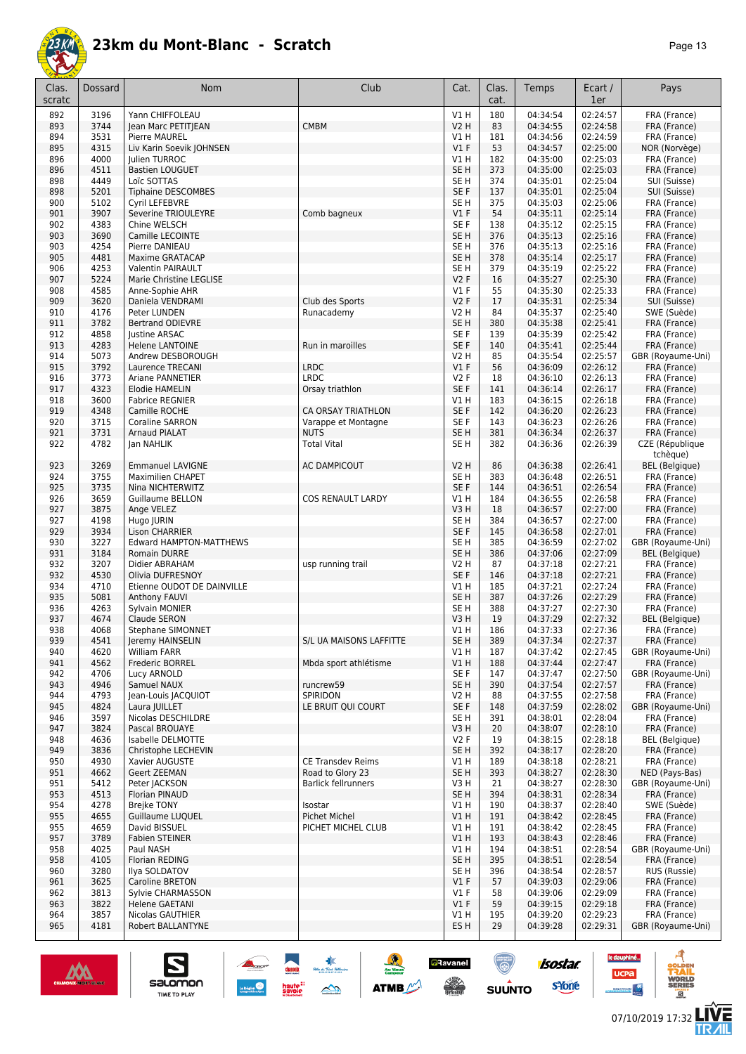# 23km du Mont-Blanc - Scratch

| Clas. scratc | Dossard | Nom | Club | Cat. | Clas. cat. | Temps | Ecart / 1er | Pays |
|---|---|---|---|---|---|---|---|---|
| 892 | 3196 | Yann CHIFFOLEAU | | V1 H | 180 | 04:34:54 | 02:24:57 | FRA (France) |
| 893 | 3744 | Jean Marc PETITJEAN | CMBM | V2 H | 83 | 04:34:55 | 02:24:58 | FRA (France) |
| 894 | 3531 | Pierre MAUREL | | V1 H | 181 | 04:34:56 | 02:24:59 | FRA (France) |
| 895 | 4315 | Liv Karin Soevik JOHNSEN | | V1 F | 53 | 04:34:57 | 02:25:00 | NOR (Norvège) |
| 896 | 4000 | Julien TURROC | | V1 H | 182 | 04:35:00 | 02:25:03 | FRA (France) |
| 896 | 4511 | Bastien LOUGUET | | SE H | 373 | 04:35:00 | 02:25:03 | FRA (France) |
| 898 | 4449 | Loïc SOTTAS | | SE H | 374 | 04:35:01 | 02:25:04 | SUI (Suisse) |
| 898 | 5201 | Tiphaine DESCOMBES | | SE F | 137 | 04:35:01 | 02:25:04 | SUI (Suisse) |
| 900 | 5102 | Cyril LEFEBVRE | | SE H | 375 | 04:35:03 | 02:25:06 | FRA (France) |
| 901 | 3907 | Severine TRIOULEYRE | Comb bagneux | V1 F | 54 | 04:35:11 | 02:25:14 | FRA (France) |
| 902 | 4383 | Chine WELSCH | | SE F | 138 | 04:35:12 | 02:25:15 | FRA (France) |
| 903 | 3690 | Camille LECOINTE | | SE H | 376 | 04:35:13 | 02:25:16 | FRA (France) |
| 903 | 4254 | Pierre DANIEAU | | SE H | 376 | 04:35:13 | 02:25:16 | FRA (France) |
| 905 | 4481 | Maxime GRATACAP | | SE H | 378 | 04:35:14 | 02:25:17 | FRA (France) |
| 906 | 4253 | Valentin PAIRAULT | | SE H | 379 | 04:35:19 | 02:25:22 | FRA (France) |
| 907 | 5224 | Marie Christine LEGLISE | | V2 F | 16 | 04:35:27 | 02:25:30 | FRA (France) |
| 908 | 4585 | Anne-Sophie AHR | | V1 F | 55 | 04:35:30 | 02:25:33 | FRA (France) |
| 909 | 3620 | Daniela VENDRAMI | Club des Sports | V2 F | 17 | 04:35:31 | 02:25:34 | SUI (Suisse) |
| 910 | 4176 | Peter LUNDEN | Runacademy | V2 H | 84 | 04:35:37 | 02:25:40 | SWE (Suède) |
| 911 | 3782 | Bertrand ODIEVRE | | SE H | 380 | 04:35:38 | 02:25:41 | FRA (France) |
| 912 | 4858 | Justine ARSAC | | SE F | 139 | 04:35:39 | 02:25:42 | FRA (France) |
| 913 | 4283 | Helene LANTOINE | Run in maroilles | SE F | 140 | 04:35:41 | 02:25:44 | FRA (France) |
| 914 | 5073 | Andrew DESBOROUGH | | V2 H | 85 | 04:35:54 | 02:25:57 | GBR (Royaume-Uni) |
| 915 | 3792 | Laurence TRECANI | LRDC | V1 F | 56 | 04:36:09 | 02:26:12 | FRA (France) |
| 916 | 3773 | Ariane PANNETIER | LRDC | V2 F | 18 | 04:36:10 | 02:26:13 | FRA (France) |
| 917 | 4323 | Elodie HAMELIN | Orsay triathlon | SE F | 141 | 04:36:14 | 02:26:17 | FRA (France) |
| 918 | 3600 | Fabrice REGNIER | | V1 H | 183 | 04:36:15 | 02:26:18 | FRA (France) |
| 919 | 4348 | Camille ROCHE | CA ORSAY TRIATHLON | SE F | 142 | 04:36:20 | 02:26:23 | FRA (France) |
| 920 | 3715 | Coraline SARRON | Varappe et Montagne | SE F | 143 | 04:36:23 | 02:26:26 | FRA (France) |
| 921 | 3731 | Arnaud PIALAT | NUTS | SE H | 381 | 04:36:34 | 02:26:37 | FRA (France) |
| 922 | 4782 | Jan NAHLIK | Total Vital | SE H | 382 | 04:36:36 | 02:26:39 | CZE (République tchèque) |
| 923 | 3269 | Emmanuel LAVIGNE | AC DAMPICOUT | V2 H | 86 | 04:36:38 | 02:26:41 | BEL (Belgique) |
| 924 | 3755 | Maximilien CHAPET | | SE H | 383 | 04:36:48 | 02:26:51 | FRA (France) |
| 925 | 3735 | Nina NICHTERWITZ | | SE F | 144 | 04:36:51 | 02:26:54 | FRA (France) |
| 926 | 3659 | Guillaume BELLON | COS RENAULT LARDY | V1 H | 184 | 04:36:55 | 02:26:58 | FRA (France) |
| 927 | 3875 | Ange VELEZ | | V3 H | 18 | 04:36:57 | 02:27:00 | FRA (France) |
| 927 | 4198 | Hugo JURIN | | SE H | 384 | 04:36:57 | 02:27:00 | FRA (France) |
| 929 | 3934 | Lison CHARRIER | | SE F | 145 | 04:36:58 | 02:27:01 | FRA (France) |
| 930 | 3227 | Edward HAMPTON-MATTHEWS | | SE H | 385 | 04:36:59 | 02:27:02 | GBR (Royaume-Uni) |
| 931 | 3184 | Romain DURRE | | SE H | 386 | 04:37:06 | 02:27:09 | BEL (Belgique) |
| 932 | 3207 | Didier ABRAHAM | usp running trail | V2 H | 87 | 04:37:18 | 02:27:21 | FRA (France) |
| 932 | 4530 | Olivia DUFRESNOY | | SE F | 146 | 04:37:18 | 02:27:21 | FRA (France) |
| 934 | 4710 | Etienne OUDOT DE DAINVILLE | | V1 H | 185 | 04:37:21 | 02:27:24 | FRA (France) |
| 935 | 5081 | Anthony FAUVI | | SE H | 387 | 04:37:26 | 02:27:29 | FRA (France) |
| 936 | 4263 | Sylvain MONIER | | SE H | 388 | 04:37:27 | 02:27:30 | FRA (France) |
| 937 | 4674 | Claude SERON | | V3 H | 19 | 04:37:29 | 02:27:32 | BEL (Belgique) |
| 938 | 4068 | Stephane SIMONNET | | V1 H | 186 | 04:37:33 | 02:27:36 | FRA (France) |
| 939 | 4541 | Jeremy HAINSELIN | S/L UA MAISONS LAFFITTE | SE H | 389 | 04:37:34 | 02:27:37 | FRA (France) |
| 940 | 4620 | William FARR | | V1 H | 187 | 04:37:42 | 02:27:45 | GBR (Royaume-Uni) |
| 941 | 4562 | Frederic BORREL | Mbda sport athlétisme | V1 H | 188 | 04:37:44 | 02:27:47 | FRA (France) |
| 942 | 4706 | Lucy ARNOLD | | SE F | 147 | 04:37:47 | 02:27:50 | GBR (Royaume-Uni) |
| 943 | 4946 | Samuel NAUX | runcrew59 | SE H | 390 | 04:37:54 | 02:27:57 | FRA (France) |
| 944 | 4793 | Jean-Louis JACQUIOT | SPIRIDON | V2 H | 88 | 04:37:55 | 02:27:58 | FRA (France) |
| 945 | 4824 | Laura JUILLET | LE BRUIT QUI COURT | SE F | 148 | 04:37:59 | 02:28:02 | GBR (Royaume-Uni) |
| 946 | 3597 | Nicolas DESCHILDRE | | SE H | 391 | 04:38:01 | 02:28:04 | FRA (France) |
| 947 | 3824 | Pascal BROUAYE | | V3 H | 20 | 04:38:07 | 02:28:10 | FRA (France) |
| 948 | 4636 | Isabelle DELMOTTE | | V2 F | 19 | 04:38:15 | 02:28:18 | BEL (Belgique) |
| 949 | 3836 | Christophe LECHEVIN | | SE H | 392 | 04:38:17 | 02:28:20 | FRA (France) |
| 950 | 4930 | Xavier AUGUSTE | CE Transdev Reims | V1 H | 189 | 04:38:18 | 02:28:21 | FRA (France) |
| 951 | 4662 | Geert ZEEMAN | Road to Glory 23 | SE H | 393 | 04:38:27 | 02:28:30 | NED (Pays-Bas) |
| 951 | 5412 | Peter JACKSON | Barlick fellrunners | V3 H | 21 | 04:38:27 | 02:28:30 | GBR (Royaume-Uni) |
| 953 | 4513 | Florian PINAUD | | SE H | 394 | 04:38:31 | 02:28:34 | FRA (France) |
| 954 | 4278 | Brejke TONY | Isostar | V1 H | 190 | 04:38:37 | 02:28:40 | SWE (Suède) |
| 955 | 4655 | Guillaume LUQUEL | Pichet Michel | V1 H | 191 | 04:38:42 | 02:28:45 | FRA (France) |
| 955 | 4659 | David BISSUEL | PICHET MICHEL CLUB | V1 H | 191 | 04:38:42 | 02:28:45 | FRA (France) |
| 957 | 3789 | Fabien STEINER | | V1 H | 193 | 04:38:43 | 02:28:46 | FRA (France) |
| 958 | 4025 | Paul NASH | | V1 H | 194 | 04:38:51 | 02:28:54 | GBR (Royaume-Uni) |
| 958 | 4105 | Florian REDING | | SE H | 395 | 04:38:51 | 02:28:54 | FRA (France) |
| 960 | 3280 | Ilya SOLDATOV | | SE H | 396 | 04:38:54 | 02:28:57 | RUS (Russie) |
| 961 | 3625 | Caroline BRETON | | V1 F | 57 | 04:39:03 | 02:29:06 | FRA (France) |
| 962 | 3813 | Sylvie CHARMASSON | | V1 F | 58 | 04:39:06 | 02:29:09 | FRA (France) |
| 963 | 3822 | Helene GAETANI | | V1 F | 59 | 04:39:15 | 02:29:18 | FRA (France) |
| 964 | 3857 | Nicolas GAUTHIER | | V1 H | 195 | 04:39:20 | 02:29:23 | FRA (France) |
| 965 | 4181 | Robert BALLANTYNE | | ES H | 29 | 04:39:28 | 02:29:31 | GBR (Royaume-Uni) |

07/10/2019 17:32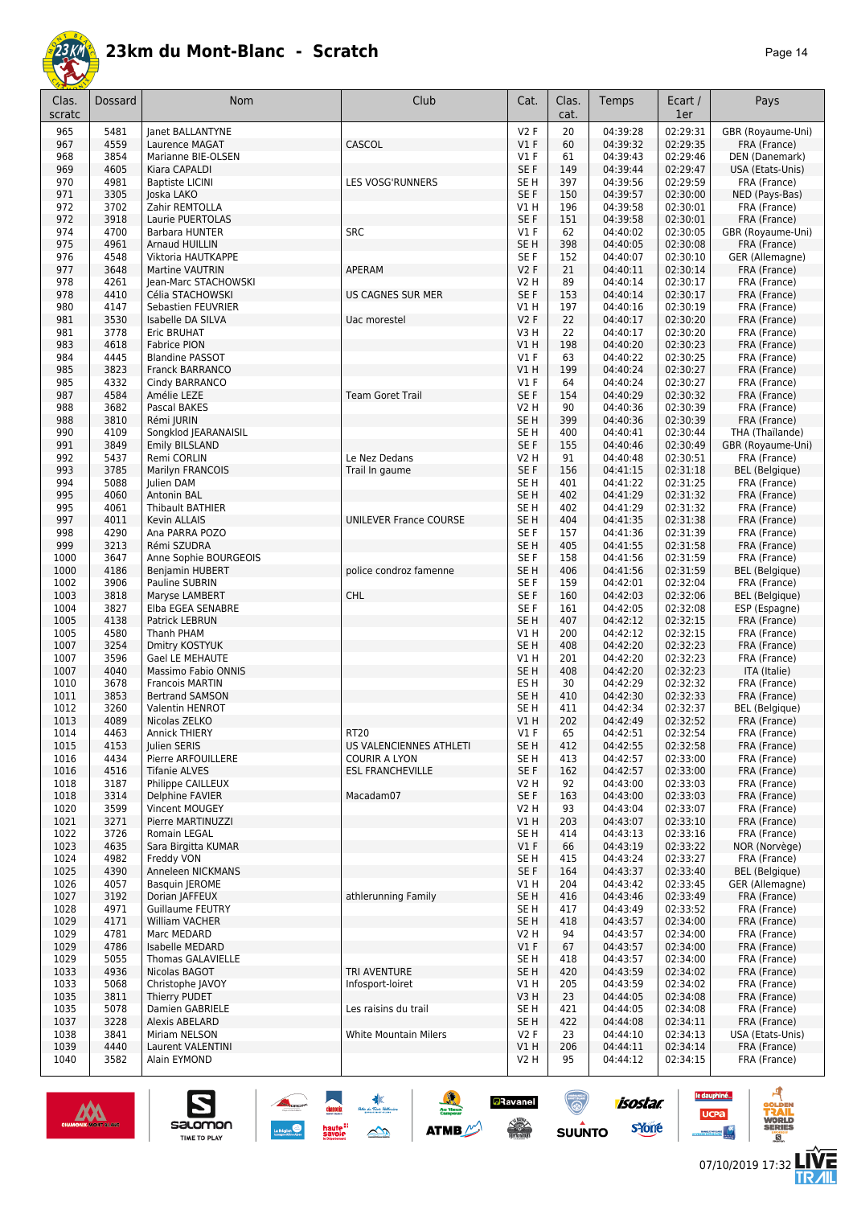# 23km du Mont-Blanc - Scratch

| Clas. scratc | Dossard | Nom | Club | Cat. | Clas. cat. | Temps | Ecart / 1er | Pays |
|---|---|---|---|---|---|---|---|---|
| 965 | 5481 | Janet BALLANTYNE | | V2 F | 20 | 04:39:28 | 02:29:31 | GBR (Royaume-Uni) |
| 967 | 4559 | Laurence MAGAT | CASCOL | V1 F | 60 | 04:39:32 | 02:29:35 | FRA (France) |
| 968 | 3854 | Marianne BIE-OLSEN | | V1 F | 61 | 04:39:43 | 02:29:46 | DEN (Danemark) |
| 969 | 4605 | Kiara CAPALDI | | SE F | 149 | 04:39:44 | 02:29:47 | USA (Etats-Unis) |
| 970 | 4981 | Baptiste LICINI | LES VOSG'RUNNERS | SE H | 397 | 04:39:56 | 02:29:59 | FRA (France) |
| 971 | 3305 | Joska LAKO | | SE F | 150 | 04:39:57 | 02:30:00 | NED (Pays-Bas) |
| 972 | 3702 | Zahir REMTOLLA | | V1 H | 196 | 04:39:58 | 02:30:01 | FRA (France) |
| 972 | 3918 | Laurie PUERTOLAS | | SE F | 151 | 04:39:58 | 02:30:01 | FRA (France) |
| 974 | 4700 | Barbara HUNTER | SRC | V1 F | 62 | 04:40:02 | 02:30:05 | GBR (Royaume-Uni) |
| 975 | 4961 | Arnaud HUILLIN | | SE H | 398 | 04:40:05 | 02:30:08 | FRA (France) |
| 976 | 4548 | Viktoria HAUTKAPPE | | SE F | 152 | 04:40:07 | 02:30:10 | GER (Allemagne) |
| 977 | 3648 | Martine VAUTRIN | APERAM | V2 F | 21 | 04:40:11 | 02:30:14 | FRA (France) |
| 978 | 4261 | Jean-Marc STACHOWSKI | | V2 H | 89 | 04:40:14 | 02:30:17 | FRA (France) |
| 978 | 4410 | Célia STACHOWSKI | US CAGNES SUR MER | SE F | 153 | 04:40:14 | 02:30:17 | FRA (France) |
| 980 | 4147 | Sebastien FEUVRIER | | V1 H | 197 | 04:40:16 | 02:30:19 | FRA (France) |
| 981 | 3530 | Isabelle DA SILVA | Uac morestel | V2 F | 22 | 04:40:17 | 02:30:20 | FRA (France) |
| 981 | 3778 | Eric BRUHAT | | V3 H | 22 | 04:40:17 | 02:30:20 | FRA (France) |
| 983 | 4618 | Fabrice PION | | V1 H | 198 | 04:40:20 | 02:30:23 | FRA (France) |
| 984 | 4445 | Blandine PASSOT | | V1 F | 63 | 04:40:22 | 02:30:25 | FRA (France) |
| 985 | 3823 | Franck BARRANCO | | V1 H | 199 | 04:40:24 | 02:30:27 | FRA (France) |
| 985 | 4332 | Cindy BARRANCO | | V1 F | 64 | 04:40:24 | 02:30:27 | FRA (France) |
| 987 | 4584 | Amélie LEZE | Team Goret Trail | SE F | 154 | 04:40:29 | 02:30:32 | FRA (France) |
| 988 | 3682 | Pascal BAKES | | V2 H | 90 | 04:40:36 | 02:30:39 | FRA (France) |
| 988 | 3810 | Rémi JURIN | | SE H | 399 | 04:40:36 | 02:30:39 | FRA (France) |
| 990 | 4109 | Songklod JEARANAISIL | | SE H | 400 | 04:40:41 | 02:30:44 | THA (Thaïlande) |
| 991 | 3849 | Emily BILSLAND | | SE F | 155 | 04:40:46 | 02:30:49 | GBR (Royaume-Uni) |
| 992 | 5437 | Remi CORLIN | Le Nez Dedans | V2 H | 91 | 04:40:48 | 02:30:51 | FRA (France) |
| 993 | 3785 | Marilyn FRANCOIS | Trail In gaume | SE F | 156 | 04:41:15 | 02:31:18 | BEL (Belgique) |
| 994 | 5088 | Julien DAM | | SE H | 401 | 04:41:22 | 02:31:25 | FRA (France) |
| 995 | 4060 | Antonin BAL | | SE H | 402 | 04:41:29 | 02:31:32 | FRA (France) |
| 995 | 4061 | Thibault BATHIER | | SE H | 402 | 04:41:29 | 02:31:32 | FRA (France) |
| 997 | 4011 | Kevin ALLAIS | UNILEVER France COURSE | SE H | 404 | 04:41:35 | 02:31:38 | FRA (France) |
| 998 | 4290 | Ana PARRA POZO | | SE F | 157 | 04:41:36 | 02:31:39 | FRA (France) |
| 999 | 3213 | Rémi SZUDRA | | SE H | 405 | 04:41:55 | 02:31:58 | FRA (France) |
| 1000 | 3647 | Anne Sophie BOURGEOIS | | SE F | 158 | 04:41:56 | 02:31:59 | FRA (France) |
| 1000 | 4186 | Benjamin HUBERT | police condroz famenne | SE H | 406 | 04:41:56 | 02:31:59 | BEL (Belgique) |
| 1002 | 3906 | Pauline SUBRIN | | SE F | 159 | 04:42:01 | 02:32:04 | FRA (France) |
| 1003 | 3818 | Maryse LAMBERT | CHL | SE F | 160 | 04:42:03 | 02:32:06 | BEL (Belgique) |
| 1004 | 3827 | Elba EGEA SENABRE | | SE F | 161 | 04:42:05 | 02:32:08 | ESP (Espagne) |
| 1005 | 4138 | Patrick LEBRUN | | SE H | 407 | 04:42:12 | 02:32:15 | FRA (France) |
| 1005 | 4580 | Thanh PHAM | | V1 H | 200 | 04:42:12 | 02:32:15 | FRA (France) |
| 1007 | 3254 | Dmitry KOSTYUK | | SE H | 408 | 04:42:20 | 02:32:23 | FRA (France) |
| 1007 | 3596 | Gael LE MEHAUTE | | V1 H | 201 | 04:42:20 | 02:32:23 | FRA (France) |
| 1007 | 4040 | Massimo Fabio ONNIS | | SE H | 408 | 04:42:20 | 02:32:23 | ITA (Italie) |
| 1010 | 3678 | Francois MARTIN | | ES H | 30 | 04:42:29 | 02:32:32 | FRA (France) |
| 1011 | 3853 | Bertrand SAMSON | | SE H | 410 | 04:42:30 | 02:32:33 | FRA (France) |
| 1012 | 3260 | Valentin HENROT | | SE H | 411 | 04:42:34 | 02:32:37 | BEL (Belgique) |
| 1013 | 4089 | Nicolas ZELKO | | V1 H | 202 | 04:42:49 | 02:32:52 | FRA (France) |
| 1014 | 4463 | Annick THIERY | RT20 | V1 F | 65 | 04:42:51 | 02:32:54 | FRA (France) |
| 1015 | 4153 | Julien SERIS | US VALENCIENNES ATHLETI | SE H | 412 | 04:42:55 | 02:32:58 | FRA (France) |
| 1016 | 4434 | Pierre ARFOUILLERE | COURIR A LYON | SE H | 413 | 04:42:57 | 02:33:00 | FRA (France) |
| 1016 | 4516 | Tifanie ALVES | ESL FRANCHEVILLE | SE F | 162 | 04:42:57 | 02:33:00 | FRA (France) |
| 1018 | 3187 | Philippe CAILLEUX | | V2 H | 92 | 04:43:00 | 02:33:03 | FRA (France) |
| 1018 | 3314 | Delphine FAVIER | Macadam07 | SE F | 163 | 04:43:00 | 02:33:03 | FRA (France) |
| 1020 | 3599 | Vincent MOUGEY | | V2 H | 93 | 04:43:04 | 02:33:07 | FRA (France) |
| 1021 | 3271 | Pierre MARTINUZZI | | V1 H | 203 | 04:43:07 | 02:33:10 | FRA (France) |
| 1022 | 3726 | Romain LEGAL | | SE H | 414 | 04:43:13 | 02:33:16 | FRA (France) |
| 1023 | 4635 | Sara Birgitta KUMAR | | V1 F | 66 | 04:43:19 | 02:33:22 | NOR (Norvège) |
| 1024 | 4982 | Freddy VON | | SE H | 415 | 04:43:24 | 02:33:27 | FRA (France) |
| 1025 | 4390 | Anneleen NICKMANS | | SE F | 164 | 04:43:37 | 02:33:40 | BEL (Belgique) |
| 1026 | 4057 | Basquin JEROME | | V1 H | 204 | 04:43:42 | 02:33:45 | GER (Allemagne) |
| 1027 | 3192 | Dorian JAFFEUX | athlerunning Family | SE H | 416 | 04:43:46 | 02:33:49 | FRA (France) |
| 1028 | 4971 | Guillaume FEUTRY | | SE H | 417 | 04:43:49 | 02:33:52 | FRA (France) |
| 1029 | 4171 | William VACHER | | SE H | 418 | 04:43:57 | 02:34:00 | FRA (France) |
| 1029 | 4781 | Marc MEDARD | | V2 H | 94 | 04:43:57 | 02:34:00 | FRA (France) |
| 1029 | 4786 | Isabelle MEDARD | | V1 F | 67 | 04:43:57 | 02:34:00 | FRA (France) |
| 1029 | 5055 | Thomas GALAVIELLE | | SE H | 418 | 04:43:57 | 02:34:00 | FRA (France) |
| 1033 | 4936 | Nicolas BAGOT | TRI AVENTURE | SE H | 420 | 04:43:59 | 02:34:02 | FRA (France) |
| 1033 | 5068 | Christophe JAVOY | Infosport-loiret | V1 H | 205 | 04:43:59 | 02:34:02 | FRA (France) |
| 1035 | 3811 | Thierry PUDET | | V3 H | 23 | 04:44:05 | 02:34:08 | FRA (France) |
| 1035 | 5078 | Damien GABRIELE | Les raisins du trail | SE H | 421 | 04:44:05 | 02:34:08 | FRA (France) |
| 1037 | 3228 | Alexis ABELARD | | SE H | 422 | 04:44:08 | 02:34:11 | FRA (France) |
| 1038 | 3841 | Miriam NELSON | White Mountain Milers | V2 F | 23 | 04:44:10 | 02:34:13 | USA (Etats-Unis) |
| 1039 | 4440 | Laurent VALENTINI | | V1 H | 206 | 04:44:11 | 02:34:14 | FRA (France) |
| 1040 | 3582 | Alain EYMOND | | V2 H | 95 | 04:44:12 | 02:34:15 | FRA (France) |

07/10/2019 17:32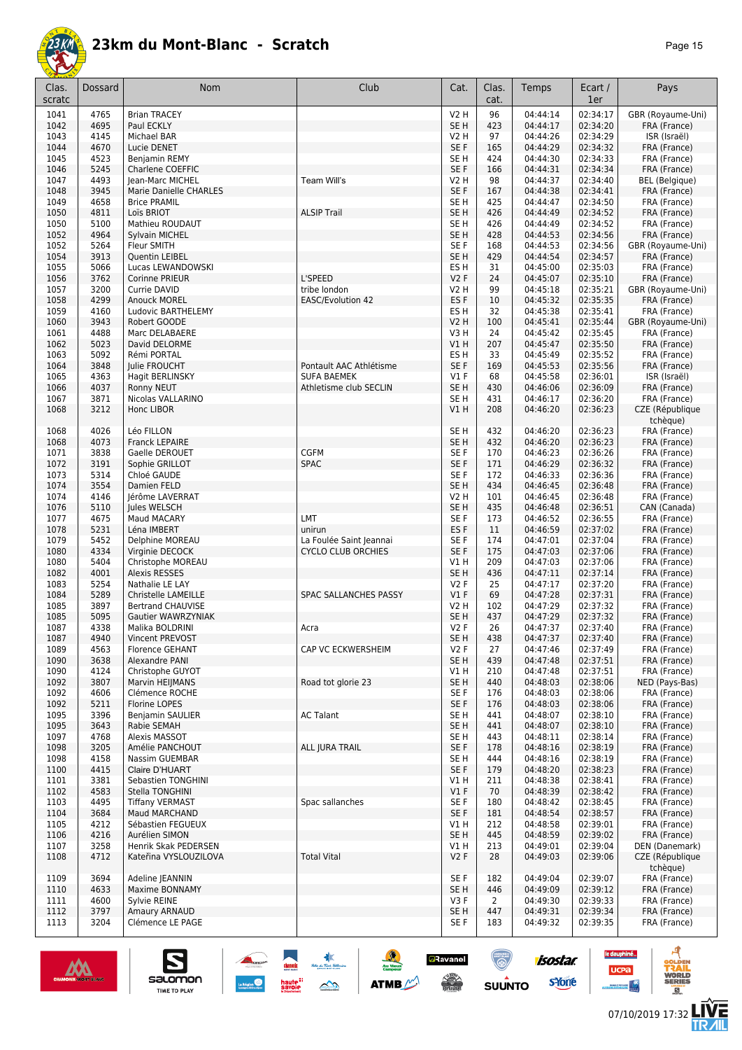# 23km du Mont-Blanc - Scratch

| Clas. scratc | Dossard | Nom | Club | Cat. | Clas. cat. | Temps | Ecart / 1er | Pays |
|---|---|---|---|---|---|---|---|---|
| 1041 | 4765 | Brian TRACEY | | V2 H | 96 | 04:44:14 | 02:34:17 | GBR (Royaume-Uni) |
| 1042 | 4695 | Paul ECKLY | | SE H | 423 | 04:44:17 | 02:34:20 | FRA (France) |
| 1043 | 4145 | Michael BAR | | V2 H | 97 | 04:44:26 | 02:34:29 | ISR (Israël) |
| 1044 | 4670 | Lucie DENET | | SE F | 165 | 04:44:29 | 02:34:32 | FRA (France) |
| 1045 | 4523 | Benjamin REMY | | SE H | 424 | 04:44:30 | 02:34:33 | FRA (France) |
| 1046 | 5245 | Charlene COEFFIC | | SE F | 166 | 04:44:31 | 02:34:34 | FRA (France) |
| 1047 | 4493 | Jean-Marc MICHEL | Team Will's | V2 H | 98 | 04:44:37 | 02:34:40 | BEL (Belgique) |
| 1048 | 3945 | Marie Danielle CHARLES | | SE F | 167 | 04:44:38 | 02:34:41 | FRA (France) |
| 1049 | 4658 | Brice PRAMIL | | SE H | 425 | 04:44:47 | 02:34:50 | FRA (France) |
| 1050 | 4811 | Loïs BRIOT | ALSIP Trail | SE H | 426 | 04:44:49 | 02:34:52 | FRA (France) |
| 1050 | 5100 | Mathieu ROUDAUT | | SE H | 426 | 04:44:49 | 02:34:52 | FRA (France) |
| 1052 | 4964 | Sylvain MICHEL | | SE H | 428 | 04:44:53 | 02:34:56 | FRA (France) |
| 1052 | 5264 | Fleur SMITH | | SE F | 168 | 04:44:53 | 02:34:56 | GBR (Royaume-Uni) |
| 1054 | 3913 | Quentin LEIBEL | | SE H | 429 | 04:44:54 | 02:34:57 | FRA (France) |
| 1055 | 5066 | Lucas LEWANDOWSKI | | ES H | 31 | 04:45:00 | 02:35:03 | FRA (France) |
| 1056 | 3762 | Corinne PRIEUR | L'SPEED | V2 F | 24 | 04:45:07 | 02:35:10 | FRA (France) |
| 1057 | 3200 | Currie DAVID | tribe london | V2 H | 99 | 04:45:18 | 02:35:21 | GBR (Royaume-Uni) |
| 1058 | 4299 | Anouck MOREL | EASC/Evolution 42 | ES F | 10 | 04:45:32 | 02:35:35 | FRA (France) |
| 1059 | 4160 | Ludovic BARTHELEMY | | ES H | 32 | 04:45:38 | 02:35:41 | FRA (France) |
| 1060 | 3943 | Robert GOODE | | V2 H | 100 | 04:45:41 | 02:35:44 | GBR (Royaume-Uni) |
| 1061 | 4488 | Marc DELABAERE | | V3 H | 24 | 04:45:42 | 02:35:45 | FRA (France) |
| 1062 | 5023 | David DELORME | | V1 H | 207 | 04:45:47 | 02:35:50 | FRA (France) |
| 1063 | 5092 | Rémi PORTAL | | ES H | 33 | 04:45:49 | 02:35:52 | FRA (France) |
| 1064 | 3848 | Julie FROUCHT | Pontault AAC Athlétisme | SE F | 169 | 04:45:53 | 02:35:56 | FRA (France) |
| 1065 | 4363 | Hagit BERLINSKY | SUFA BAEMEK | V1 F | 68 | 04:45:58 | 02:36:01 | ISR (Israël) |
| 1066 | 4037 | Ronny NEUT | Athletisme club SECLIN | SE H | 430 | 04:46:06 | 02:36:09 | FRA (France) |
| 1067 | 3871 | Nicolas VALLARINO | | SE H | 431 | 04:46:17 | 02:36:20 | FRA (France) |
| 1068 | 3212 | Honc LIBOR | | V1 H | 208 | 04:46:20 | 02:36:23 | CZE (République tchèque) |
| 1068 | 4026 | Léo FILLON | | SE H | 432 | 04:46:20 | 02:36:23 | FRA (France) |
| 1068 | 4073 | Franck LEPAIRE | | SE H | 432 | 04:46:20 | 02:36:23 | FRA (France) |
| 1071 | 3838 | Gaelle DEROUET | CGFM | SE F | 170 | 04:46:23 | 02:36:26 | FRA (France) |
| 1072 | 3191 | Sophie GRILLOT | SPAC | SE F | 171 | 04:46:29 | 02:36:32 | FRA (France) |
| 1073 | 5314 | Chloé GAUDE | | SE F | 172 | 04:46:33 | 02:36:36 | FRA (France) |
| 1074 | 3554 | Damien FELD | | SE H | 434 | 04:46:45 | 02:36:48 | FRA (France) |
| 1074 | 4146 | Jérôme LAVERRAT | | V2 H | 101 | 04:46:45 | 02:36:48 | FRA (France) |
| 1076 | 5110 | Jules WELSCH | | SE H | 435 | 04:46:48 | 02:36:51 | CAN (Canada) |
| 1077 | 4675 | Maud MACARY | LMT | SE F | 173 | 04:46:52 | 02:36:55 | FRA (France) |
| 1078 | 5231 | Léna IMBERT | unirun | ES F | 11 | 04:46:59 | 02:37:02 | FRA (France) |
| 1079 | 5452 | Delphine MOREAU | La Foulée Saint Jeannai | SE F | 174 | 04:47:01 | 02:37:04 | FRA (France) |
| 1080 | 4334 | Virginie DECOCK | CYCLO CLUB ORCHIES | SE F | 175 | 04:47:03 | 02:37:06 | FRA (France) |
| 1080 | 5404 | Christophe MOREAU | | V1 H | 209 | 04:47:03 | 02:37:06 | FRA (France) |
| 1082 | 4001 | Alexis RESSES | | SE H | 436 | 04:47:11 | 02:37:14 | FRA (France) |
| 1083 | 5254 | Nathalie LE LAY | | V2 F | 25 | 04:47:17 | 02:37:20 | FRA (France) |
| 1084 | 5289 | Christelle LAMEILLE | SPAC SALLANCHES PASSY | V1 F | 69 | 04:47:28 | 02:37:31 | FRA (France) |
| 1085 | 3897 | Bertrand CHAUVISE | | V2 H | 102 | 04:47:29 | 02:37:32 | FRA (France) |
| 1085 | 5095 | Gautier WAWRZYNIAK | | SE H | 437 | 04:47:29 | 02:37:32 | FRA (France) |
| 1087 | 4338 | Malika BOLDRINI | Acra | V2 F | 26 | 04:47:37 | 02:37:40 | FRA (France) |
| 1087 | 4940 | Vincent PREVOST | | SE H | 438 | 04:47:37 | 02:37:40 | FRA (France) |
| 1089 | 4563 | Florence GEHANT | CAP VC ECKWERSHEIM | V2 F | 27 | 04:47:46 | 02:37:49 | FRA (France) |
| 1090 | 3638 | Alexandre PANI | | SE H | 439 | 04:47:48 | 02:37:51 | FRA (France) |
| 1090 | 4124 | Christophe GUYOT | | V1 H | 210 | 04:47:48 | 02:37:51 | FRA (France) |
| 1092 | 3807 | Marvin HEIJMANS | Road tot glorie 23 | SE H | 440 | 04:48:03 | 02:38:06 | NED (Pays-Bas) |
| 1092 | 4606 | Clémence ROCHE | | SE F | 176 | 04:48:03 | 02:38:06 | FRA (France) |
| 1092 | 5211 | Florine LOPES | | SE F | 176 | 04:48:03 | 02:38:06 | FRA (France) |
| 1095 | 3396 | Benjamin SAULIER | AC Talant | SE H | 441 | 04:48:07 | 02:38:10 | FRA (France) |
| 1095 | 3643 | Rabie SEMAH | | SE H | 441 | 04:48:07 | 02:38:10 | FRA (France) |
| 1097 | 4768 | Alexis MASSOT | | SE H | 443 | 04:48:11 | 02:38:14 | FRA (France) |
| 1098 | 3205 | Amélie PANCHOUT | ALL JURA TRAIL | SE F | 178 | 04:48:16 | 02:38:19 | FRA (France) |
| 1098 | 4158 | Nassim GUEMBAR | | SE H | 444 | 04:48:16 | 02:38:19 | FRA (France) |
| 1100 | 4415 | Claire D'HUART | | SE F | 179 | 04:48:20 | 02:38:23 | FRA (France) |
| 1101 | 3381 | Sebastien TONGHINI | | V1 H | 211 | 04:48:38 | 02:38:41 | FRA (France) |
| 1102 | 4583 | Stella TONGHINI | | V1 F | 70 | 04:48:39 | 02:38:42 | FRA (France) |
| 1103 | 4495 | Tiffany VERMAST | Spac sallanches | SE F | 180 | 04:48:42 | 02:38:45 | FRA (France) |
| 1104 | 3684 | Maud MARCHAND | | SE F | 181 | 04:48:54 | 02:38:57 | FRA (France) |
| 1105 | 4212 | Sébastien FEGUEUX | | V1 H | 212 | 04:48:58 | 02:39:01 | FRA (France) |
| 1106 | 4216 | Aurélien SIMON | | SE H | 445 | 04:48:59 | 02:39:02 | FRA (France) |
| 1107 | 3258 | Henrik Skak PEDERSEN | | V1 H | 213 | 04:49:01 | 02:39:04 | DEN (Danemark) |
| 1108 | 4712 | Kateřina VYSLOUZILOVA | Total Vital | V2 F | 28 | 04:49:03 | 02:39:06 | CZE (République tchèque) |
| 1109 | 3694 | Adeline JEANNIN | | SE F | 182 | 04:49:04 | 02:39:07 | FRA (France) |
| 1110 | 4633 | Maxime BONNAMY | | SE H | 446 | 04:49:09 | 02:39:12 | FRA (France) |
| 1111 | 4600 | Sylvie REINE | | V3 F | 2 | 04:49:30 | 02:39:33 | FRA (France) |
| 1112 | 3797 | Amaury ARNAUD | | SE H | 447 | 04:49:31 | 02:39:34 | FRA (France) |
| 1113 | 3204 | Clémence LE PAGE | | SE F | 183 | 04:49:32 | 02:39:35 | FRA (France) |

07/10/2019 17:32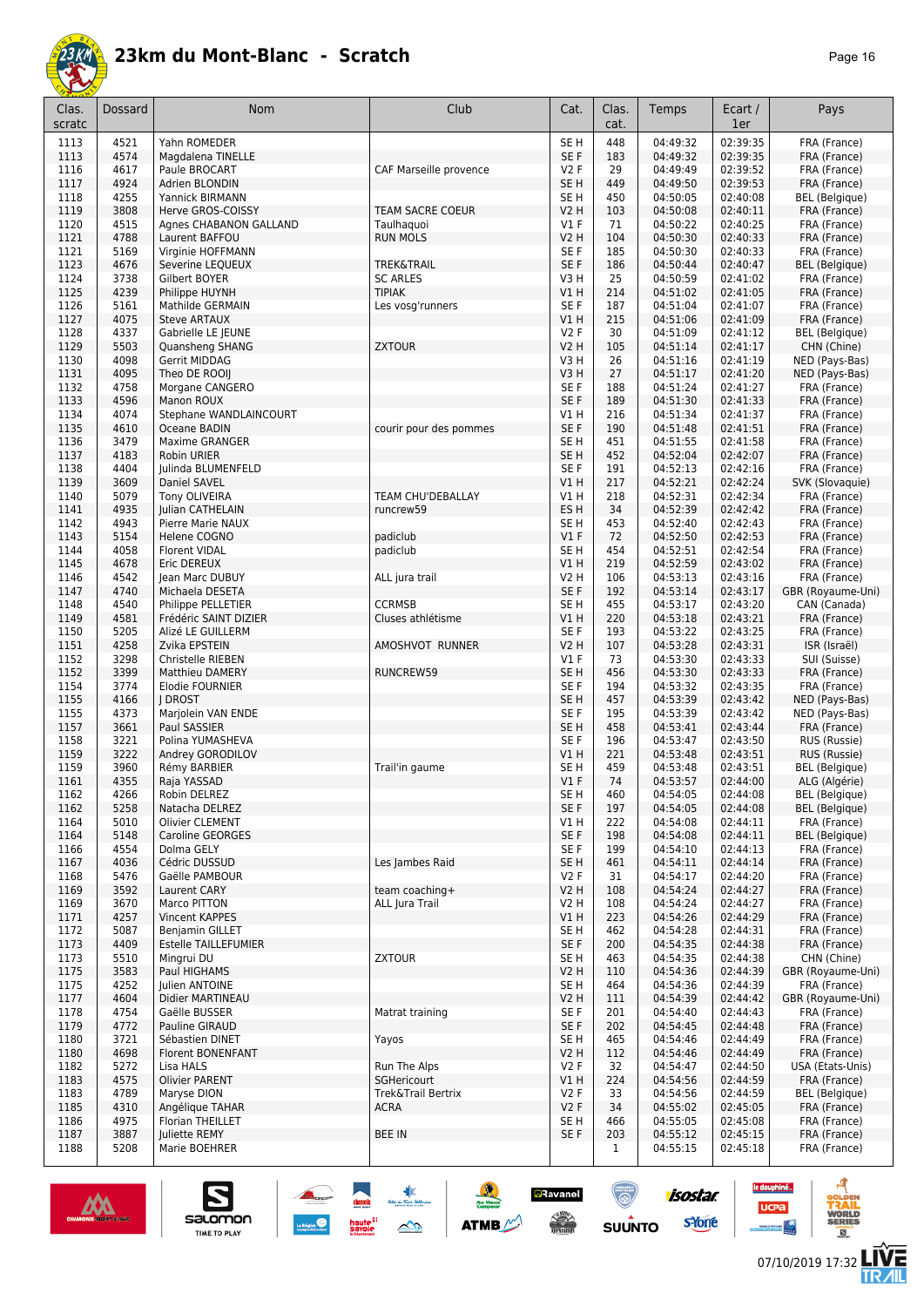# 23km du Mont-Blanc - Scratch

| Clas. scratc | Dossard | Nom | Club | Cat. | Clas. cat. | Temps | Ecart / 1er | Pays |
|---|---|---|---|---|---|---|---|---|
| 1113 | 4521 | Yahn ROMEDER | | SE H | 448 | 04:49:32 | 02:39:35 | FRA (France) |
| 1113 | 4574 | Magdalena TINELLE | | SE F | 183 | 04:49:32 | 02:39:35 | FRA (France) |
| 1116 | 4617 | Paule BROCART | CAF Marseille provence | V2 F | 29 | 04:49:49 | 02:39:52 | FRA (France) |
| 1117 | 4924 | Adrien BLONDIN | | SE H | 449 | 04:49:50 | 02:39:53 | FRA (France) |
| 1118 | 4255 | Yannick BIRMANN | | SE H | 450 | 04:50:05 | 02:40:08 | BEL (Belgique) |
| 1119 | 3808 | Herve GROS-COISSY | TEAM SACRE COEUR | V2 H | 103 | 04:50:08 | 02:40:11 | FRA (France) |
| 1120 | 4515 | Agnes CHABANON GALLAND | Taulhaquoi | V1 F | 71 | 04:50:22 | 02:40:25 | FRA (France) |
| 1121 | 4788 | Laurent BAFFOU | RUN MOLS | V2 H | 104 | 04:50:30 | 02:40:33 | FRA (France) |
| 1121 | 5169 | Virginie HOFFMANN | | SE F | 185 | 04:50:30 | 02:40:33 | FRA (France) |
| 1123 | 4676 | Severine LEQUEUX | TREK&TRAIL | SE F | 186 | 04:50:44 | 02:40:47 | BEL (Belgique) |
| 1124 | 3738 | Gilbert BOYER | SC ARLES | V3 H | 25 | 04:50:59 | 02:41:02 | FRA (France) |
| 1125 | 4239 | Philippe HUYNH | TIPIAK | V1 H | 214 | 04:51:02 | 02:41:05 | FRA (France) |
| 1126 | 5161 | Mathilde GERMAIN | Les vosg'runners | SE F | 187 | 04:51:04 | 02:41:07 | FRA (France) |
| 1127 | 4075 | Steve ARTAUX | | V1 H | 215 | 04:51:06 | 02:41:09 | FRA (France) |
| 1128 | 4337 | Gabrielle LE JEUNE | | V2 F | 30 | 04:51:09 | 02:41:12 | BEL (Belgique) |
| 1129 | 5503 | Quansheng SHANG | ZXTOUR | V2 H | 105 | 04:51:14 | 02:41:17 | CHN (Chine) |
| 1130 | 4098 | Gerrit MIDDAG | | V3 H | 26 | 04:51:16 | 02:41:19 | NED (Pays-Bas) |
| 1131 | 4095 | Theo DE ROOIJ | | V3 H | 27 | 04:51:17 | 02:41:20 | NED (Pays-Bas) |
| 1132 | 4758 | Morgane CANGERO | | SE F | 188 | 04:51:24 | 02:41:27 | FRA (France) |
| 1133 | 4596 | Manon ROUX | | SE F | 189 | 04:51:30 | 02:41:33 | FRA (France) |
| 1134 | 4074 | Stephane WANDLAINCOURT | | V1 H | 216 | 04:51:34 | 02:41:37 | FRA (France) |
| 1135 | 4610 | Oceane BADIN | courir pour des pommes | SE F | 190 | 04:51:48 | 02:41:51 | FRA (France) |
| 1136 | 3479 | Maxime GRANGER | | SE H | 451 | 04:51:55 | 02:41:58 | FRA (France) |
| 1137 | 4183 | Robin URIER | | SE H | 452 | 04:52:04 | 02:42:07 | FRA (France) |
| 1138 | 4404 | Julinda BLUMENFELD | | SE F | 191 | 04:52:13 | 02:42:16 | FRA (France) |
| 1139 | 3609 | Daniel SAVEL | | V1 H | 217 | 04:52:21 | 02:42:24 | SVK (Slovaquie) |
| 1140 | 5079 | Tony OLIVEIRA | TEAM CHU'DEBALLAY | V1 H | 218 | 04:52:31 | 02:42:34 | FRA (France) |
| 1141 | 4935 | Julian CATHELAIN | runcrew59 | ES H | 34 | 04:52:39 | 02:42:42 | FRA (France) |
| 1142 | 4943 | Pierre Marie NAUX | | SE H | 453 | 04:52:40 | 02:42:43 | FRA (France) |
| 1143 | 5154 | Helene COGNO | padiclub | V1 F | 72 | 04:52:50 | 02:42:53 | FRA (France) |
| 1144 | 4058 | Florent VIDAL | padiclub | SE H | 454 | 04:52:51 | 02:42:54 | FRA (France) |
| 1145 | 4678 | Eric DEREUX | | V1 H | 219 | 04:52:59 | 02:43:02 | FRA (France) |
| 1146 | 4542 | Jean Marc DUBUY | ALL jura trail | V2 H | 106 | 04:53:13 | 02:43:16 | FRA (France) |
| 1147 | 4740 | Michaela DESETA | | SE F | 192 | 04:53:14 | 02:43:17 | GBR (Royaume-Uni) |
| 1148 | 4540 | Philippe PELLETIER | CCRMSB | SE H | 455 | 04:53:17 | 02:43:20 | CAN (Canada) |
| 1149 | 4581 | Frédéric SAINT DIZIER | Cluses athlétisme | V1 H | 220 | 04:53:18 | 02:43:21 | FRA (France) |
| 1150 | 5205 | Alizé LE GUILLERM | | SE F | 193 | 04:53:22 | 02:43:25 | FRA (France) |
| 1151 | 4258 | Zvika EPSTEIN | AMOSHVOT RUNNER | V2 H | 107 | 04:53:28 | 02:43:31 | ISR (Israël) |
| 1152 | 3298 | Christelle RIEBEN | | V1 F | 73 | 04:53:30 | 02:43:33 | SUI (Suisse) |
| 1152 | 3399 | Matthieu DAMERY | RUNCREW59 | SE H | 456 | 04:53:30 | 02:43:33 | FRA (France) |
| 1154 | 3774 | Elodie FOURNIER | | SE F | 194 | 04:53:32 | 02:43:35 | FRA (France) |
| 1155 | 4166 | J DROST | | SE H | 457 | 04:53:39 | 02:43:42 | NED (Pays-Bas) |
| 1155 | 4373 | Marjolein VAN ENDE | | SE F | 195 | 04:53:39 | 02:43:42 | NED (Pays-Bas) |
| 1157 | 3661 | Paul SASSIER | | SE H | 458 | 04:53:41 | 02:43:44 | FRA (France) |
| 1158 | 3221 | Polina YUMASHEVA | | SE F | 196 | 04:53:47 | 02:43:50 | RUS (Russie) |
| 1159 | 3222 | Andrey GORODILOV | | V1 H | 221 | 04:53:48 | 02:43:51 | RUS (Russie) |
| 1159 | 3960 | Rémy BARBIER | Trail'in gaume | SE H | 459 | 04:53:48 | 02:43:51 | BEL (Belgique) |
| 1161 | 4355 | Raja YASSAD | | V1 F | 74 | 04:53:57 | 02:44:00 | ALG (Algérie) |
| 1162 | 4266 | Robin DELREZ | | SE H | 460 | 04:54:05 | 02:44:08 | BEL (Belgique) |
| 1162 | 5258 | Natacha DELREZ | | SE F | 197 | 04:54:05 | 02:44:08 | BEL (Belgique) |
| 1164 | 5010 | Olivier CLEMENT | | V1 H | 222 | 04:54:08 | 02:44:11 | FRA (France) |
| 1164 | 5148 | Caroline GEORGES | | SE F | 198 | 04:54:08 | 02:44:11 | BEL (Belgique) |
| 1166 | 4554 | Dolma GELY | | SE F | 199 | 04:54:10 | 02:44:13 | FRA (France) |
| 1167 | 4036 | Cédric DUSSUD | Les Jambes Raid | SE H | 461 | 04:54:11 | 02:44:14 | FRA (France) |
| 1168 | 5476 | Gaëlle PAMBOUR | | V2 F | 31 | 04:54:17 | 02:44:20 | FRA (France) |
| 1169 | 3592 | Laurent CARY | team coaching+ | V2 H | 108 | 04:54:24 | 02:44:27 | FRA (France) |
| 1169 | 3670 | Marco PITTON | ALL Jura Trail | V2 H | 108 | 04:54:24 | 02:44:27 | FRA (France) |
| 1171 | 4257 | Vincent KAPPES | | V1 H | 223 | 04:54:26 | 02:44:29 | FRA (France) |
| 1172 | 5087 | Benjamin GILLET | | SE H | 462 | 04:54:28 | 02:44:31 | FRA (France) |
| 1173 | 4409 | Estelle TAILLEFUMIER | | SE F | 200 | 04:54:35 | 02:44:38 | FRA (France) |
| 1173 | 5510 | Mingrui DU | ZXTOUR | SE H | 463 | 04:54:35 | 02:44:38 | CHN (Chine) |
| 1175 | 3583 | Paul HIGHAMS | | V2 H | 110 | 04:54:36 | 02:44:39 | GBR (Royaume-Uni) |
| 1175 | 4252 | Julien ANTOINE | | SE H | 464 | 04:54:36 | 02:44:39 | FRA (France) |
| 1177 | 4604 | Didier MARTINEAU | | V2 H | 111 | 04:54:39 | 02:44:42 | GBR (Royaume-Uni) |
| 1178 | 4754 | Gaëlle BUSSER | Matrat training | SE F | 201 | 04:54:40 | 02:44:43 | FRA (France) |
| 1179 | 4772 | Pauline GIRAUD | | SE F | 202 | 04:54:45 | 02:44:48 | FRA (France) |
| 1180 | 3721 | Sébastien DINET | Yayos | SE H | 465 | 04:54:46 | 02:44:49 | FRA (France) |
| 1180 | 4698 | Florent BONENFANT | | V2 H | 112 | 04:54:46 | 02:44:49 | FRA (France) |
| 1182 | 5272 | Lisa HALS | Run The Alps | V2 F | 32 | 04:54:47 | 02:44:50 | USA (Etats-Unis) |
| 1183 | 4575 | Olivier PARENT | SGHericourt | V1 H | 224 | 04:54:56 | 02:44:59 | FRA (France) |
| 1183 | 4789 | Maryse DION | Trek&Trail Bertrix | V2 F | 33 | 04:54:56 | 02:44:59 | BEL (Belgique) |
| 1185 | 4310 | Angélique TAHAR | ACRA | V2 F | 34 | 04:55:02 | 02:45:05 | FRA (France) |
| 1186 | 4975 | Florian THEILLET | | SE H | 466 | 04:55:05 | 02:45:08 | FRA (France) |
| 1187 | 3887 | Juliette REMY | BEE IN | SE F | 203 | 04:55:12 | 02:45:15 | FRA (France) |
| 1188 | 5208 | Marie BOEHRER | | | 1 | 04:55:15 | 02:45:18 | FRA (France) |

07/10/2019 17:32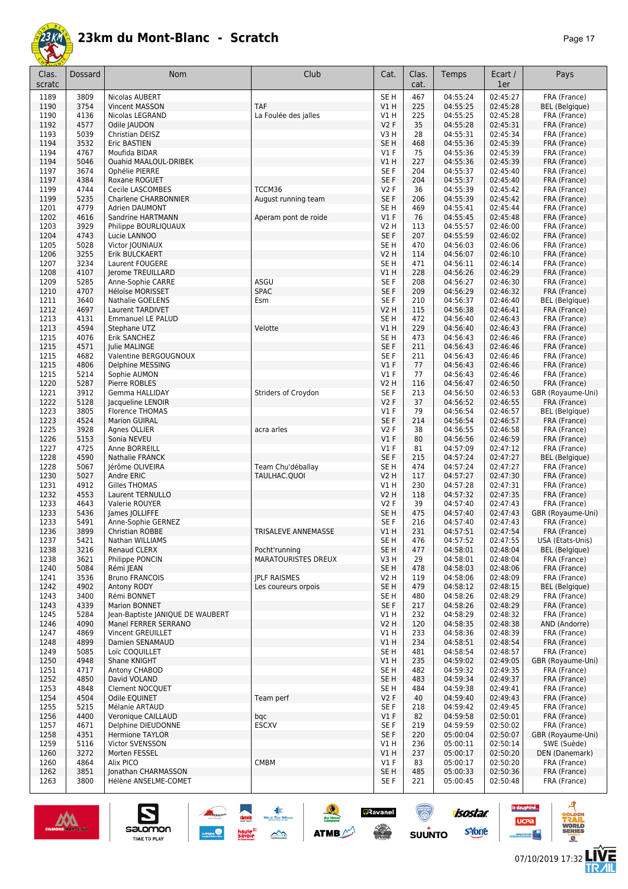# 23km du Mont-Blanc - Scratch

| Clas. scratc | Dossard | Nom | Club | Cat. | Clas. cat. | Temps | Ecart / 1er | Pays |
|---|---|---|---|---|---|---|---|---|
| 1189 | 3809 | Nicolas AUBERT | | SE H | 467 | 04:55:24 | 02:45:27 | FRA (France) |
| 1190 | 3754 | Vincent MASSON | TAF | V1 H | 225 | 04:55:25 | 02:45:28 | BEL (Belgique) |
| 1190 | 4136 | Nicolas LEGRAND | La Foulée des jalles | V1 H | 225 | 04:55:25 | 02:45:28 | FRA (France) |
| 1192 | 4577 | Odile JAUDON | | V2 F | 35 | 04:55:28 | 02:45:31 | FRA (France) |
| 1193 | 5039 | Christian DEISZ | | V3 H | 28 | 04:55:31 | 02:45:34 | FRA (France) |
| 1194 | 3532 | Eric BASTIEN | | SE H | 468 | 04:55:36 | 02:45:39 | FRA (France) |
| 1194 | 4767 | Moufida BIDAR | | V1 F | 75 | 04:55:36 | 02:45:39 | FRA (France) |
| 1194 | 5046 | Ouahid MAALOUL-DRIBEK | | V1 H | 227 | 04:55:36 | 02:45:39 | FRA (France) |
| 1197 | 3674 | Ophélie PIERRE | | SE F | 204 | 04:55:37 | 02:45:40 | FRA (France) |
| 1197 | 4384 | Roxane ROGUET | | SE F | 204 | 04:55:37 | 02:45:40 | FRA (France) |
| 1199 | 4744 | Cecile LASCOMBES | TCCM36 | V2 F | 36 | 04:55:39 | 02:45:42 | FRA (France) |
| 1199 | 5235 | Charlene CHARBONNIER | August running team | SE F | 206 | 04:55:39 | 02:45:42 | FRA (France) |
| 1201 | 4779 | Adrien DAUMONT | | SE H | 469 | 04:55:41 | 02:45:44 | FRA (France) |
| 1202 | 4616 | Sandrine HARTMANN | Aperam pont de roide | V1 F | 76 | 04:55:45 | 02:45:48 | FRA (France) |
| 1203 | 3929 | Philippe BOURLIQUAUX | | V2 H | 113 | 04:55:57 | 02:46:00 | FRA (France) |
| 1204 | 4743 | Lucie LANNOO | | SE F | 207 | 04:55:59 | 02:46:02 | FRA (France) |
| 1205 | 5028 | Victor JOUNIAUX | | SE H | 470 | 04:56:03 | 02:46:06 | FRA (France) |
| 1206 | 3255 | Erik BULCKAERT | | V2 H | 114 | 04:56:07 | 02:46:10 | FRA (France) |
| 1207 | 3234 | Laurent FOUGERE | | SE H | 471 | 04:56:11 | 02:46:14 | FRA (France) |
| 1208 | 4107 | Jerome TREUILLARD | | V1 H | 228 | 04:56:26 | 02:46:29 | FRA (France) |
| 1209 | 5285 | Anne-Sophie CARRE | ASGU | SE F | 208 | 04:56:27 | 02:46:30 | FRA (France) |
| 1210 | 4707 | Héloïse MORISSET | SPAC | SE F | 209 | 04:56:29 | 02:46:32 | FRA (France) |
| 1211 | 3640 | Nathalie GOELENS | Esm | SE F | 210 | 04:56:37 | 02:46:40 | BEL (Belgique) |
| 1212 | 4697 | Laurent TARDIVET | | V2 H | 115 | 04:56:38 | 02:46:41 | FRA (France) |
| 1213 | 4131 | Emmanuel LE PALUD | | SE H | 472 | 04:56:40 | 02:46:43 | FRA (France) |
| 1213 | 4594 | Stephane UTZ | Velotte | V1 H | 229 | 04:56:40 | 02:46:43 | FRA (France) |
| 1215 | 4076 | Erik SANCHEZ | | SE H | 473 | 04:56:43 | 02:46:46 | FRA (France) |
| 1215 | 4571 | Julie MALINGE | | SE F | 211 | 04:56:43 | 02:46:46 | FRA (France) |
| 1215 | 4682 | Valentine BERGOUGNOUX | | SE F | 211 | 04:56:43 | 02:46:46 | FRA (France) |
| 1215 | 4806 | Delphine MESSING | | V1 F | 77 | 04:56:43 | 02:46:46 | FRA (France) |
| 1215 | 5214 | Sophie AUMON | | V1 F | 77 | 04:56:43 | 02:46:46 | FRA (France) |
| 1220 | 5287 | Pierre ROBLES | | V2 H | 116 | 04:56:47 | 02:46:50 | FRA (France) |
| 1221 | 3912 | Gemma HALLIDAY | Striders of Croydon | SE F | 213 | 04:56:50 | 02:46:53 | GBR (Royaume-Uni) |
| 1222 | 5128 | Jacqueline LENOIR | | V2 F | 37 | 04:56:52 | 02:46:55 | FRA (France) |
| 1223 | 3805 | Florence THOMAS | | V1 F | 79 | 04:56:54 | 02:46:57 | BEL (Belgique) |
| 1223 | 4524 | Marion GUIRAL | | SE F | 214 | 04:56:54 | 02:46:57 | FRA (France) |
| 1225 | 3928 | Agnes OLLIER | acra arles | V2 F | 38 | 04:56:55 | 02:46:58 | FRA (France) |
| 1226 | 5153 | Sonia NEVEU | | V1 F | 80 | 04:56:56 | 02:46:59 | FRA (France) |
| 1227 | 4725 | Anne BORREILL | | V1 F | 81 | 04:57:09 | 02:47:12 | FRA (France) |
| 1228 | 4590 | Nathalie FRANCK | | SE F | 215 | 04:57:24 | 02:47:27 | BEL (Belgique) |
| 1228 | 5067 | Jérôme OLIVEIRA | Team Chu'déballay | SE H | 474 | 04:57:24 | 02:47:27 | FRA (France) |
| 1230 | 5027 | Andre ERIC | TAULHAC.QUOI | V2 H | 117 | 04:57:27 | 02:47:30 | FRA (France) |
| 1231 | 4912 | Gilles THOMAS | | V1 H | 230 | 04:57:28 | 02:47:31 | FRA (France) |
| 1232 | 4553 | Laurent TERNULLO | | V2 H | 118 | 04:57:32 | 02:47:35 | FRA (France) |
| 1233 | 4643 | Valerie ROUYER | | V2 F | 39 | 04:57:40 | 02:47:43 | FRA (France) |
| 1233 | 5436 | James JOLLIFFE | | SE H | 475 | 04:57:40 | 02:47:43 | GBR (Royaume-Uni) |
| 1233 | 5491 | Anne-Sophie GERNEZ | | SE F | 216 | 04:57:40 | 02:47:43 | FRA (France) |
| 1236 | 3899 | Christian ROBBE | TRISALEVE ANNEMASSE | V1 H | 231 | 04:57:51 | 02:47:54 | FRA (France) |
| 1237 | 5421 | Nathan WILLIAMS | | SE H | 476 | 04:57:52 | 02:47:55 | USA (Etats-Unis) |
| 1238 | 3216 | Renaud CLERX | Pocht'running | SE H | 477 | 04:58:01 | 02:48:04 | BEL (Belgique) |
| 1238 | 3621 | Philippe PONCIN | MARATOURISTES DREUX | V3 H | 29 | 04:58:01 | 02:48:04 | FRA (France) |
| 1240 | 5084 | Rémi JEAN | | SE H | 478 | 04:58:03 | 02:48:06 | FRA (France) |
| 1241 | 3536 | Bruno FRANCOIS | JPLF RAISMES | V2 H | 119 | 04:58:06 | 02:48:09 | FRA (France) |
| 1242 | 4902 | Antony RODY | Les coureurs orpois | SE H | 479 | 04:58:12 | 02:48:15 | BEL (Belgique) |
| 1243 | 3400 | Rémi BONNET | | SE H | 480 | 04:58:26 | 02:48:29 | FRA (France) |
| 1243 | 4339 | Marion BONNET | | SE F | 217 | 04:58:26 | 02:48:29 | FRA (France) |
| 1245 | 5284 | Jean-Baptiste JANIQUE DE WAUBERT | | V1 H | 232 | 04:58:29 | 02:48:32 | FRA (France) |
| 1246 | 4090 | Manel FERRER SERRANO | | V2 H | 120 | 04:58:35 | 02:48:38 | AND (Andorre) |
| 1247 | 4869 | Vincent GREUILLET | | V1 H | 233 | 04:58:36 | 02:48:39 | FRA (France) |
| 1248 | 4899 | Damien SENAMAUD | | V1 H | 234 | 04:58:51 | 02:48:54 | FRA (France) |
| 1249 | 5085 | Loïc COQUILLET | | SE H | 481 | 04:58:54 | 02:48:57 | FRA (France) |
| 1250 | 4948 | Shane KNIGHT | | V1 H | 235 | 04:59:02 | 02:49:05 | GBR (Royaume-Uni) |
| 1251 | 4717 | Antony CHABOD | | SE H | 482 | 04:59:32 | 02:49:35 | FRA (France) |
| 1252 | 4850 | David VOLAND | | SE H | 483 | 04:59:34 | 02:49:37 | FRA (France) |
| 1253 | 4848 | Clement NOCQUET | | SE H | 484 | 04:59:38 | 02:49:41 | FRA (France) |
| 1254 | 4504 | Odile EQUINET | Team perf | V2 F | 40 | 04:59:40 | 02:49:43 | FRA (France) |
| 1255 | 5215 | Mélanie ARTAUD | | SE F | 218 | 04:59:42 | 02:49:45 | FRA (France) |
| 1256 | 4400 | Veronique CAILLAUD | bqc | V1 F | 82 | 04:59:58 | 02:50:01 | FRA (France) |
| 1257 | 4671 | Delphine DIEUDONNE | ESCXV | SE F | 219 | 04:59:59 | 02:50:02 | FRA (France) |
| 1258 | 4351 | Hermione TAYLOR | | SE F | 220 | 05:00:04 | 02:50:07 | GBR (Royaume-Uni) |
| 1259 | 5116 | Victor SVENSSON | | V1 H | 236 | 05:00:11 | 02:50:14 | SWE (Suède) |
| 1260 | 3272 | Morten FESSEL | | V1 H | 237 | 05:00:17 | 02:50:20 | DEN (Danemark) |
| 1260 | 4864 | Alix PICO | CMBM | V1 F | 83 | 05:00:17 | 02:50:20 | FRA (France) |
| 1262 | 3851 | Jonathan CHARMASSON | | SE H | 485 | 05:00:33 | 02:50:36 | FRA (France) |
| 1263 | 3800 | Hélène ANSELME-COMET | | SE F | 221 | 05:00:45 | 02:50:48 | FRA (France) |

07/10/2019 17:32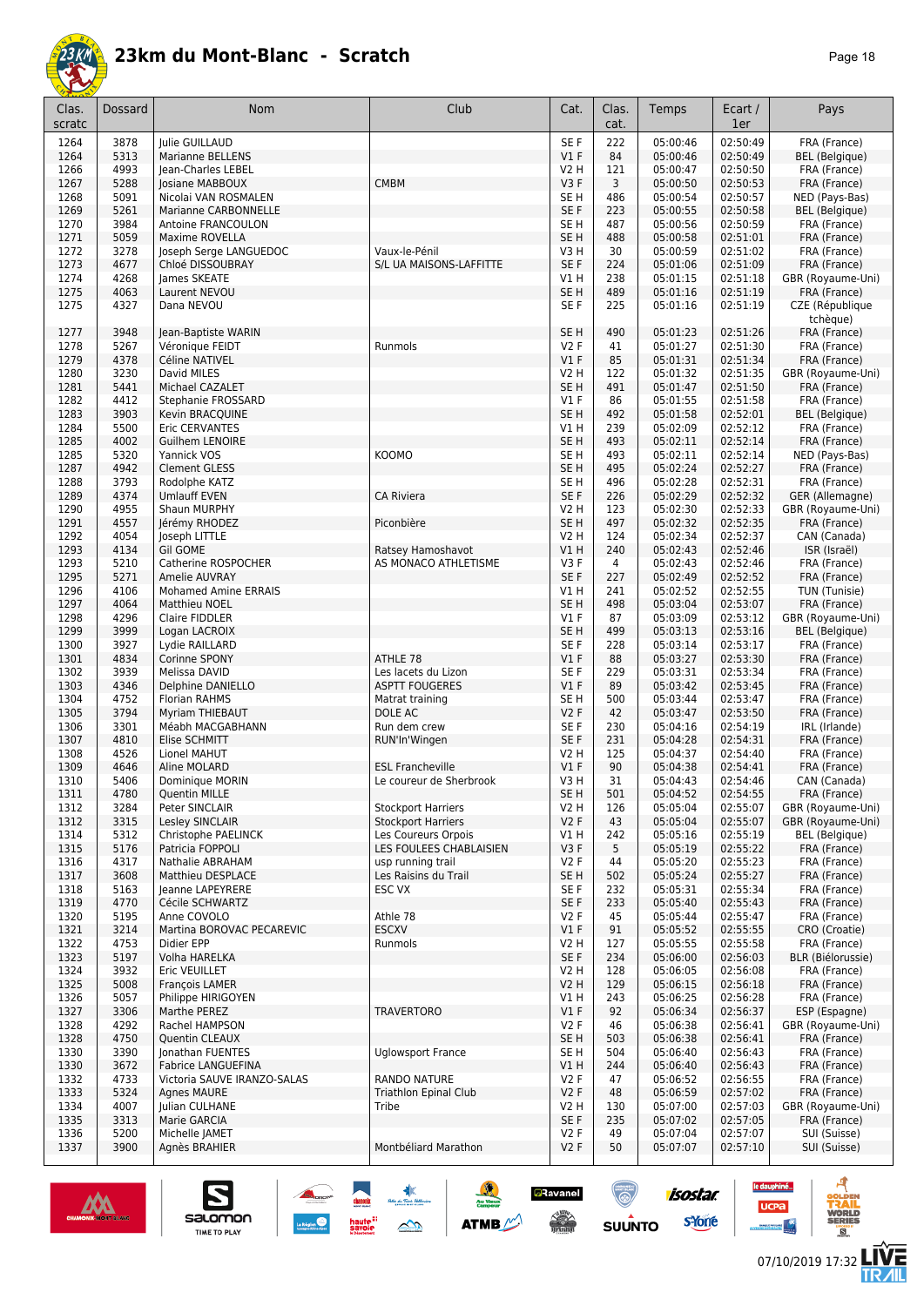# 23km du Mont-Blanc - Scratch

| Clas. scratc | Dossard | Nom | Club | Cat. | Clas. cat. | Temps | Ecart / 1er | Pays |
|---|---|---|---|---|---|---|---|---|
| 1264 | 3878 | Julie GUILLAUD | | SE F | 222 | 05:00:46 | 02:50:49 | FRA (France) |
| 1264 | 5313 | Marianne BELLENS | | V1 F | 84 | 05:00:46 | 02:50:49 | BEL (Belgique) |
| 1266 | 4993 | Jean-Charles LEBEL | | V2 H | 121 | 05:00:47 | 02:50:50 | FRA (France) |
| 1267 | 5288 | Josiane MABBOUX | CMBM | V3 F | 3 | 05:00:50 | 02:50:53 | FRA (France) |
| 1268 | 5091 | Nicolai VAN ROSMALEN | | SE H | 486 | 05:00:54 | 02:50:57 | NED (Pays-Bas) |
| 1269 | 5261 | Marianne CARBONNELLE | | SE F | 223 | 05:00:55 | 02:50:58 | BEL (Belgique) |
| 1270 | 3984 | Antoine FRANCOULON | | SE H | 487 | 05:00:56 | 02:50:59 | FRA (France) |
| 1271 | 5059 | Maxime ROVELLA | | SE H | 488 | 05:00:58 | 02:51:01 | FRA (France) |
| 1272 | 3278 | Joseph Serge LANGUEDOC | Vaux-le-Pénil | V3 H | 30 | 05:00:59 | 02:51:02 | FRA (France) |
| 1273 | 4677 | Chloé DISSOUBRAY | S/L UA MAISONS-LAFFITTE | SE F | 224 | 05:01:06 | 02:51:09 | FRA (France) |
| 1274 | 4268 | James SKEATE | | V1 H | 238 | 05:01:15 | 02:51:18 | GBR (Royaume-Uni) |
| 1275 | 4063 | Laurent NEVOU | | SE H | 489 | 05:01:16 | 02:51:19 | FRA (France) |
| 1275 | 4327 | Dana NEVOU | | SE F | 225 | 05:01:16 | 02:51:19 | CZE (République tchèque) |
| 1277 | 3948 | Jean-Baptiste WARIN | | SE H | 490 | 05:01:23 | 02:51:26 | FRA (France) |
| 1278 | 5267 | Véronique FEIDT | Runmols | V2 F | 41 | 05:01:27 | 02:51:30 | FRA (France) |
| 1279 | 4378 | Céline NATIVEL | | V1 F | 85 | 05:01:31 | 02:51:34 | FRA (France) |
| 1280 | 3230 | David MILES | | V2 H | 122 | 05:01:32 | 02:51:35 | GBR (Royaume-Uni) |
| 1281 | 5441 | Michael CAZALET | | SE H | 491 | 05:01:47 | 02:51:50 | FRA (France) |
| 1282 | 4412 | Stephanie FROSSARD | | V1 F | 86 | 05:01:55 | 02:51:58 | FRA (France) |
| 1283 | 3903 | Kevin BRACQUINE | | SE H | 492 | 05:01:58 | 02:52:01 | BEL (Belgique) |
| 1284 | 5500 | Eric CERVANTES | | V1 H | 239 | 05:02:09 | 02:52:12 | FRA (France) |
| 1285 | 4002 | Guilhem LENOIRE | | SE H | 493 | 05:02:11 | 02:52:14 | FRA (France) |
| 1285 | 5320 | Yannick VOS | KOOMO | SE H | 493 | 05:02:11 | 02:52:14 | NED (Pays-Bas) |
| 1287 | 4942 | Clement GLESS | | SE H | 495 | 05:02:24 | 02:52:27 | FRA (France) |
| 1288 | 3793 | Rodolphe KATZ | | SE H | 496 | 05:02:28 | 02:52:31 | FRA (France) |
| 1289 | 4374 | Umlauff EVEN | CA Riviera | SE F | 226 | 05:02:29 | 02:52:32 | GER (Allemagne) |
| 1290 | 4955 | Shaun MURPHY | | V2 H | 123 | 05:02:30 | 02:52:33 | GBR (Royaume-Uni) |
| 1291 | 4557 | Jérémy RHODEZ | Piconbière | SE H | 497 | 05:02:32 | 02:52:35 | FRA (France) |
| 1292 | 4054 | Joseph LITTLE | | V2 H | 124 | 05:02:34 | 02:52:37 | CAN (Canada) |
| 1293 | 4134 | Gil GOME | Ratsey Hamoshavot | V1 H | 240 | 05:02:43 | 02:52:46 | ISR (Israël) |
| 1293 | 5210 | Catherine ROSPOCHER | AS MONACO ATHLETISME | V3 F | 4 | 05:02:43 | 02:52:46 | FRA (France) |
| 1295 | 5271 | Amelie AUVRAY | | SE F | 227 | 05:02:49 | 02:52:52 | FRA (France) |
| 1296 | 4106 | Mohamed Amine ERRAIS | | V1 H | 241 | 05:02:52 | 02:52:55 | TUN (Tunisie) |
| 1297 | 4064 | Matthieu NOEL | | SE H | 498 | 05:03:04 | 02:53:07 | FRA (France) |
| 1298 | 4296 | Claire FIDDLER | | V1 F | 87 | 05:03:09 | 02:53:12 | GBR (Royaume-Uni) |
| 1299 | 3999 | Logan LACROIX | | SE H | 499 | 05:03:13 | 02:53:16 | BEL (Belgique) |
| 1300 | 3927 | Lydie RAILLARD | | SE F | 228 | 05:03:14 | 02:53:17 | FRA (France) |
| 1301 | 4834 | Corinne SPONY | ATHLE 78 | V1 F | 88 | 05:03:27 | 02:53:30 | FRA (France) |
| 1302 | 3939 | Melissa DAVID | Les lacets du Lizon | SE F | 229 | 05:03:31 | 02:53:34 | FRA (France) |
| 1303 | 4346 | Delphine DANIELLO | ASPTT FOUGERES | V1 F | 89 | 05:03:42 | 02:53:45 | FRA (France) |
| 1304 | 4752 | Florian RAHMS | Matrat training | SE H | 500 | 05:03:44 | 02:53:47 | FRA (France) |
| 1305 | 3794 | Myriam THIEBAUT | DOLE AC | V2 F | 42 | 05:03:47 | 02:53:50 | FRA (France) |
| 1306 | 3301 | Méabh MACGABHANN | Run dem crew | SE F | 230 | 05:04:16 | 02:54:19 | IRL (Irlande) |
| 1307 | 4810 | Elise SCHMITT | RUN'In'Wingen | SE F | 231 | 05:04:28 | 02:54:31 | FRA (France) |
| 1308 | 4526 | Lionel MAHUT | | V2 H | 125 | 05:04:37 | 02:54:40 | FRA (France) |
| 1309 | 4646 | Aline MOLARD | ESL Francheville | V1 F | 90 | 05:04:38 | 02:54:41 | FRA (France) |
| 1310 | 5406 | Dominique MORIN | Le coureur de Sherbrook | V3 H | 31 | 05:04:43 | 02:54:46 | CAN (Canada) |
| 1311 | 4780 | Quentin MILLE | | SE H | 501 | 05:04:52 | 02:54:55 | FRA (France) |
| 1312 | 3284 | Peter SINCLAIR | Stockport Harriers | V2 H | 126 | 05:05:04 | 02:55:07 | GBR (Royaume-Uni) |
| 1312 | 3315 | Lesley SINCLAIR | Stockport Harriers | V2 F | 43 | 05:05:04 | 02:55:07 | GBR (Royaume-Uni) |
| 1314 | 5312 | Christophe PAELINCK | Les Coureurs Orpois | V1 H | 242 | 05:05:16 | 02:55:19 | BEL (Belgique) |
| 1315 | 5176 | Patricia FOPPOLI | LES FOULEES CHABLAISIEN | V3 F | 5 | 05:05:19 | 02:55:22 | FRA (France) |
| 1316 | 4317 | Nathalie ABRAHAM | usp running trail | V2 F | 44 | 05:05:20 | 02:55:23 | FRA (France) |
| 1317 | 3608 | Matthieu DESPLACE | Les Raisins du Trail | SE H | 502 | 05:05:24 | 02:55:27 | FRA (France) |
| 1318 | 5163 | Jeanne LAPEYRERE | ESC VX | SE F | 232 | 05:05:31 | 02:55:34 | FRA (France) |
| 1319 | 4770 | Cécile SCHWARTZ | | SE F | 233 | 05:05:40 | 02:55:43 | FRA (France) |
| 1320 | 5195 | Anne COVOLO | Athle 78 | V2 F | 45 | 05:05:44 | 02:55:47 | FRA (France) |
| 1321 | 3214 | Martina BOROVAC PECAREVIC | ESCXV | V1 F | 91 | 05:05:52 | 02:55:55 | CRO (Croatie) |
| 1322 | 4753 | Didier EPP | Runmols | V2 H | 127 | 05:05:55 | 02:55:58 | FRA (France) |
| 1323 | 5197 | Volha HARELKA | | SE F | 234 | 05:06:00 | 02:56:03 | BLR (Biélorussie) |
| 1324 | 3932 | Eric VEUILLET | | V2 H | 128 | 05:06:05 | 02:56:08 | FRA (France) |
| 1325 | 5008 | François LAMER | | V2 H | 129 | 05:06:15 | 02:56:18 | FRA (France) |
| 1326 | 5057 | Philippe HIRIGOYEN | | V1 H | 243 | 05:06:25 | 02:56:28 | FRA (France) |
| 1327 | 3306 | Marthe PEREZ | TRAVERTORO | V1 F | 92 | 05:06:34 | 02:56:37 | ESP (Espagne) |
| 1328 | 4292 | Rachel HAMPSON | | V2 F | 46 | 05:06:38 | 02:56:41 | GBR (Royaume-Uni) |
| 1328 | 4750 | Quentin CLEAUX | | SE H | 503 | 05:06:38 | 02:56:41 | FRA (France) |
| 1330 | 3390 | Jonathan FUENTES | Uglowsport France | SE H | 504 | 05:06:40 | 02:56:43 | FRA (France) |
| 1330 | 3672 | Fabrice LANGUEFINA | | V1 H | 244 | 05:06:40 | 02:56:43 | FRA (France) |
| 1332 | 4733 | Victoria SAUVE IRANZO-SALAS | RANDO NATURE | V2 F | 47 | 05:06:52 | 02:56:55 | FRA (France) |
| 1333 | 5324 | Agnes MAURE | Triathlon Epinal Club | V2 F | 48 | 05:06:59 | 02:57:02 | FRA (France) |
| 1334 | 4007 | Julian CULHANE | Tribe | V2 H | 130 | 05:07:00 | 02:57:03 | GBR (Royaume-Uni) |
| 1335 | 3313 | Marie GARCIA | | SE F | 235 | 05:07:02 | 02:57:05 | FRA (France) |
| 1336 | 5200 | Michelle JAMET | | V2 F | 49 | 05:07:04 | 02:57:07 | SUI (Suisse) |
| 1337 | 3900 | Agnès BRAHIER | Montbéliard Marathon | V2 F | 50 | 05:07:07 | 02:57:10 | SUI (Suisse) |

07/10/2019 17:32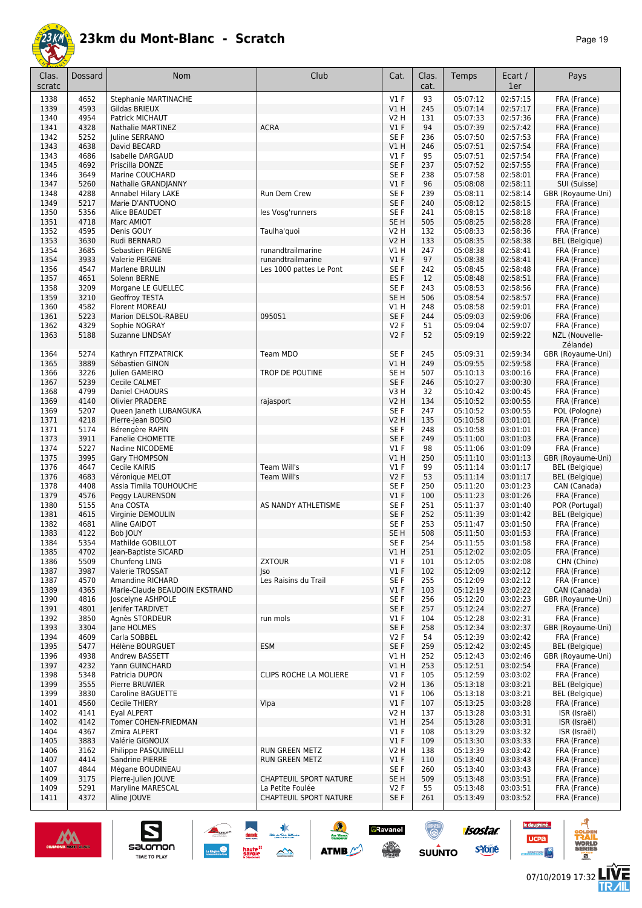# 23km du Mont-Blanc - Scratch

| Clas. scratc | Dossard | Nom | Club | Cat. | Clas. cat. | Temps | Ecart / 1er | Pays |
|---|---|---|---|---|---|---|---|---|
| 1338 | 4652 | Stephanie MARTINACHE | | V1 F | 93 | 05:07:12 | 02:57:15 | FRA (France) |
| 1339 | 4593 | Gildas BRIEUX | | V1 H | 245 | 05:07:14 | 02:57:17 | FRA (France) |
| 1340 | 4954 | Patrick MICHAUT | | V2 H | 131 | 05:07:33 | 02:57:36 | FRA (France) |
| 1341 | 4328 | Nathalie MARTINEZ | ACRA | V1 F | 94 | 05:07:39 | 02:57:42 | FRA (France) |
| 1342 | 5252 | Juline SERRANO | | SE F | 236 | 05:07:50 | 02:57:53 | FRA (France) |
| 1343 | 4638 | David BECARD | | V1 H | 246 | 05:07:51 | 02:57:54 | FRA (France) |
| 1343 | 4686 | Isabelle DARGAUD | | V1 F | 95 | 05:07:51 | 02:57:54 | FRA (France) |
| 1345 | 4692 | Priscilla DONZE | | SE F | 237 | 05:07:52 | 02:57:55 | FRA (France) |
| 1346 | 3649 | Marine COUCHARD | | SE F | 238 | 05:07:58 | 02:58:01 | FRA (France) |
| 1347 | 5260 | Nathalie GRANDJANNY | | V1 F | 96 | 05:08:08 | 02:58:11 | SUI (Suisse) |
| 1348 | 4288 | Annabel Hilary LAKE | Run Dem Crew | SE F | 239 | 05:08:11 | 02:58:14 | GBR (Royaume-Uni) |
| 1349 | 5217 | Marie D'ANTUONO | | SE F | 240 | 05:08:12 | 02:58:15 | FRA (France) |
| 1350 | 5356 | Alice BEAUDET | les Vosg'runners | SE F | 241 | 05:08:15 | 02:58:18 | FRA (France) |
| 1351 | 4718 | Marc AMIOT | | SE H | 505 | 05:08:25 | 02:58:28 | FRA (France) |
| 1352 | 4595 | Denis GOUY | Taulha'quoi | V2 H | 132 | 05:08:33 | 02:58:36 | FRA (France) |
| 1353 | 3630 | Rudi BERNARD | | V2 H | 133 | 05:08:35 | 02:58:38 | BEL (Belgique) |
| 1354 | 3685 | Sebastien PEIGNE | runandtrailmarine | V1 H | 247 | 05:08:38 | 02:58:41 | FRA (France) |
| 1354 | 3933 | Valerie PEIGNE | runandtrailmarine | V1 F | 97 | 05:08:38 | 02:58:41 | FRA (France) |
| 1356 | 4547 | Marlene BRULIN | Les 1000 pattes Le Pont | SE F | 242 | 05:08:45 | 02:58:48 | FRA (France) |
| 1357 | 4651 | Solenn BERNE | | ES F | 12 | 05:08:48 | 02:58:51 | FRA (France) |
| 1358 | 3209 | Morgane LE GUELLEC | | SE F | 243 | 05:08:53 | 02:58:56 | FRA (France) |
| 1359 | 3210 | Geoffroy TESTA | | SE H | 506 | 05:08:54 | 02:58:57 | FRA (France) |
| 1360 | 4582 | Florent MOREAU | | V1 H | 248 | 05:08:58 | 02:59:01 | FRA (France) |
| 1361 | 5223 | Marion DELSOL-RABEU | 095051 | SE F | 244 | 05:09:03 | 02:59:06 | FRA (France) |
| 1362 | 4329 | Sophie NOGRAY | | V2 F | 51 | 05:09:04 | 02:59:07 | FRA (France) |
| 1363 | 5188 | Suzanne LINDSAY | | V2 F | 52 | 05:09:19 | 02:59:22 | NZL (Nouvelle-Zélande) |
| 1364 | 5274 | Kathryn FITZPATRICK | Team MDO | SE F | 245 | 05:09:31 | 02:59:34 | GBR (Royaume-Uni) |
| 1365 | 3889 | Sébastien GINON | | V1 H | 249 | 05:09:55 | 02:59:58 | FRA (France) |
| 1366 | 3226 | Julien GAMEIRO | TROP DE POUTINE | SE H | 507 | 05:10:13 | 03:00:16 | FRA (France) |
| 1367 | 5239 | Cecile CALMET | | SE F | 246 | 05:10:27 | 03:00:30 | FRA (France) |
| 1368 | 4799 | Daniel CHAOURS | | V3 H | 32 | 05:10:42 | 03:00:45 | FRA (France) |
| 1369 | 4140 | Olivier PRADERE | rajasport | V2 H | 134 | 05:10:52 | 03:00:55 | FRA (France) |
| 1369 | 5207 | Queen Janeth LUBANGUKA | | SE F | 247 | 05:10:52 | 03:00:55 | POL (Pologne) |
| 1371 | 4218 | Pierre-Jean BOSIO | | V2 H | 135 | 05:10:58 | 03:01:01 | FRA (France) |
| 1371 | 5174 | Bérengère RAPIN | | SE F | 248 | 05:10:58 | 03:01:01 | FRA (France) |
| 1373 | 3911 | Fanelie CHOMETTE | | SE F | 249 | 05:11:00 | 03:01:03 | FRA (France) |
| 1374 | 5227 | Nadine NICODEME | | V1 F | 98 | 05:11:06 | 03:01:09 | FRA (France) |
| 1375 | 3995 | Gary THOMPSON | | V1 H | 250 | 05:11:10 | 03:01:13 | GBR (Royaume-Uni) |
| 1376 | 4647 | Cecile KAIRIS | Team Will's | V1 F | 99 | 05:11:14 | 03:01:17 | BEL (Belgique) |
| 1376 | 4683 | Véronique MELOT | Team Will's | V2 F | 53 | 05:11:14 | 03:01:17 | BEL (Belgique) |
| 1378 | 4408 | Assia Timila TOUHOUCHE | | SE F | 250 | 05:11:20 | 03:01:23 | CAN (Canada) |
| 1379 | 4576 | Peggy LAURENSON | | V1 F | 100 | 05:11:23 | 03:01:26 | FRA (France) |
| 1380 | 5155 | Ana COSTA | AS NANDY ATHLETISME | SE F | 251 | 05:11:37 | 03:01:40 | POR (Portugal) |
| 1381 | 4615 | Virginie DEMOULIN | | SE F | 252 | 05:11:39 | 03:01:42 | BEL (Belgique) |
| 1382 | 4681 | Aline GAIDOT | | SE F | 253 | 05:11:47 | 03:01:50 | FRA (France) |
| 1383 | 4122 | Bob JOUY | | SE H | 508 | 05:11:50 | 03:01:53 | FRA (France) |
| 1384 | 5354 | Mathilde GOBILLOT | | SE F | 254 | 05:11:55 | 03:01:58 | FRA (France) |
| 1385 | 4702 | Jean-Baptiste SICARD | | V1 H | 251 | 05:12:02 | 03:02:05 | FRA (France) |
| 1386 | 5509 | Chunfeng LING | ZXTOUR | V1 F | 101 | 05:12:05 | 03:02:08 | CHN (Chine) |
| 1387 | 3987 | Valerie TROSSAT | Jso | V1 F | 102 | 05:12:09 | 03:02:12 | FRA (France) |
| 1387 | 4570 | Amandine RICHARD | Les Raisins du Trail | SE F | 255 | 05:12:09 | 03:02:12 | FRA (France) |
| 1389 | 4365 | Marie-Claude BEAUDOIN EKSTRAND | | V1 F | 103 | 05:12:19 | 03:02:22 | CAN (Canada) |
| 1390 | 4816 | Joscelyne ASHPOLE | | SE F | 256 | 05:12:20 | 03:02:23 | GBR (Royaume-Uni) |
| 1391 | 4801 | Jenifer TARDIVET | | SE F | 257 | 05:12:24 | 03:02:27 | FRA (France) |
| 1392 | 3850 | Agnès STORDEUR | run mols | V1 F | 104 | 05:12:28 | 03:02:31 | FRA (France) |
| 1393 | 3304 | Jane HOLMES | | SE F | 258 | 05:12:34 | 03:02:37 | GBR (Royaume-Uni) |
| 1394 | 4609 | Carla SOBBEL | | V2 F | 54 | 05:12:39 | 03:02:42 | FRA (France) |
| 1395 | 5477 | Hélène BOURGUET | ESM | SE F | 259 | 05:12:42 | 03:02:45 | BEL (Belgique) |
| 1396 | 4938 | Andrew BASSETT | | V1 H | 252 | 05:12:43 | 03:02:46 | GBR (Royaume-Uni) |
| 1397 | 4232 | Yann GUINCHARD | | V1 H | 253 | 05:12:51 | 03:02:54 | FRA (France) |
| 1398 | 5348 | Patricia DUPON | CLIPS ROCHE LA MOLIERE | V1 F | 105 | 05:12:59 | 03:03:02 | FRA (France) |
| 1399 | 3555 | Pierre BRUWIER | | V2 H | 136 | 05:13:18 | 03:03:21 | BEL (Belgique) |
| 1399 | 3830 | Caroline BAGUETTE | | V1 F | 106 | 05:13:18 | 03:03:21 | BEL (Belgique) |
| 1401 | 4560 | Cecile THIERY | Vlpa | V1 F | 107 | 05:13:25 | 03:03:28 | FRA (France) |
| 1402 | 4141 | Eyal ALPERT | | V2 H | 137 | 05:13:28 | 03:03:31 | ISR (Israël) |
| 1402 | 4142 | Tomer COHEN-FRIEDMAN | | V1 H | 254 | 05:13:28 | 03:03:31 | ISR (Israël) |
| 1404 | 4367 | Zmira ALPERT | | V1 F | 108 | 05:13:29 | 03:03:32 | ISR (Israël) |
| 1405 | 3883 | Valérie GIGNOUX | | V1 F | 109 | 05:13:30 | 03:03:33 | FRA (France) |
| 1406 | 3162 | Philippe PASQUINELLI | RUN GREEN METZ | V2 H | 138 | 05:13:39 | 03:03:42 | FRA (France) |
| 1407 | 4414 | Sandrine PIERRE | RUN GREEN METZ | V1 F | 110 | 05:13:40 | 03:03:43 | FRA (France) |
| 1407 | 4844 | Mégane BOUDINEAU | | SE F | 260 | 05:13:40 | 03:03:43 | FRA (France) |
| 1409 | 3175 | Pierre-Julien JOUVE | CHAPTEUIL SPORT NATURE | SE H | 509 | 05:13:48 | 03:03:51 | FRA (France) |
| 1409 | 5291 | Maryline MARESCAL | La Petite Foulée | V2 F | 55 | 05:13:48 | 03:03:51 | FRA (France) |
| 1411 | 4372 | Aline JOUVE | CHAPTEUIL SPORT NATURE | SE F | 261 | 05:13:49 | 03:03:52 | FRA (France) |

07/10/2019 17:32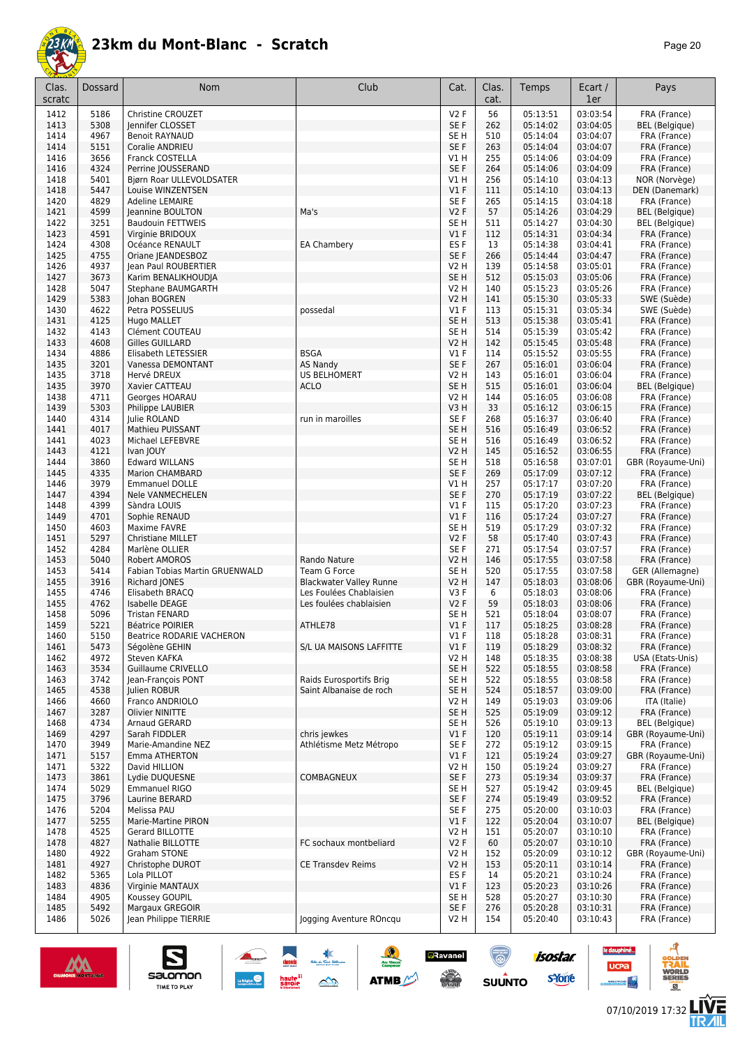# 23km du Mont-Blanc - Scratch

| Clas. scratc | Dossard | Nom | Club | Cat. | Clas. cat. | Temps | Ecart / 1er | Pays |
|---|---|---|---|---|---|---|---|---|
| 1412 | 5186 | Christine CROUZET | | V2 F | 56 | 05:13:51 | 03:03:54 | FRA (France) |
| 1413 | 5308 | Jennifer CLOSSET | | SE F | 262 | 05:14:02 | 03:04:05 | BEL (Belgique) |
| 1414 | 4967 | Benoit RAYNAUD | | SE H | 510 | 05:14:04 | 03:04:07 | FRA (France) |
| 1414 | 5151 | Coralie ANDRIEU | | SE F | 263 | 05:14:04 | 03:04:07 | FRA (France) |
| 1416 | 3656 | Franck COSTELLA | | V1 H | 255 | 05:14:06 | 03:04:09 | FRA (France) |
| 1416 | 4324 | Perrine JOUSSERAND | | SE F | 264 | 05:14:06 | 03:04:09 | FRA (France) |
| 1418 | 5401 | Bjørn Roar ULLEVOLDSATER | | V1 H | 256 | 05:14:10 | 03:04:13 | NOR (Norvège) |
| 1418 | 5447 | Louise WINZENTSEN | | V1 F | 111 | 05:14:10 | 03:04:13 | DEN (Danemark) |
| 1420 | 4829 | Adeline LEMAIRE | | SE F | 265 | 05:14:15 | 03:04:18 | FRA (France) |
| 1421 | 4599 | Jeannine BOULTON | Ma's | V2 F | 57 | 05:14:26 | 03:04:29 | BEL (Belgique) |
| 1422 | 3251 | Baudouin FETTWEIS | | SE H | 511 | 05:14:27 | 03:04:30 | BEL (Belgique) |
| 1423 | 4591 | Virginie BRIDOUX | | V1 F | 112 | 05:14:31 | 03:04:34 | FRA (France) |
| 1424 | 4308 | Océance RENAULT | EA Chambery | ES F | 13 | 05:14:38 | 03:04:41 | FRA (France) |
| 1425 | 4755 | Oriane JEANDESBOZ | | SE F | 266 | 05:14:44 | 03:04:47 | FRA (France) |
| 1426 | 4937 | Jean Paul ROUBERTIER | | V2 H | 139 | 05:14:58 | 03:05:01 | FRA (France) |
| 1427 | 3673 | Karim BENALIKHOUDJA | | SE H | 512 | 05:15:03 | 03:05:06 | FRA (France) |
| 1428 | 5047 | Stephane BAUMGARTH | | V2 H | 140 | 05:15:23 | 03:05:26 | FRA (France) |
| 1429 | 5383 | Johan BOGREN | | V2 H | 141 | 05:15:30 | 03:05:33 | SWE (Suède) |
| 1430 | 4622 | Petra POSSELIUS | possedal | V1 F | 113 | 05:15:31 | 03:05:34 | SWE (Suède) |
| 1431 | 4125 | Hugo MALLET | | SE H | 513 | 05:15:38 | 03:05:41 | FRA (France) |
| 1432 | 4143 | Clément COUTEAU | | SE H | 514 | 05:15:39 | 03:05:42 | FRA (France) |
| 1433 | 4608 | Gilles GUILLARD | | V2 H | 142 | 05:15:45 | 03:05:48 | FRA (France) |
| 1434 | 4886 | Elisabeth LETESSIER | BSGA | V1 F | 114 | 05:15:52 | 03:05:55 | FRA (France) |
| 1435 | 3201 | Vanessa DEMONTANT | AS Nandy | SE F | 267 | 05:16:01 | 03:06:04 | FRA (France) |
| 1435 | 3718 | Hervé DREUX | US BELHOMERT | V2 H | 143 | 05:16:01 | 03:06:04 | FRA (France) |
| 1435 | 3970 | Xavier CATTEAU | ACLO | SE H | 515 | 05:16:01 | 03:06:04 | BEL (Belgique) |
| 1438 | 4711 | Georges HOARAU | | V2 H | 144 | 05:16:05 | 03:06:08 | FRA (France) |
| 1439 | 5303 | Philippe LAUBIER | | V3 H | 33 | 05:16:12 | 03:06:15 | FRA (France) |
| 1440 | 4314 | Julie ROLAND | run in maroilles | SE F | 268 | 05:16:37 | 03:06:40 | FRA (France) |
| 1441 | 4017 | Mathieu PUISSANT | | SE H | 516 | 05:16:49 | 03:06:52 | FRA (France) |
| 1441 | 4023 | Michael LEFEBVRE | | SE H | 516 | 05:16:49 | 03:06:52 | FRA (France) |
| 1443 | 4121 | Ivan JOUY | | V2 H | 145 | 05:16:52 | 03:06:55 | FRA (France) |
| 1444 | 3860 | Edward WILLANS | | SE H | 518 | 05:16:58 | 03:07:01 | GBR (Royaume-Uni) |
| 1445 | 4335 | Marion CHAMBARD | | SE F | 269 | 05:17:09 | 03:07:12 | FRA (France) |
| 1446 | 3979 | Emmanuel DOLLE | | V1 H | 257 | 05:17:17 | 03:07:20 | FRA (France) |
| 1447 | 4394 | Nele VANMECHELEN | | SE F | 270 | 05:17:19 | 03:07:22 | BEL (Belgique) |
| 1448 | 4399 | Sàndra LOUIS | | V1 F | 115 | 05:17:20 | 03:07:23 | FRA (France) |
| 1449 | 4701 | Sophie RENAUD | | V1 F | 116 | 05:17:24 | 03:07:27 | FRA (France) |
| 1450 | 4603 | Maxime FAVRE | | SE H | 519 | 05:17:29 | 03:07:32 | FRA (France) |
| 1451 | 5297 | Christiane MILLET | | V2 F | 58 | 05:17:40 | 03:07:43 | FRA (France) |
| 1452 | 4284 | Marlène OLLIER | | SE F | 271 | 05:17:54 | 03:07:57 | FRA (France) |
| 1453 | 5040 | Robert AMOROS | Rando Nature | V2 H | 146 | 05:17:55 | 03:07:58 | FRA (France) |
| 1453 | 5414 | Fabian Tobias Martin GRUENWALD | Team G Force | SE H | 520 | 05:17:55 | 03:07:58 | GER (Allemagne) |
| 1455 | 3916 | Richard JONES | Blackwater Valley Runne | V2 H | 147 | 05:18:03 | 03:08:06 | GBR (Royaume-Uni) |
| 1455 | 4746 | Elisabeth BRACQ | Les Foulées Chablaisien | V3 F | 6 | 05:18:03 | 03:08:06 | FRA (France) |
| 1455 | 4762 | Isabelle DEAGE | Les foulées chablaisien | V2 F | 59 | 05:18:03 | 03:08:06 | FRA (France) |
| 1458 | 5096 | Tristan FENARD | | SE H | 521 | 05:18:04 | 03:08:07 | FRA (France) |
| 1459 | 5221 | Béatrice POIRIER | ATHLE78 | V1 F | 117 | 05:18:25 | 03:08:28 | FRA (France) |
| 1460 | 5150 | Beatrice RODARIE VACHERON | | V1 F | 118 | 05:18:28 | 03:08:31 | FRA (France) |
| 1461 | 5473 | Ségolène GEHIN | S/L UA MAISONS LAFFITTE | V1 F | 119 | 05:18:29 | 03:08:32 | FRA (France) |
| 1462 | 4972 | Steven KAFKA | | V2 H | 148 | 05:18:35 | 03:08:38 | USA (Etats-Unis) |
| 1463 | 3534 | Guillaume CRIVELLO | | SE H | 522 | 05:18:55 | 03:08:58 | FRA (France) |
| 1463 | 3742 | Jean-François PONT | Raids Eurosportifs Brig | SE H | 522 | 05:18:55 | 03:08:58 | FRA (France) |
| 1465 | 4538 | Julien ROBUR | Saint Albanaise de roch | SE H | 524 | 05:18:57 | 03:09:00 | FRA (France) |
| 1466 | 4660 | Franco ANDRIOLO | | V2 H | 149 | 05:19:03 | 03:09:06 | ITA (Italie) |
| 1467 | 3287 | Olivier NINITTE | | SE H | 525 | 05:19:09 | 03:09:12 | FRA (France) |
| 1468 | 4734 | Arnaud GERARD | | SE H | 526 | 05:19:10 | 03:09:13 | BEL (Belgique) |
| 1469 | 4297 | Sarah FIDDLER | chris jewkes | V1 F | 120 | 05:19:11 | 03:09:14 | GBR (Royaume-Uni) |
| 1470 | 3949 | Marie-Amandine NEZ | Athlétisme Metz Métropo | SE F | 272 | 05:19:12 | 03:09:15 | FRA (France) |
| 1471 | 5157 | Emma ATHERTON | | V1 F | 121 | 05:19:24 | 03:09:27 | GBR (Royaume-Uni) |
| 1471 | 5322 | David HILLION | | V2 H | 150 | 05:19:24 | 03:09:27 | FRA (France) |
| 1473 | 3861 | Lydie DUQUESNE | COMBAGNEUX | SE F | 273 | 05:19:34 | 03:09:37 | FRA (France) |
| 1474 | 5029 | Emmanuel RIGO | | SE H | 527 | 05:19:42 | 03:09:45 | BEL (Belgique) |
| 1475 | 3796 | Laurine BERARD | | SE F | 274 | 05:19:49 | 03:09:52 | FRA (France) |
| 1476 | 5204 | Melissa PAU | | SE F | 275 | 05:20:00 | 03:10:03 | FRA (France) |
| 1477 | 5255 | Marie-Martine PIRON | | V1 F | 122 | 05:20:04 | 03:10:07 | BEL (Belgique) |
| 1478 | 4525 | Gerard BILLOTTE | | V2 H | 151 | 05:20:07 | 03:10:10 | FRA (France) |
| 1478 | 4827 | Nathalie BILLOTTE | FC sochaux montbeliard | V2 F | 60 | 05:20:07 | 03:10:10 | FRA (France) |
| 1480 | 4922 | Graham STONE | | V2 H | 152 | 05:20:09 | 03:10:12 | GBR (Royaume-Uni) |
| 1481 | 4927 | Christophe DUROT | CE Transdev Reims | V2 H | 153 | 05:20:11 | 03:10:14 | FRA (France) |
| 1482 | 5365 | Lola PILLOT | | ES F | 14 | 05:20:21 | 03:10:24 | FRA (France) |
| 1483 | 4836 | Virginie MANTAUX | | V1 F | 123 | 05:20:23 | 03:10:26 | FRA (France) |
| 1484 | 4905 | Koussey GOUPIL | | SE H | 528 | 05:20:27 | 03:10:30 | FRA (France) |
| 1485 | 5492 | Margaux GREGOIR | | SE F | 276 | 05:20:28 | 03:10:31 | FRA (France) |
| 1486 | 5026 | Jean Philippe TIERRIE | Jogging Aventure ROncqu | V2 H | 154 | 05:20:40 | 03:10:43 | FRA (France) |

07/10/2019 17:32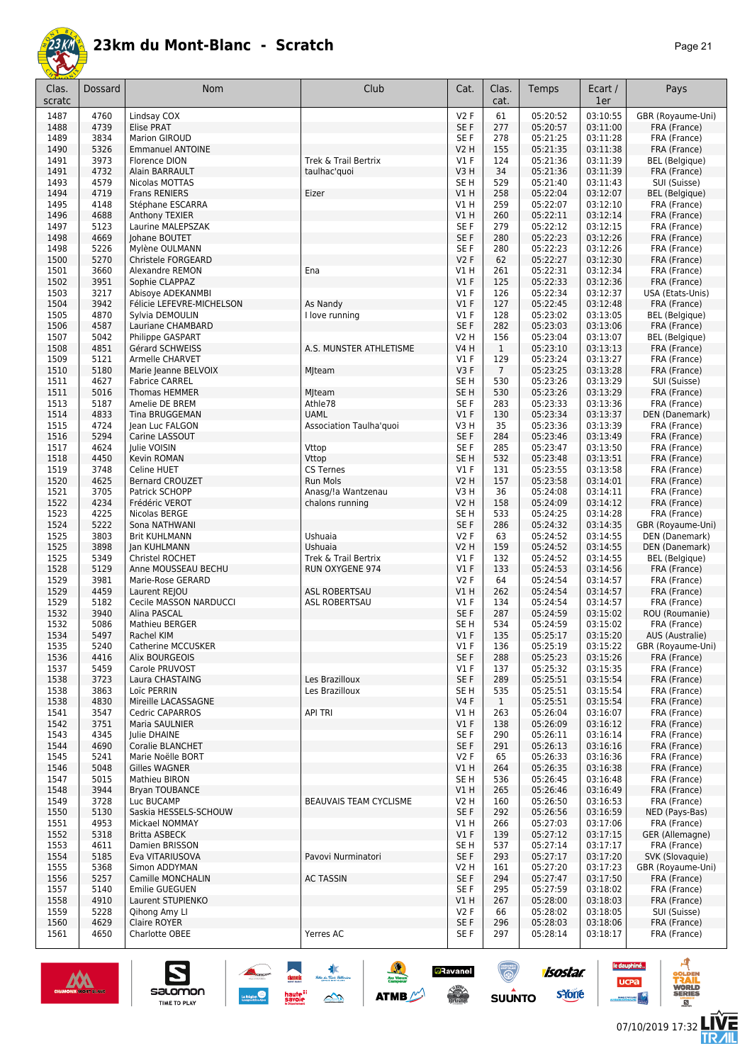# 23km du Mont-Blanc - Scratch

| Clas. scratc | Dossard | Nom | Club | Cat. | Clas. cat. | Temps | Ecart / 1er | Pays |
|---|---|---|---|---|---|---|---|---|
| 1487 | 4760 | Lindsay COX | | V2 F | 61 | 05:20:52 | 03:10:55 | GBR (Royaume-Uni) |
| 1488 | 4739 | Elise PRAT | | SE F | 277 | 05:20:57 | 03:11:00 | FRA (France) |
| 1489 | 3834 | Marion GIROUD | | SE F | 278 | 05:21:25 | 03:11:28 | FRA (France) |
| 1490 | 5326 | Emmanuel ANTOINE | | V2 H | 155 | 05:21:35 | 03:11:38 | FRA (France) |
| 1491 | 3973 | Florence DION | Trek & Trail Bertrix | V1 F | 124 | 05:21:36 | 03:11:39 | BEL (Belgique) |
| 1491 | 4732 | Alain BARRAULT | taulhac'quoi | V3 H | 34 | 05:21:36 | 03:11:39 | FRA (France) |
| 1493 | 4579 | Nicolas MOTTAS | | SE H | 529 | 05:21:40 | 03:11:43 | SUI (Suisse) |
| 1494 | 4719 | Frans RENIERS | Eizer | V1 H | 258 | 05:22:04 | 03:12:07 | BEL (Belgique) |
| 1495 | 4148 | Stéphane ESCARRA | | V1 H | 259 | 05:22:07 | 03:12:10 | FRA (France) |
| 1496 | 4688 | Anthony TEXIER | | V1 H | 260 | 05:22:11 | 03:12:14 | FRA (France) |
| 1497 | 5123 | Laurine MALEPSZAK | | SE F | 279 | 05:22:12 | 03:12:15 | FRA (France) |
| 1498 | 4669 | Johane BOUTET | | SE F | 280 | 05:22:23 | 03:12:26 | FRA (France) |
| 1498 | 5226 | Mylène OULMANN | | SE F | 280 | 05:22:23 | 03:12:26 | FRA (France) |
| 1500 | 5270 | Christele FORGEARD | | V2 F | 62 | 05:22:27 | 03:12:30 | FRA (France) |
| 1501 | 3660 | Alexandre REMON | Ena | V1 H | 261 | 05:22:31 | 03:12:34 | FRA (France) |
| 1502 | 3951 | Sophie CLAPPAZ | | V1 F | 125 | 05:22:33 | 03:12:36 | FRA (France) |
| 1503 | 3217 | Abisoye ADEKANMBI | | V1 F | 126 | 05:22:34 | 03:12:37 | USA (Etats-Unis) |
| 1504 | 3942 | Félicie LEFEVRE-MICHELSON | As Nandy | V1 F | 127 | 05:22:45 | 03:12:48 | FRA (France) |
| 1505 | 4870 | Sylvia DEMOULIN | I love running | V1 F | 128 | 05:23:02 | 03:13:05 | BEL (Belgique) |
| 1506 | 4587 | Lauriane CHAMBARD | | SE F | 282 | 05:23:03 | 03:13:06 | FRA (France) |
| 1507 | 5042 | Philippe GASPART | | V2 H | 156 | 05:23:04 | 03:13:07 | BEL (Belgique) |
| 1508 | 4851 | Gérard SCHWEISS | A.S. MUNSTER ATHLETISME | V4 H | 1 | 05:23:10 | 03:13:13 | FRA (France) |
| 1509 | 5121 | Armelle CHARVET | | V1 F | 129 | 05:23:24 | 03:13:27 | FRA (France) |
| 1510 | 5180 | Marie Jeanne BELVOIX | MJteam | V3 F | 7 | 05:23:25 | 03:13:28 | FRA (France) |
| 1511 | 4627 | Fabrice CARREL | | SE H | 530 | 05:23:26 | 03:13:29 | SUI (Suisse) |
| 1511 | 5016 | Thomas HEMMER | MJteam | SE H | 530 | 05:23:26 | 03:13:29 | FRA (France) |
| 1513 | 5187 | Amelie DE BREM | Athle78 | SE F | 283 | 05:23:33 | 03:13:36 | FRA (France) |
| 1514 | 4833 | Tina BRUGGEMAN | UAML | V1 F | 130 | 05:23:34 | 03:13:37 | DEN (Danemark) |
| 1515 | 4724 | Jean Luc FALGON | Association Taulha'quoi | V3 H | 35 | 05:23:36 | 03:13:39 | FRA (France) |
| 1516 | 5294 | Carine LASSOUT | | SE F | 284 | 05:23:46 | 03:13:49 | FRA (France) |
| 1517 | 4624 | Julie VOISIN | Vttop | SE F | 285 | 05:23:47 | 03:13:50 | FRA (France) |
| 1518 | 4450 | Kevin ROMAN | Vttop | SE H | 532 | 05:23:48 | 03:13:51 | FRA (France) |
| 1519 | 3748 | Celine HUET | CS Ternes | V1 F | 131 | 05:23:55 | 03:13:58 | FRA (France) |
| 1520 | 4625 | Bernard CROUZET | Run Mols | V2 H | 157 | 05:23:58 | 03:14:01 | FRA (France) |
| 1521 | 3705 | Patrick SCHOPP | Anasg!a Wantzenau | V3 H | 36 | 05:24:08 | 03:14:11 | FRA (France) |
| 1522 | 4234 | Frédéric VEROT | chalons running | V2 H | 158 | 05:24:09 | 03:14:12 | FRA (France) |
| 1523 | 4225 | Nicolas BERGE | | SE H | 533 | 05:24:25 | 03:14:28 | FRA (France) |
| 1524 | 5222 | Sona NATHWANI | | SE F | 286 | 05:24:32 | 03:14:35 | GBR (Royaume-Uni) |
| 1525 | 3803 | Brit KUHLMANN | Ushuaia | V2 F | 63 | 05:24:52 | 03:14:55 | DEN (Danemark) |
| 1525 | 3898 | Jan KUHLMANN | Ushuaia | V2 H | 159 | 05:24:52 | 03:14:55 | DEN (Danemark) |
| 1525 | 5349 | Christel ROCHET | Trek & Trail Bertrix | V1 F | 132 | 05:24:52 | 03:14:55 | BEL (Belgique) |
| 1528 | 5129 | Anne MOUSSEAU BECHU | RUN OXYGENE 974 | V1 F | 133 | 05:24:53 | 03:14:56 | FRA (France) |
| 1529 | 3981 | Marie-Rose GERARD | | V2 F | 64 | 05:24:54 | 03:14:57 | FRA (France) |
| 1529 | 4459 | Laurent REJOU | ASL ROBERTSAU | V1 H | 262 | 05:24:54 | 03:14:57 | FRA (France) |
| 1529 | 5182 | Cecile MASSON NARDUCCI | ASL ROBERTSAU | V1 F | 134 | 05:24:54 | 03:14:57 | FRA (France) |
| 1532 | 3940 | Alina PASCAL | | SE F | 287 | 05:24:59 | 03:15:02 | ROU (Roumanie) |
| 1532 | 5086 | Mathieu BERGER | | SE H | 534 | 05:24:59 | 03:15:02 | FRA (France) |
| 1534 | 5497 | Rachel KIM | | V1 F | 135 | 05:25:17 | 03:15:20 | AUS (Australie) |
| 1535 | 5240 | Catherine MCCUSKER | | V1 F | 136 | 05:25:19 | 03:15:22 | GBR (Royaume-Uni) |
| 1536 | 4416 | Alix BOURGEOIS | | SE F | 288 | 05:25:23 | 03:15:26 | FRA (France) |
| 1537 | 5459 | Carole PRUVOST | | V1 F | 137 | 05:25:32 | 03:15:35 | FRA (France) |
| 1538 | 3723 | Laura CHASTAING | Les Brazilloux | SE F | 289 | 05:25:51 | 03:15:54 | FRA (France) |
| 1538 | 3863 | Loïc PERRIN | Les Brazilloux | SE H | 535 | 05:25:51 | 03:15:54 | FRA (France) |
| 1538 | 4830 | Mireille LACASSAGNE | | V4 F | 1 | 05:25:51 | 03:15:54 | FRA (France) |
| 1541 | 3547 | Cedric CAPARROS | API TRI | V1 H | 263 | 05:26:04 | 03:16:07 | FRA (France) |
| 1542 | 3751 | Maria SAULNIER | | V1 F | 138 | 05:26:09 | 03:16:12 | FRA (France) |
| 1543 | 4345 | Julie DHAINE | | SE F | 290 | 05:26:11 | 03:16:14 | FRA (France) |
| 1544 | 4690 | Coralie BLANCHET | | SE F | 291 | 05:26:13 | 03:16:16 | FRA (France) |
| 1545 | 5241 | Marie Noëlle BORT | | V2 F | 65 | 05:26:33 | 03:16:36 | FRA (France) |
| 1546 | 5048 | Gilles WAGNER | | V1 H | 264 | 05:26:35 | 03:16:38 | FRA (France) |
| 1547 | 5015 | Mathieu BIRON | | SE H | 536 | 05:26:45 | 03:16:48 | FRA (France) |
| 1548 | 3944 | Bryan TOUBANCE | | V1 H | 265 | 05:26:46 | 03:16:49 | FRA (France) |
| 1549 | 3728 | Luc BUCAMP | BEAUVAIS TEAM CYCLISME | V2 H | 160 | 05:26:50 | 03:16:53 | FRA (France) |
| 1550 | 5130 | Saskia HESSELS-SCHOUW | | SE F | 292 | 05:26:56 | 03:16:59 | NED (Pays-Bas) |
| 1551 | 4953 | Mickael NOMMAY | | V1 H | 266 | 05:27:03 | 03:17:06 | FRA (France) |
| 1552 | 5318 | Britta ASBECK | | V1 F | 139 | 05:27:12 | 03:17:15 | GER (Allemagne) |
| 1553 | 4611 | Damien BRISSON | | SE H | 537 | 05:27:14 | 03:17:17 | FRA (France) |
| 1554 | 5185 | Eva VITARIUSOVA | Pavovi Nurminatori | SE F | 293 | 05:27:17 | 03:17:20 | SVK (Slovaquie) |
| 1555 | 5368 | Simon ADDYMAN | | V2 H | 161 | 05:27:20 | 03:17:23 | GBR (Royaume-Uni) |
| 1556 | 5257 | Camille MONCHALIN | AC TASSIN | SE F | 294 | 05:27:47 | 03:17:50 | FRA (France) |
| 1557 | 5140 | Emilie GUEGUEN | | SE F | 295 | 05:27:59 | 03:18:02 | FRA (France) |
| 1558 | 4910 | Laurent STUPIENKO | | V1 H | 267 | 05:28:00 | 03:18:03 | FRA (France) |
| 1559 | 5228 | Qihong Amy LI | | V2 F | 66 | 05:28:02 | 03:18:05 | SUI (Suisse) |
| 1560 | 4629 | Claire ROYER | | SE F | 296 | 05:28:03 | 03:18:06 | FRA (France) |
| 1561 | 4650 | Charlotte OBEE | Yerres AC | SE F | 297 | 05:28:14 | 03:18:17 | FRA (France) |

07/10/2019 17:32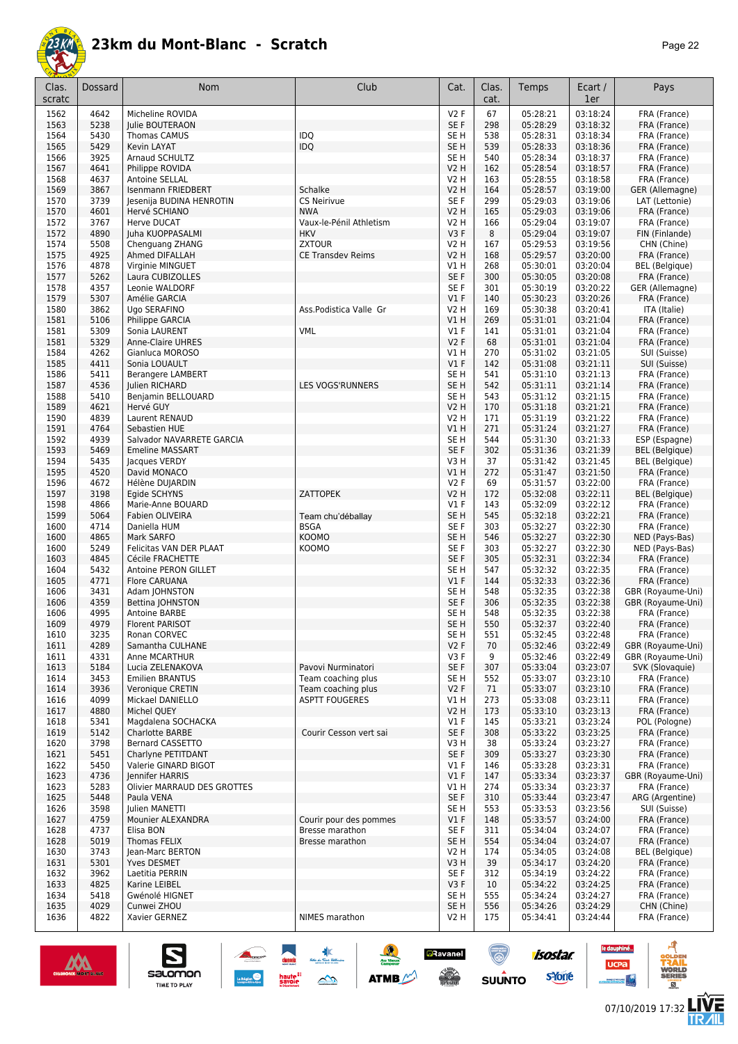# 23km du Mont-Blanc - Scratch

| Clas. scratc | Dossard | Nom | Club | Cat. | Clas. cat. | Temps | Ecart / 1er | Pays |
|---|---|---|---|---|---|---|---|---|
| 1562 | 4642 | Micheline ROVIDA | | V2 F | 67 | 05:28:21 | 03:18:24 | FRA (France) |
| 1563 | 5238 | Julie BOUTERAON | | SE F | 298 | 05:28:29 | 03:18:32 | FRA (France) |
| 1564 | 5430 | Thomas CAMUS | IDQ | SE H | 538 | 05:28:31 | 03:18:34 | FRA (France) |
| 1565 | 5429 | Kevin LAYAT | IDQ | SE H | 539 | 05:28:33 | 03:18:36 | FRA (France) |
| 1566 | 3925 | Arnaud SCHULTZ | | SE H | 540 | 05:28:34 | 03:18:37 | FRA (France) |
| 1567 | 4641 | Philippe ROVIDA | | V2 H | 162 | 05:28:54 | 03:18:57 | FRA (France) |
| 1568 | 4637 | Antoine SELLAL | | V2 H | 163 | 05:28:55 | 03:18:58 | FRA (France) |
| 1569 | 3867 | Isenmann FRIEDBERT | Schalke | V2 H | 164 | 05:28:57 | 03:19:00 | GER (Allemagne) |
| 1570 | 3739 | Jesenija BUDINA HENROTIN | CS Neirivue | SE F | 299 | 05:29:03 | 03:19:06 | LAT (Lettonie) |
| 1570 | 4601 | Hervé SCHIANO | NWA | V2 H | 165 | 05:29:03 | 03:19:06 | FRA (France) |
| 1572 | 3767 | Herve DUCAT | Vaux-le-Pénil Athletism | V2 H | 166 | 05:29:04 | 03:19:07 | FRA (France) |
| 1572 | 4890 | Juha KUOPPASALMI | HKV | V3 F | 8 | 05:29:04 | 03:19:07 | FIN (Finlande) |
| 1574 | 5508 | Chenguang ZHANG | ZXTOUR | V2 H | 167 | 05:29:53 | 03:19:56 | CHN (Chine) |
| 1575 | 4925 | Ahmed DIFALLAH | CE Transdev Reims | V2 H | 168 | 05:29:57 | 03:20:00 | FRA (France) |
| 1576 | 4878 | Virginie MINGUET | | V1 H | 268 | 05:30:01 | 03:20:04 | BEL (Belgique) |
| 1577 | 5262 | Laura CUBIZOLLES | | SE F | 300 | 05:30:05 | 03:20:08 | FRA (France) |
| 1578 | 4357 | Leonie WALDORF | | SE F | 301 | 05:30:19 | 03:20:22 | GER (Allemagne) |
| 1579 | 5307 | Amélie GARCIA | | V1 F | 140 | 05:30:23 | 03:20:26 | FRA (France) |
| 1580 | 3862 | Ugo SERAFINO | Ass.Podistica Valle Gr | V2 H | 169 | 05:30:38 | 03:20:41 | ITA (Italie) |
| 1581 | 5106 | Philippe GARCIA | | V1 H | 269 | 05:31:01 | 03:21:04 | FRA (France) |
| 1581 | 5309 | Sonia LAURENT | VML | V1 F | 141 | 05:31:01 | 03:21:04 | FRA (France) |
| 1581 | 5329 | Anne-Claire UHRES | | V2 F | 68 | 05:31:01 | 03:21:04 | FRA (France) |
| 1584 | 4262 | Gianluca MOROSO | | V1 H | 270 | 05:31:02 | 03:21:05 | SUI (Suisse) |
| 1585 | 4411 | Sonia LOUAULT | | V1 F | 142 | 05:31:08 | 03:21:11 | SUI (Suisse) |
| 1586 | 5411 | Berangere LAMBERT | | SE H | 541 | 05:31:10 | 03:21:13 | FRA (France) |
| 1587 | 4536 | Julien RICHARD | LES VOGS'RUNNERS | SE H | 542 | 05:31:11 | 03:21:14 | FRA (France) |
| 1588 | 5410 | Benjamin BELLOUARD | | SE H | 543 | 05:31:12 | 03:21:15 | FRA (France) |
| 1589 | 4621 | Hervé GUY | | V2 H | 170 | 05:31:18 | 03:21:21 | FRA (France) |
| 1590 | 4839 | Laurent RENAUD | | V2 H | 171 | 05:31:19 | 03:21:22 | FRA (France) |
| 1591 | 4764 | Sebastien HUE | | V1 H | 271 | 05:31:24 | 03:21:27 | FRA (France) |
| 1592 | 4939 | Salvador NAVARRETE GARCIA | | SE H | 544 | 05:31:30 | 03:21:33 | ESP (Espagne) |
| 1593 | 5469 | Emeline MASSART | | SE F | 302 | 05:31:36 | 03:21:39 | BEL (Belgique) |
| 1594 | 5435 | Jacques VERDY | | V3 H | 37 | 05:31:42 | 03:21:45 | BEL (Belgique) |
| 1595 | 4520 | David MONACO | | V1 H | 272 | 05:31:47 | 03:21:50 | FRA (France) |
| 1596 | 4672 | Hélène DUJARDIN | | V2 F | 69 | 05:31:57 | 03:22:00 | FRA (France) |
| 1597 | 3198 | Egide SCHYNS | ZATTOPEK | V2 H | 172 | 05:32:08 | 03:22:11 | BEL (Belgique) |
| 1598 | 4866 | Marie-Anne BOUARD | | V1 F | 143 | 05:32:09 | 03:22:12 | FRA (France) |
| 1599 | 5064 | Fabien OLIVEIRA | Team chu'déballay | SE H | 545 | 05:32:18 | 03:22:21 | FRA (France) |
| 1600 | 4714 | Daniella HUM | BSGA | SE F | 303 | 05:32:27 | 03:22:30 | FRA (France) |
| 1600 | 4865 | Mark SARFO | KOOMO | SE H | 546 | 05:32:27 | 03:22:30 | NED (Pays-Bas) |
| 1600 | 5249 | Felicitas VAN DER PLAAT | KOOMO | SE F | 303 | 05:32:27 | 03:22:30 | NED (Pays-Bas) |
| 1603 | 4845 | Cécile FRACHETTE | | SE F | 305 | 05:32:31 | 03:22:34 | FRA (France) |
| 1604 | 5432 | Antoine PERON GILLET | | SE H | 547 | 05:32:32 | 03:22:35 | FRA (France) |
| 1605 | 4771 | Flore CARUANA | | V1 F | 144 | 05:32:33 | 03:22:36 | FRA (France) |
| 1606 | 3431 | Adam JOHNSTON | | SE H | 548 | 05:32:35 | 03:22:38 | GBR (Royaume-Uni) |
| 1606 | 4359 | Bettina JOHNSTON | | SE F | 306 | 05:32:35 | 03:22:38 | GBR (Royaume-Uni) |
| 1606 | 4995 | Antoine BARBE | | SE H | 548 | 05:32:35 | 03:22:38 | FRA (France) |
| 1609 | 4979 | Florent PARISOT | | SE H | 550 | 05:32:37 | 03:22:40 | FRA (France) |
| 1610 | 3235 | Ronan CORVEC | | SE H | 551 | 05:32:45 | 03:22:48 | FRA (France) |
| 1611 | 4289 | Samantha CULHANE | | V2 F | 70 | 05:32:46 | 03:22:49 | GBR (Royaume-Uni) |
| 1611 | 4331 | Anne MCARTHUR | | V3 F | 9 | 05:32:46 | 03:22:49 | GBR (Royaume-Uni) |
| 1613 | 5184 | Lucia ZELENAKOVA | Pavovi Nurminatori | SE F | 307 | 05:33:04 | 03:23:07 | SVK (Slovaquie) |
| 1614 | 3453 | Emilien BRANTUS | Team coaching plus | SE H | 552 | 05:33:07 | 03:23:10 | FRA (France) |
| 1614 | 3936 | Veronique CRETIN | Team coaching plus | V2 F | 71 | 05:33:07 | 03:23:10 | FRA (France) |
| 1616 | 4099 | Mickael DANIELLO | ASPTT FOUGERES | V1 H | 273 | 05:33:08 | 03:23:11 | FRA (France) |
| 1617 | 4880 | Michel QUEY | | V2 H | 173 | 05:33:10 | 03:23:13 | FRA (France) |
| 1618 | 5341 | Magdalena SOCHACKA | | V1 F | 145 | 05:33:21 | 03:23:24 | POL (Pologne) |
| 1619 | 5142 | Charlotte BARBE | Courir Cesson vert sai | SE F | 308 | 05:33:22 | 03:23:25 | FRA (France) |
| 1620 | 3798 | Bernard CASSETTO | | V3 H | 38 | 05:33:24 | 03:23:27 | FRA (France) |
| 1621 | 5451 | Charlyne PETITDANT | | SE F | 309 | 05:33:27 | 03:23:30 | FRA (France) |
| 1622 | 5450 | Valerie GINARD BIGOT | | V1 F | 146 | 05:33:28 | 03:23:31 | FRA (France) |
| 1623 | 4736 | Jennifer HARRIS | | V1 F | 147 | 05:33:34 | 03:23:37 | GBR (Royaume-Uni) |
| 1623 | 5283 | Olivier MARRAUD DES GROTTES | | V1 H | 274 | 05:33:34 | 03:23:37 | FRA (France) |
| 1625 | 5448 | Paula VENA | | SE F | 310 | 05:33:44 | 03:23:47 | ARG (Argentine) |
| 1626 | 3598 | Julien MANETTI | | SE H | 553 | 05:33:53 | 03:23:56 | SUI (Suisse) |
| 1627 | 4759 | Mounier ALEXANDRA | Courir pour des pommes | V1 F | 148 | 05:33:57 | 03:24:00 | FRA (France) |
| 1628 | 4737 | Elisa BON | Bresse marathon | SE F | 311 | 05:34:04 | 03:24:07 | FRA (France) |
| 1628 | 5019 | Thomas FELIX | Bresse marathon | SE H | 554 | 05:34:04 | 03:24:07 | FRA (France) |
| 1630 | 3743 | Jean-Marc BERTON | | V2 H | 174 | 05:34:05 | 03:24:08 | BEL (Belgique) |
| 1631 | 5301 | Yves DESMET | | V3 H | 39 | 05:34:17 | 03:24:20 | FRA (France) |
| 1632 | 3962 | Laetitia PERRIN | | SE F | 312 | 05:34:19 | 03:24:22 | FRA (France) |
| 1633 | 4825 | Karine LEIBEL | | V3 F | 10 | 05:34:22 | 03:24:25 | FRA (France) |
| 1634 | 5418 | Gwénolé HIGNET | | SE H | 555 | 05:34:24 | 03:24:27 | FRA (France) |
| 1635 | 4029 | Cunwei ZHOU | | SE H | 556 | 05:34:26 | 03:24:29 | CHN (Chine) |
| 1636 | 4822 | Xavier GERNEZ | NIMES marathon | V2 H | 175 | 05:34:41 | 03:24:44 | FRA (France) |

07/10/2019 17:32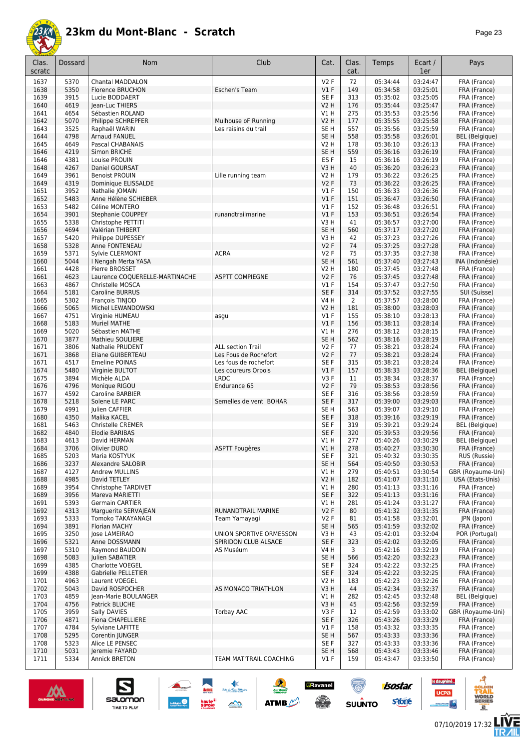# 23km du Mont-Blanc - Scratch

| Clas. scratc | Dossard | Nom | Club | Cat. | Clas. cat. | Temps | Ecart / 1er | Pays |
|---|---|---|---|---|---|---|---|---|
| 1637 | 5370 | Chantal MADDALON | | V2 F | 72 | 05:34:44 | 03:24:47 | FRA (France) |
| 1638 | 5350 | Florence BRUCHON | Eschen's Team | V1 F | 149 | 05:34:58 | 03:25:01 | FRA (France) |
| 1639 | 3915 | Lucie BODDAERT | | SE F | 313 | 05:35:02 | 03:25:05 | FRA (France) |
| 1640 | 4619 | Jean-Luc THIERS | | V2 H | 176 | 05:35:44 | 03:25:47 | FRA (France) |
| 1641 | 4654 | Sébastien ROLAND | | V1 H | 275 | 05:35:53 | 03:25:56 | FRA (France) |
| 1642 | 5070 | Philippe SCHREPFER | Mulhouse oF Running | V2 H | 177 | 05:35:55 | 03:25:58 | FRA (France) |
| 1643 | 3525 | Raphaël WARIN | Les raisins du trail | SE H | 557 | 05:35:56 | 03:25:59 | FRA (France) |
| 1644 | 4798 | Arnaud FANUEL | | SE H | 558 | 05:35:58 | 03:26:01 | BEL (Belgique) |
| 1645 | 4649 | Pascal CHABANAIS | | V2 H | 178 | 05:36:10 | 03:26:13 | FRA (France) |
| 1646 | 4219 | Simon BRICHE | | SE H | 559 | 05:36:16 | 03:26:19 | FRA (France) |
| 1646 | 4381 | Louise PROUIN | | ES F | 15 | 05:36:16 | 03:26:19 | FRA (France) |
| 1648 | 4267 | Daniel GOURSAT | | V3 H | 40 | 05:36:20 | 03:26:23 | FRA (France) |
| 1649 | 3961 | Benoist PROUIN | Lille running team | V2 H | 179 | 05:36:22 | 03:26:25 | FRA (France) |
| 1649 | 4319 | Dominique ELISSALDE | | V2 F | 73 | 05:36:22 | 03:26:25 | FRA (France) |
| 1651 | 3952 | Nathalie JOMAIN | | V1 F | 150 | 05:36:33 | 03:26:36 | FRA (France) |
| 1652 | 5483 | Anne Hélène SCHIEBER | | V1 F | 151 | 05:36:47 | 03:26:50 | FRA (France) |
| 1653 | 5482 | Céline MONTERO | | V1 F | 152 | 05:36:48 | 03:26:51 | FRA (France) |
| 1654 | 3901 | Stephanie COUPPEY | runandtrailmarine | V1 F | 153 | 05:36:51 | 03:26:54 | FRA (France) |
| 1655 | 5338 | Christophe PETTITI | | V3 H | 41 | 05:36:57 | 03:27:00 | FRA (France) |
| 1656 | 4694 | Valérian THIBERT | | SE H | 560 | 05:37:17 | 03:27:20 | FRA (France) |
| 1657 | 5420 | Philippe DUPESSEY | | V3 H | 42 | 05:37:23 | 03:27:26 | FRA (France) |
| 1658 | 5328 | Anne FONTENEAU | | V2 F | 74 | 05:37:25 | 03:27:28 | FRA (France) |
| 1659 | 5371 | Sylvie CLERMONT | ACRA | V2 F | 75 | 05:37:35 | 03:27:38 | FRA (France) |
| 1660 | 5044 | I Nengah Merta YASA | | SE H | 561 | 05:37:40 | 03:27:43 | INA (Indonésie) |
| 1661 | 4428 | Pierre BROSSET | | V2 H | 180 | 05:37:45 | 03:27:48 | FRA (France) |
| 1661 | 4623 | Laurence COQUERELLE-MARTINACHE | ASPTT COMPIEGNE | V2 F | 76 | 05:37:45 | 03:27:48 | FRA (France) |
| 1663 | 4867 | Christelle MOSCA | | V1 F | 154 | 05:37:47 | 03:27:50 | FRA (France) |
| 1664 | 5181 | Caroline BURRUS | | SE F | 314 | 05:37:52 | 03:27:55 | SUI (Suisse) |
| 1665 | 5302 | François TINJOD | | V4 H | 2 | 05:37:57 | 03:28:00 | FRA (France) |
| 1666 | 5065 | Michel LEWANDOWSKI | | V2 H | 181 | 05:38:00 | 03:28:03 | FRA (France) |
| 1667 | 4751 | Virginie HUMEAU | asgu | V1 F | 155 | 05:38:10 | 03:28:13 | FRA (France) |
| 1668 | 5183 | Muriel MATHE | | V1 F | 156 | 05:38:11 | 03:28:14 | FRA (France) |
| 1669 | 5020 | Sébastien MATHE | | V1 H | 276 | 05:38:12 | 03:28:15 | FRA (France) |
| 1670 | 3877 | Mathieu SOULIERE | | SE H | 562 | 05:38:16 | 03:28:19 | FRA (France) |
| 1671 | 3806 | Nathalie PRUDENT | ALL section Trail | V2 F | 77 | 05:38:21 | 03:28:24 | FRA (France) |
| 1671 | 3868 | Eliane GUIBERTEAU | Les Fous de Rochefort | V2 F | 77 | 05:38:21 | 03:28:24 | FRA (France) |
| 1671 | 4517 | Emeline POINAS | Les fous de rochefort | SE F | 315 | 05:38:21 | 03:28:24 | FRA (France) |
| 1674 | 5480 | Virginie BULTOT | Les coureurs Orpois | V1 F | 157 | 05:38:33 | 03:28:36 | BEL (Belgique) |
| 1675 | 3894 | Michèle ALDA | LRDC | V3 F | 11 | 05:38:34 | 03:28:37 | FRA (France) |
| 1676 | 4796 | Monique RIGOU | Endurance 65 | V2 F | 79 | 05:38:53 | 03:28:56 | FRA (France) |
| 1677 | 4592 | Caroline BARBIER | | SE F | 316 | 05:38:56 | 03:28:59 | FRA (France) |
| 1678 | 5218 | Solene LE PARC | Semelles de vent BOHAR | SE F | 317 | 05:39:00 | 03:29:03 | FRA (France) |
| 1679 | 4991 | Julien CAFFIER | | SE H | 563 | 05:39:07 | 03:29:10 | FRA (France) |
| 1680 | 4350 | Malika KACEL | | SE F | 318 | 05:39:16 | 03:29:19 | FRA (France) |
| 1681 | 5463 | Christelle CREMER | | SE F | 319 | 05:39:21 | 03:29:24 | BEL (Belgique) |
| 1682 | 4840 | Elodie BARIBAS | | SE F | 320 | 05:39:53 | 03:29:56 | FRA (France) |
| 1683 | 4613 | David HERMAN | | V1 H | 277 | 05:40:26 | 03:30:29 | BEL (Belgique) |
| 1684 | 3706 | Olivier DURO | ASPTT Fougères | V1 H | 278 | 05:40:27 | 03:30:30 | FRA (France) |
| 1685 | 5203 | Maria KOSTYUK | | SE F | 321 | 05:40:32 | 03:30:35 | RUS (Russie) |
| 1686 | 3237 | Alexandre SALOBIR | | SE H | 564 | 05:40:50 | 03:30:53 | FRA (France) |
| 1687 | 4127 | Andrew MULLINS | | V1 H | 279 | 05:40:51 | 03:30:54 | GBR (Royaume-Uni) |
| 1688 | 4985 | David TETLEY | | V2 H | 182 | 05:41:07 | 03:31:10 | USA (Etats-Unis) |
| 1689 | 3954 | Christophe TARDIVET | | V1 H | 280 | 05:41:13 | 03:31:16 | FRA (France) |
| 1689 | 3956 | Mareva MARIETTI | | SE F | 322 | 05:41:13 | 03:31:16 | FRA (France) |
| 1691 | 5393 | Germain CARTIER | | V1 H | 281 | 05:41:24 | 03:31:27 | FRA (France) |
| 1692 | 4313 | Marguerite SERVAJEAN | RUNANDTRAIL MARINE | V2 F | 80 | 05:41:32 | 03:31:35 | FRA (France) |
| 1693 | 5333 | Tomoko TAKAYANAGI | Team Yamayagi | V2 F | 81 | 05:41:58 | 03:32:01 | JPN (Japon) |
| 1694 | 3891 | Florian MACHY | | SE H | 565 | 05:41:59 | 03:32:02 | FRA (France) |
| 1695 | 3250 | Jose LAMEIRAO | UNION SPORTIVE ORMESSON | V3 H | 43 | 05:42:01 | 03:32:04 | POR (Portugal) |
| 1696 | 5321 | Anne DOSSMANN | SPIRIDON CLUB ALSACE | SE F | 323 | 05:42:02 | 03:32:05 | FRA (France) |
| 1697 | 5310 | Raymond BAUDOIN | AS Muséum | V4 H | 3 | 05:42:16 | 03:32:19 | FRA (France) |
| 1698 | 5083 | Julien SABATIER | | SE H | 566 | 05:42:20 | 03:32:23 | FRA (France) |
| 1699 | 4385 | Charlotte VOEGEL | | SE F | 324 | 05:42:22 | 03:32:25 | FRA (France) |
| 1699 | 4388 | Gabrielle PELLETIER | | SE F | 324 | 05:42:22 | 03:32:25 | FRA (France) |
| 1701 | 4963 | Laurent VOEGEL | | V2 H | 183 | 05:42:23 | 03:32:26 | FRA (France) |
| 1702 | 5043 | David ROSPOCHER | AS MONACO TRIATHLON | V3 H | 44 | 05:42:34 | 03:32:37 | FRA (France) |
| 1703 | 4859 | Jean-Marie BOULANGER | | V1 H | 282 | 05:42:45 | 03:32:48 | BEL (Belgique) |
| 1704 | 4756 | Patrick BLUCHE | | V3 H | 45 | 05:42:56 | 03:32:59 | FRA (France) |
| 1705 | 3959 | Sally DAVIES | Torbay AAC | V3 F | 12 | 05:42:59 | 03:33:02 | GBR (Royaume-Uni) |
| 1706 | 4871 | Fiona CHAPELLIERE | | SE F | 326 | 05:43:26 | 03:33:29 | FRA (France) |
| 1707 | 4784 | Sylviane LAFITTE | | V1 F | 158 | 05:43:32 | 03:33:35 | FRA (France) |
| 1708 | 5295 | Corentin JUNGER | | SE H | 567 | 05:43:33 | 03:33:36 | FRA (France) |
| 1708 | 5323 | Alice LE PENSEC | | SE F | 327 | 05:43:33 | 03:33:36 | FRA (France) |
| 1710 | 5031 | Jeremie FAYARD | | SE H | 568 | 05:43:43 | 03:33:46 | FRA (France) |
| 1711 | 5334 | Annick BRETON | TEAM MAT'TRAIL COACHING | V1 F | 159 | 05:43:47 | 03:33:50 | FRA (France) |

07/10/2019 17:32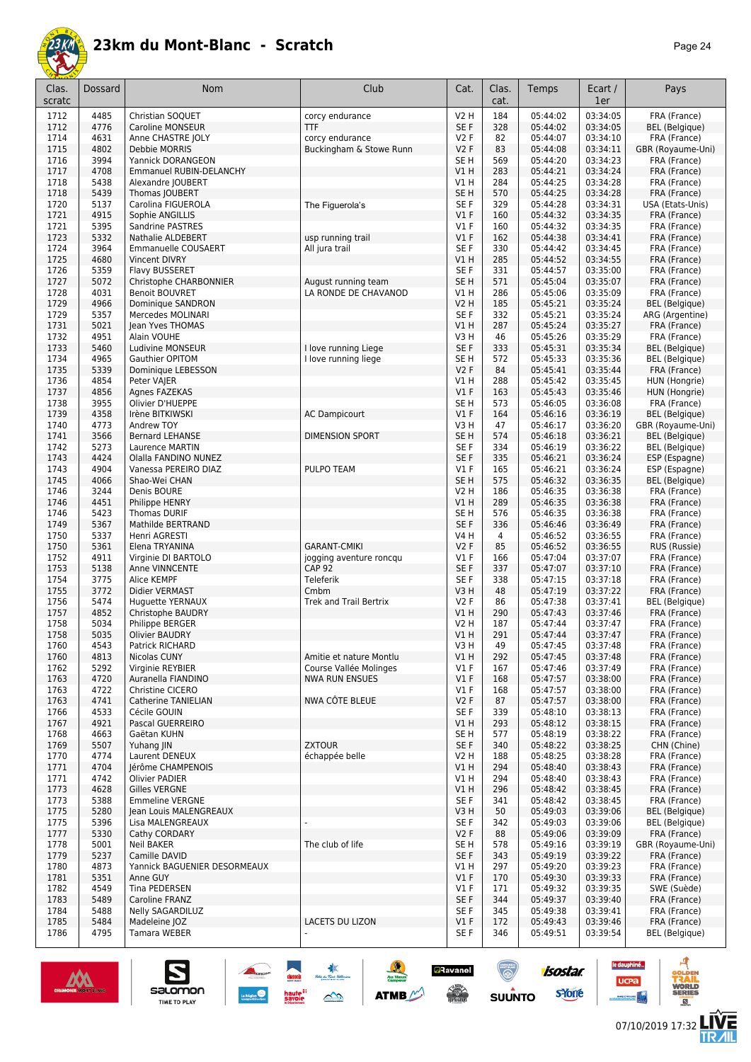# 23km du Mont-Blanc - Scratch

| Clas. scratc | Dossard | Nom | Club | Cat. | Clas. cat. | Temps | Ecart / 1er | Pays |
|---|---|---|---|---|---|---|---|---|
| 1712 | 4485 | Christian SOQUET | corcy endurance | V2 H | 184 | 05:44:02 | 03:34:05 | FRA (France) |
| 1712 | 4776 | Caroline MONSEUR | TTF | SE F | 328 | 05:44:02 | 03:34:05 | BEL (Belgique) |
| 1714 | 4631 | Anne CHASTRE JOLY | corcy endurance | V2 F | 82 | 05:44:07 | 03:34:10 | FRA (France) |
| 1715 | 4802 | Debbie MORRIS | Buckingham & Stowe Runn | V2 F | 83 | 05:44:08 | 03:34:11 | GBR (Royaume-Uni) |
| 1716 | 3994 | Yannick DORANGEON | | SE H | 569 | 05:44:20 | 03:34:23 | FRA (France) |
| 1717 | 4708 | Emmanuel RUBIN-DELANCHY | | V1 H | 283 | 05:44:21 | 03:34:24 | FRA (France) |
| 1718 | 5438 | Alexandre JOUBERT | | V1 H | 284 | 05:44:25 | 03:34:28 | FRA (France) |
| 1718 | 5439 | Thomas JOUBERT | | SE H | 570 | 05:44:25 | 03:34:28 | FRA (France) |
| 1720 | 5137 | Carolina FIGUEROLA | The Figuerola's | SE F | 329 | 05:44:28 | 03:34:31 | USA (Etats-Unis) |
| 1721 | 4915 | Sophie ANGILLIS | | V1 F | 160 | 05:44:32 | 03:34:35 | FRA (France) |
| 1721 | 5395 | Sandrine PASTRES | | V1 F | 160 | 05:44:32 | 03:34:35 | FRA (France) |
| 1723 | 5332 | Nathalie ALDEBERT | usp running trail | V1 F | 162 | 05:44:38 | 03:34:41 | FRA (France) |
| 1724 | 3964 | Emmanuelle COUSAERT | All jura trail | SE F | 330 | 05:44:42 | 03:34:45 | FRA (France) |
| 1725 | 4680 | Vincent DIVRY | | V1 H | 285 | 05:44:52 | 03:34:55 | FRA (France) |
| 1726 | 5359 | Flavy BUSSERET | | SE F | 331 | 05:44:57 | 03:35:00 | FRA (France) |
| 1727 | 5072 | Christophe CHARBONNIER | August running team | SE H | 571 | 05:45:04 | 03:35:07 | FRA (France) |
| 1728 | 4031 | Benoit BOUVRET | LA RONDE DE CHAVANOD | V1 H | 286 | 05:45:06 | 03:35:09 | FRA (France) |
| 1729 | 4966 | Dominique SANDRON | | V2 H | 185 | 05:45:21 | 03:35:24 | BEL (Belgique) |
| 1729 | 5357 | Mercedes MOLINARI | | SE F | 332 | 05:45:21 | 03:35:24 | ARG (Argentine) |
| 1731 | 5021 | Jean Yves THOMAS | | V1 H | 287 | 05:45:24 | 03:35:27 | FRA (France) |
| 1732 | 4951 | Alain VOUHE | | V3 H | 46 | 05:45:26 | 03:35:29 | FRA (France) |
| 1733 | 5460 | Ludivine MONSEUR | I love running Liege | SE F | 333 | 05:45:31 | 03:35:34 | BEL (Belgique) |
| 1734 | 4965 | Gauthier OPITOM | I love running liege | SE H | 572 | 05:45:33 | 03:35:36 | BEL (Belgique) |
| 1735 | 5339 | Dominique LEBESSON | | V2 F | 84 | 05:45:41 | 03:35:44 | FRA (France) |
| 1736 | 4854 | Peter VAJER | | V1 H | 288 | 05:45:42 | 03:35:45 | HUN (Hongrie) |
| 1737 | 4856 | Agnes FAZEKAS | | V1 F | 163 | 05:45:43 | 03:35:46 | HUN (Hongrie) |
| 1738 | 3955 | Olivier D'HUEPPE | | SE H | 573 | 05:46:05 | 03:36:08 | FRA (France) |
| 1739 | 4358 | Irène BITKIWSKI | AC Dampicourt | V1 F | 164 | 05:46:16 | 03:36:19 | BEL (Belgique) |
| 1740 | 4773 | Andrew TOY | | V3 H | 47 | 05:46:17 | 03:36:20 | GBR (Royaume-Uni) |
| 1741 | 3566 | Bernard LEHANSE | DIMENSION SPORT | SE H | 574 | 05:46:18 | 03:36:21 | BEL (Belgique) |
| 1742 | 5273 | Laurence MARTIN | | SE F | 334 | 05:46:19 | 03:36:22 | BEL (Belgique) |
| 1743 | 4424 | Olalla FANDINO NUNEZ | | SE F | 335 | 05:46:21 | 03:36:24 | ESP (Espagne) |
| 1743 | 4904 | Vanessa PEREIRO DIAZ | PULPO TEAM | V1 F | 165 | 05:46:21 | 03:36:24 | ESP (Espagne) |
| 1745 | 4066 | Shao-Wei CHAN | | SE H | 575 | 05:46:32 | 03:36:35 | BEL (Belgique) |
| 1746 | 3244 | Denis BOURE | | V2 H | 186 | 05:46:35 | 03:36:38 | FRA (France) |
| 1746 | 4451 | Philippe HENRY | | V1 H | 289 | 05:46:35 | 03:36:38 | FRA (France) |
| 1746 | 5423 | Thomas DURIF | | SE H | 576 | 05:46:35 | 03:36:38 | FRA (France) |
| 1749 | 5367 | Mathilde BERTRAND | | SE F | 336 | 05:46:46 | 03:36:49 | FRA (France) |
| 1750 | 5337 | Henri AGRESTI | | V4 H | 4 | 05:46:52 | 03:36:55 | FRA (France) |
| 1750 | 5361 | Elena TRYANINA | GARANT-CMIKI | V2 F | 85 | 05:46:52 | 03:36:55 | RUS (Russie) |
| 1752 | 4911 | Virginie DI BARTOLO | jogging aventure roncqu | V1 F | 166 | 05:47:04 | 03:37:07 | FRA (France) |
| 1753 | 5138 | Anne VINNCENTE | CAP 92 | SE F | 337 | 05:47:07 | 03:37:10 | FRA (France) |
| 1754 | 3775 | Alice KEMPF | Teleferik | SE F | 338 | 05:47:15 | 03:37:18 | FRA (France) |
| 1755 | 3772 | Didier VERMAST | Cmbm | V3 H | 48 | 05:47:19 | 03:37:22 | FRA (France) |
| 1756 | 5474 | Huguette YERNAUX | Trek and Trail Bertrix | V2 F | 86 | 05:47:38 | 03:37:41 | BEL (Belgique) |
| 1757 | 4852 | Christophe BAUDRY | | V1 H | 290 | 05:47:43 | 03:37:46 | FRA (France) |
| 1758 | 5034 | Philippe BERGER | | V2 H | 187 | 05:47:44 | 03:37:47 | FRA (France) |
| 1758 | 5035 | Olivier BAUDRY | | V1 H | 291 | 05:47:44 | 03:37:47 | FRA (France) |
| 1760 | 4543 | Patrick RICHARD | | V3 H | 49 | 05:47:45 | 03:37:48 | FRA (France) |
| 1760 | 4813 | Nicolas CUNY | Amitie et nature Montlu | V1 H | 292 | 05:47:45 | 03:37:48 | FRA (France) |
| 1762 | 5292 | Virginie REYBIER | Course Vallée Molinges | V1 F | 167 | 05:47:46 | 03:37:49 | FRA (France) |
| 1763 | 4720 | Auranella FIANDINO | NWA RUN ENSUES | V1 F | 168 | 05:47:57 | 03:38:00 | FRA (France) |
| 1763 | 4722 | Christine CICERO | | V1 F | 168 | 05:47:57 | 03:38:00 | FRA (France) |
| 1763 | 4741 | Catherine TANIELIAN | NWA CÔTE BLEUE | V2 F | 87 | 05:47:57 | 03:38:00 | FRA (France) |
| 1766 | 4533 | Cécile GOUIN | | SE F | 339 | 05:48:10 | 03:38:13 | FRA (France) |
| 1767 | 4921 | Pascal GUERREIRO | | V1 H | 293 | 05:48:12 | 03:38:15 | FRA (France) |
| 1768 | 4663 | Gaëtan KUHN | | SE H | 577 | 05:48:19 | 03:38:22 | FRA (France) |
| 1769 | 5507 | Yuhang JIN | ZXTOUR | SE F | 340 | 05:48:22 | 03:38:25 | CHN (Chine) |
| 1770 | 4774 | Laurent DENEUX | échappée belle | V2 H | 188 | 05:48:25 | 03:38:28 | FRA (France) |
| 1771 | 4704 | Jérôme CHAMPENOIS | | V1 H | 294 | 05:48:40 | 03:38:43 | FRA (France) |
| 1771 | 4742 | Olivier PADIER | | V1 H | 294 | 05:48:40 | 03:38:43 | FRA (France) |
| 1773 | 4628 | Gilles VERGNE | | V1 H | 296 | 05:48:42 | 03:38:45 | FRA (France) |
| 1773 | 5388 | Emmeline VERGNE | | SE F | 341 | 05:48:42 | 03:38:45 | FRA (France) |
| 1775 | 5280 | Jean Louis MALENGREAUX | | V3 H | 50 | 05:49:03 | 03:39:06 | BEL (Belgique) |
| 1775 | 5396 | Lisa MALENGREAUX | - | SE F | 342 | 05:49:03 | 03:39:06 | BEL (Belgique) |
| 1777 | 5330 | Cathy CORDARY | | V2 F | 88 | 05:49:06 | 03:39:09 | FRA (France) |
| 1778 | 5001 | Neil BAKER | The club of life | SE H | 578 | 05:49:16 | 03:39:19 | GBR (Royaume-Uni) |
| 1779 | 5237 | Camille DAVID | | SE F | 343 | 05:49:19 | 03:39:22 | FRA (France) |
| 1780 | 4873 | Yannick BAGUENIER DESORMEAUX | | V1 H | 297 | 05:49:20 | 03:39:23 | FRA (France) |
| 1781 | 5351 | Anne GUY | | V1 F | 170 | 05:49:30 | 03:39:33 | FRA (France) |
| 1782 | 4549 | Tina PEDERSEN | | V1 F | 171 | 05:49:32 | 03:39:35 | SWE (Suède) |
| 1783 | 5489 | Caroline FRANZ | | SE F | 344 | 05:49:37 | 03:39:40 | FRA (France) |
| 1784 | 5488 | Nelly SAGARDILUZ | | SE F | 345 | 05:49:38 | 03:39:41 | FRA (France) |
| 1785 | 5484 | Madeleine JOZ | LACETS DU LIZON | V1 F | 172 | 05:49:43 | 03:39:46 | FRA (France) |
| 1786 | 4795 | Tamara WEBER | - | SE F | 346 | 05:49:51 | 03:39:54 | BEL (Belgique) |

07/10/2019 17:32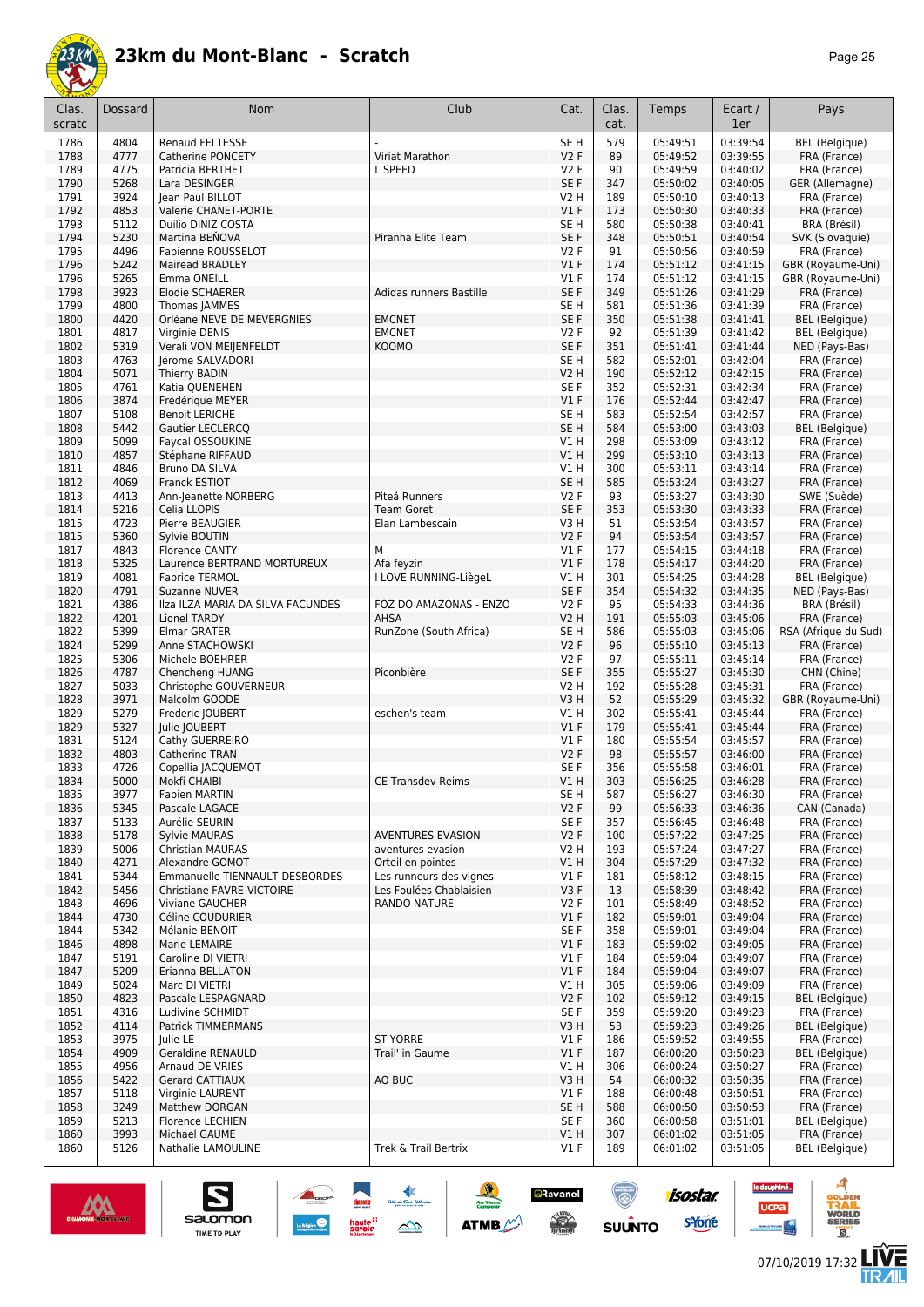# 23km du Mont-Blanc - Scratch

| Clas. scratc | Dossard | Nom | Club | Cat. | Clas. cat. | Temps | Ecart / 1er | Pays |
|---|---|---|---|---|---|---|---|---|
| 1786 | 4804 | Renaud FELTESSE | - | SE H | 579 | 05:49:51 | 03:39:54 | BEL (Belgique) |
| 1788 | 4777 | Catherine PONCETY | Viriat Marathon | V2 F | 89 | 05:49:52 | 03:39:55 | FRA (France) |
| 1789 | 4775 | Patricia BERTHET | L SPEED | V2 F | 90 | 05:49:59 | 03:40:02 | FRA (France) |
| 1790 | 5268 | Lara DESINGER | | SE F | 347 | 05:50:02 | 03:40:05 | GER (Allemagne) |
| 1791 | 3924 | Jean Paul BILLOT | | V2 H | 189 | 05:50:10 | 03:40:13 | FRA (France) |
| 1792 | 4853 | Valerie CHANET-PORTE | | V1 F | 173 | 05:50:30 | 03:40:33 | FRA (France) |
| 1793 | 5112 | Duilio DINIZ COSTA | | SE H | 580 | 05:50:38 | 03:40:41 | BRA (Brésil) |
| 1794 | 5230 | Martina BEŇOVA | Piranha Elite Team | SE F | 348 | 05:50:51 | 03:40:54 | SVK (Slovaquie) |
| 1795 | 4496 | Fabienne ROUSSELOT | | V2 F | 91 | 05:50:56 | 03:40:59 | FRA (France) |
| 1796 | 5242 | Mairead BRADLEY | | V1 F | 174 | 05:51:12 | 03:41:15 | GBR (Royaume-Uni) |
| 1796 | 5265 | Emma ONEILL | | V1 F | 174 | 05:51:12 | 03:41:15 | GBR (Royaume-Uni) |
| 1798 | 3923 | Elodie SCHAERER | Adidas runners Bastille | SE F | 349 | 05:51:26 | 03:41:29 | FRA (France) |
| 1799 | 4800 | Thomas JAMMES | | SE H | 581 | 05:51:36 | 03:41:39 | FRA (France) |
| 1800 | 4420 | Orléane NEVE DE MEVERGNIES | EMCNET | SE F | 350 | 05:51:38 | 03:41:41 | BEL (Belgique) |
| 1801 | 4817 | Virginie DENIS | EMCNET | V2 F | 92 | 05:51:39 | 03:41:42 | BEL (Belgique) |
| 1802 | 5319 | Verali VON MEIJENFELDT | KOOMO | SE F | 351 | 05:51:41 | 03:41:44 | NED (Pays-Bas) |
| 1803 | 4763 | Jérome SALVADORI | | SE H | 582 | 05:52:01 | 03:42:04 | FRA (France) |
| 1804 | 5071 | Thierry BADIN | | V2 H | 190 | 05:52:12 | 03:42:15 | FRA (France) |
| 1805 | 4761 | Katia QUENEHEN | | SE F | 352 | 05:52:31 | 03:42:34 | FRA (France) |
| 1806 | 3874 | Frédérique MEYER | | V1 F | 176 | 05:52:44 | 03:42:47 | FRA (France) |
| 1807 | 5108 | Benoit LERICHE | | SE H | 583 | 05:52:54 | 03:42:57 | FRA (France) |
| 1808 | 5442 | Gautier LECLERCQ | | SE H | 584 | 05:53:00 | 03:43:03 | BEL (Belgique) |
| 1809 | 5099 | Faycal OSSOUKINE | | V1 H | 298 | 05:53:09 | 03:43:12 | FRA (France) |
| 1810 | 4857 | Stéphane RIFFAUD | | V1 H | 299 | 05:53:10 | 03:43:13 | FRA (France) |
| 1811 | 4846 | Bruno DA SILVA | | V1 H | 300 | 05:53:11 | 03:43:14 | FRA (France) |
| 1812 | 4069 | Franck ESTIOT | | SE H | 585 | 05:53:24 | 03:43:27 | FRA (France) |
| 1813 | 4413 | Ann-Jeanette NORBERG | Piteå Runners | V2 F | 93 | 05:53:27 | 03:43:30 | SWE (Suède) |
| 1814 | 5216 | Celia LLOPIS | Team Goret | SE F | 353 | 05:53:30 | 03:43:33 | FRA (France) |
| 1815 | 4723 | Pierre BEAUGIER | Elan Lambescain | V3 H | 51 | 05:53:54 | 03:43:57 | FRA (France) |
| 1815 | 5360 | Sylvie BOUTIN | | V2 F | 94 | 05:53:54 | 03:43:57 | FRA (France) |
| 1817 | 4843 | Florence CANTY | M | V1 F | 177 | 05:54:15 | 03:44:18 | FRA (France) |
| 1818 | 5325 | Laurence BERTRAND MORTUREUX | Afa feyzin | V1 F | 178 | 05:54:17 | 03:44:20 | FRA (France) |
| 1819 | 4081 | Fabrice TERMOL | I LOVE RUNNING-LiègeL | V1 H | 301 | 05:54:25 | 03:44:28 | BEL (Belgique) |
| 1820 | 4791 | Suzanne NUVER | | SE F | 354 | 05:54:32 | 03:44:35 | NED (Pays-Bas) |
| 1821 | 4386 | Ilza ILZA MARIA DA SILVA FACUNDES | FOZ DO AMAZONAS - ENZO | V2 F | 95 | 05:54:33 | 03:44:36 | BRA (Brésil) |
| 1822 | 4201 | Lionel TARDY | AHSA | V2 H | 191 | 05:55:03 | 03:45:06 | FRA (France) |
| 1822 | 5399 | Elmar GRATER | RunZone (South Africa) | SE H | 586 | 05:55:03 | 03:45:06 | RSA (Afrique du Sud) |
| 1824 | 5299 | Anne STACHOWSKI | | V2 F | 96 | 05:55:10 | 03:45:13 | FRA (France) |
| 1825 | 5306 | Michele BOEHRER | | V2 F | 97 | 05:55:11 | 03:45:14 | FRA (France) |
| 1826 | 4787 | Chencheng HUANG | Piconbière | SE F | 355 | 05:55:27 | 03:45:30 | CHN (Chine) |
| 1827 | 5033 | Christophe GOUVERNEUR | | V2 H | 192 | 05:55:28 | 03:45:31 | FRA (France) |
| 1828 | 3971 | Malcolm GOODE | | V3 H | 52 | 05:55:29 | 03:45:32 | GBR (Royaume-Uni) |
| 1829 | 5279 | Frederic JOUBERT | eschen's team | V1 H | 302 | 05:55:41 | 03:45:44 | FRA (France) |
| 1829 | 5327 | Julie JOUBERT | | V1 F | 179 | 05:55:41 | 03:45:44 | FRA (France) |
| 1831 | 5124 | Cathy GUERREIRO | | V1 F | 180 | 05:55:54 | 03:45:57 | FRA (France) |
| 1832 | 4803 | Catherine TRAN | | V2 F | 98 | 05:55:57 | 03:46:00 | FRA (France) |
| 1833 | 4726 | Copellia JACQUEMOT | | SE F | 356 | 05:55:58 | 03:46:01 | FRA (France) |
| 1834 | 5000 | Mokfi CHAIBI | CE Transdev Reims | V1 H | 303 | 05:56:25 | 03:46:28 | FRA (France) |
| 1835 | 3977 | Fabien MARTIN | | SE H | 587 | 05:56:27 | 03:46:30 | FRA (France) |
| 1836 | 5345 | Pascale LAGACE | | V2 F | 99 | 05:56:33 | 03:46:36 | CAN (Canada) |
| 1837 | 5133 | Aurélie SEURIN | | SE F | 357 | 05:56:45 | 03:46:48 | FRA (France) |
| 1838 | 5178 | Sylvie MAURAS | AVENTURES EVASION | V2 F | 100 | 05:57:22 | 03:47:25 | FRA (France) |
| 1839 | 5006 | Christian MAURAS | aventures evasion | V2 H | 193 | 05:57:24 | 03:47:27 | FRA (France) |
| 1840 | 4271 | Alexandre GOMOT | Orteil en pointes | V1 H | 304 | 05:57:29 | 03:47:32 | FRA (France) |
| 1841 | 5344 | Emmanuelle TIENNAULT-DESBORDES | Les runneurs des vignes | V1 F | 181 | 05:58:12 | 03:48:15 | FRA (France) |
| 1842 | 5456 | Christiane FAVRE-VICTOIRE | Les Foulées Chablaisien | V3 F | 13 | 05:58:39 | 03:48:42 | FRA (France) |
| 1843 | 4696 | Viviane GAUCHER | RANDO NATURE | V2 F | 101 | 05:58:49 | 03:48:52 | FRA (France) |
| 1844 | 4730 | Céline COUDURIER | | V1 F | 182 | 05:59:01 | 03:49:04 | FRA (France) |
| 1844 | 5342 | Mélanie BENOIT | | SE F | 358 | 05:59:01 | 03:49:04 | FRA (France) |
| 1846 | 4898 | Marie LEMAIRE | | V1 F | 183 | 05:59:02 | 03:49:05 | FRA (France) |
| 1847 | 5191 | Caroline DI VIETRI | | V1 F | 184 | 05:59:04 | 03:49:07 | FRA (France) |
| 1847 | 5209 | Erianna BELLATON | | V1 F | 184 | 05:59:04 | 03:49:07 | FRA (France) |
| 1849 | 5024 | Marc DI VIETRI | | V1 H | 305 | 05:59:06 | 03:49:09 | FRA (France) |
| 1850 | 4823 | Pascale LESPAGNARD | | V2 F | 102 | 05:59:12 | 03:49:15 | BEL (Belgique) |
| 1851 | 4316 | Ludivine SCHMIDT | | SE F | 359 | 05:59:20 | 03:49:23 | FRA (France) |
| 1852 | 4114 | Patrick TIMMERMANS | | V3 H | 53 | 05:59:23 | 03:49:26 | BEL (Belgique) |
| 1853 | 3975 | Julie LE | ST YORRE | V1 F | 186 | 05:59:52 | 03:49:55 | FRA (France) |
| 1854 | 4909 | Geraldine RENAULD | Trail' in Gaume | V1 F | 187 | 06:00:20 | 03:50:23 | BEL (Belgique) |
| 1855 | 4956 | Arnaud DE VRIES | | V1 H | 306 | 06:00:24 | 03:50:27 | FRA (France) |
| 1856 | 5422 | Gerard CATTIAUX | AO BUC | V3 H | 54 | 06:00:32 | 03:50:35 | FRA (France) |
| 1857 | 5118 | Virginie LAURENT | | V1 F | 188 | 06:00:48 | 03:50:51 | FRA (France) |
| 1858 | 3249 | Matthew DORGAN | | SE H | 588 | 06:00:50 | 03:50:53 | FRA (France) |
| 1859 | 5213 | Florence LECHIEN | | SE F | 360 | 06:00:58 | 03:51:01 | BEL (Belgique) |
| 1860 | 3993 | Michael GAUME | | V1 H | 307 | 06:01:02 | 03:51:05 | FRA (France) |
| 1860 | 5126 | Nathalie LAMOULINE | Trek & Trail Bertrix | V1 F | 189 | 06:01:02 | 03:51:05 | BEL (Belgique) |

07/10/2019 17:32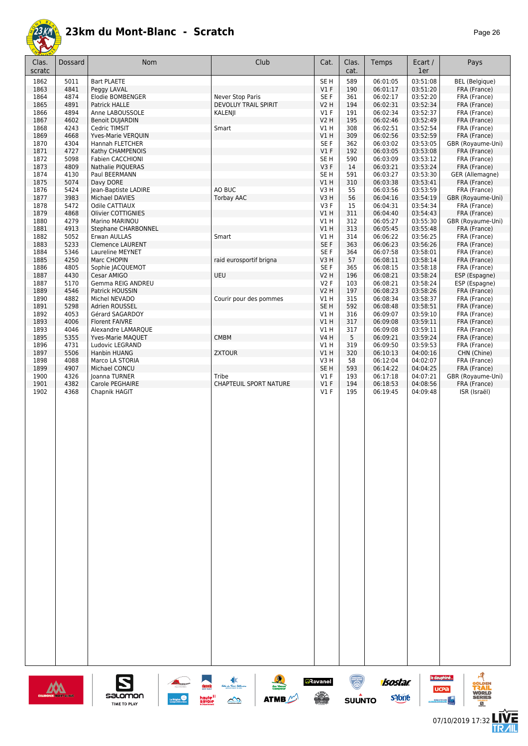# 23km du Mont-Blanc - Scratch

| Clas. scratc | Dossard | Nom | Club | Cat. | Clas. cat. | Temps | Ecart / 1er | Pays |
|---|---|---|---|---|---|---|---|---|
| 1862 | 5011 | Bart PLAETE | | SE H | 589 | 06:01:05 | 03:51:08 | BEL (Belgique) |
| 1863 | 4841 | Peggy LAVAL | | V1 F | 190 | 06:01:17 | 03:51:20 | FRA (France) |
| 1864 | 4874 | Elodie BOMBENGER | Never Stop Paris | SE F | 361 | 06:02:17 | 03:52:20 | FRA (France) |
| 1865 | 4891 | Patrick HALLE | DEVOLUY TRAIL SPIRIT | V2 H | 194 | 06:02:31 | 03:52:34 | FRA (France) |
| 1866 | 4894 | Anne LABOUSSOLE | KALENJI | V1 F | 191 | 06:02:34 | 03:52:37 | FRA (France) |
| 1867 | 4602 | Benoit DUJARDIN | | V2 H | 195 | 06:02:46 | 03:52:49 | FRA (France) |
| 1868 | 4243 | Cedric TIMSIT | Smart | V1 H | 308 | 06:02:51 | 03:52:54 | FRA (France) |
| 1869 | 4668 | Yves-Marie VERQUIN | | V1 H | 309 | 06:02:56 | 03:52:59 | FRA (France) |
| 1870 | 4304 | Hannah FLETCHER | | SE F | 362 | 06:03:02 | 03:53:05 | GBR (Royaume-Uni) |
| 1871 | 4727 | Kathy CHAMPENOIS | | V1 F | 192 | 06:03:05 | 03:53:08 | FRA (France) |
| 1872 | 5098 | Fabien CACCHIONI | | SE H | 590 | 06:03:09 | 03:53:12 | FRA (France) |
| 1873 | 4809 | Nathalie PIQUERAS | | V3 F | 14 | 06:03:21 | 03:53:24 | FRA (France) |
| 1874 | 4130 | Paul BEERMANN | | SE H | 591 | 06:03:27 | 03:53:30 | GER (Allemagne) |
| 1875 | 5074 | Davy DORE | | V1 H | 310 | 06:03:38 | 03:53:41 | FRA (France) |
| 1876 | 5424 | Jean-Baptiste LADIRE | AO BUC | V3 H | 55 | 06:03:56 | 03:53:59 | FRA (France) |
| 1877 | 3983 | Michael DAVIES | Torbay AAC | V3 H | 56 | 06:04:16 | 03:54:19 | GBR (Royaume-Uni) |
| 1878 | 5472 | Odile CATTIAUX | | V3 F | 15 | 06:04:31 | 03:54:34 | FRA (France) |
| 1879 | 4868 | Olivier COTTIGNIES | | V1 H | 311 | 06:04:40 | 03:54:43 | FRA (France) |
| 1880 | 4279 | Marino MARINOU | | V1 H | 312 | 06:05:27 | 03:55:30 | GBR (Royaume-Uni) |
| 1881 | 4913 | Stephane CHARBONNEL | | V1 H | 313 | 06:05:45 | 03:55:48 | FRA (France) |
| 1882 | 5052 | Erwan AULLAS | Smart | V1 H | 314 | 06:06:22 | 03:56:25 | FRA (France) |
| 1883 | 5233 | Clemence LAURENT | | SE F | 363 | 06:06:23 | 03:56:26 | FRA (France) |
| 1884 | 5346 | Laureline MEYNET | | SE F | 364 | 06:07:58 | 03:58:01 | FRA (France) |
| 1885 | 4250 | Marc CHOPIN | raid eurosportif brigna | V3 H | 57 | 06:08:11 | 03:58:14 | FRA (France) |
| 1886 | 4805 | Sophie JACQUEMOT | | SE F | 365 | 06:08:15 | 03:58:18 | FRA (France) |
| 1887 | 4430 | Cesar AMIGO | UEU | V2 H | 196 | 06:08:21 | 03:58:24 | ESP (Espagne) |
| 1887 | 5170 | Gemma REIG ANDREU | | V2 F | 103 | 06:08:21 | 03:58:24 | ESP (Espagne) |
| 1889 | 4546 | Patrick HOUSSIN | | V2 H | 197 | 06:08:23 | 03:58:26 | FRA (France) |
| 1890 | 4882 | Michel NEVADO | Courir pour des pommes | V1 H | 315 | 06:08:34 | 03:58:37 | FRA (France) |
| 1891 | 5298 | Adrien ROUSSEL | | SE H | 592 | 06:08:48 | 03:58:51 | FRA (France) |
| 1892 | 4053 | Gérard SAGARDOY | | V1 H | 316 | 06:09:07 | 03:59:10 | FRA (France) |
| 1893 | 4006 | Florent FAIVRE | | V1 H | 317 | 06:09:08 | 03:59:11 | FRA (France) |
| 1893 | 4046 | Alexandre LAMARQUE | | V1 H | 317 | 06:09:08 | 03:59:11 | FRA (France) |
| 1895 | 5355 | Yves-Marie MAQUET | CMBM | V4 H | 5 | 06:09:21 | 03:59:24 | FRA (France) |
| 1896 | 4731 | Ludovic LEGRAND | | V1 H | 319 | 06:09:50 | 03:59:53 | FRA (France) |
| 1897 | 5506 | Hanbin HUANG | ZXTOUR | V1 H | 320 | 06:10:13 | 04:00:16 | CHN (Chine) |
| 1898 | 4088 | Marco LA STORIA | | V3 H | 58 | 06:12:04 | 04:02:07 | FRA (France) |
| 1899 | 4907 | Michael CONCU | | SE H | 593 | 06:14:22 | 04:04:25 | FRA (France) |
| 1900 | 4326 | Joanna TURNER | Tribe | V1 F | 193 | 06:17:18 | 04:07:21 | GBR (Royaume-Uni) |
| 1901 | 4382 | Carole PEGHAIRE | CHAPTEUIL SPORT NATURE | V1 F | 194 | 06:18:53 | 04:08:56 | FRA (France) |
| 1902 | 4368 | Chapnik HAGIT | | V1 F | 195 | 06:19:45 | 04:09:48 | ISR (Israël) |

07/10/2019 17:32